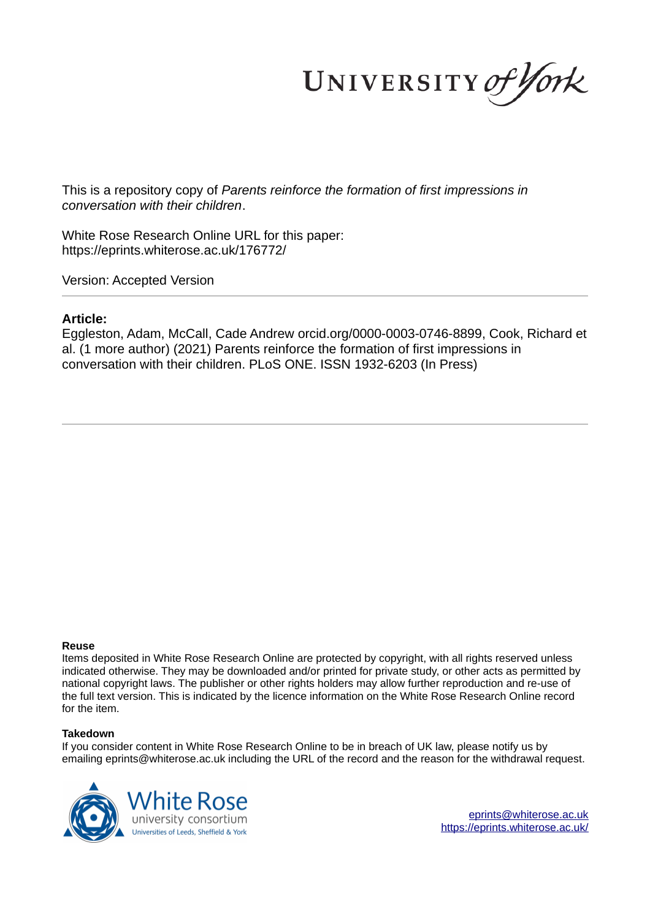UNIVERSITY *of York*

This is a repository copy of *Parents reinforce the formation of first impressions in conversation with their children*.

White Rose Research Online URL for this paper:
https://eprints.whiterose.ac.uk/176772/

Version: Accepted Version

**Article:**

Eggleston, Adam, McCall, Cade Andrew orcid.org/0000-0003-0746-8899, Cook, Richard et al. (1 more author) (2021) Parents reinforce the formation of first impressions in conversation with their children. PLoS ONE. ISSN 1932-6203 (In Press)

**Reuse**

Items deposited in White Rose Research Online are protected by copyright, with all rights reserved unless indicated otherwise. They may be downloaded and/or printed for private study, or other acts as permitted by national copyright laws. The publisher or other rights holders may allow further reproduction and re-use of the full text version. This is indicated by the licence information on the White Rose Research Online record for the item.

**Takedown**

If you consider content in White Rose Research Online to be in breach of UK law, please notify us by emailing eprints@whiterose.ac.uk including the URL of the record and the reason for the withdrawal request.

White Rose
university consortium
Universities of Leeds, Sheffield & York

eprints@whiterose.ac.uk
https://eprints.whiterose.ac.uk/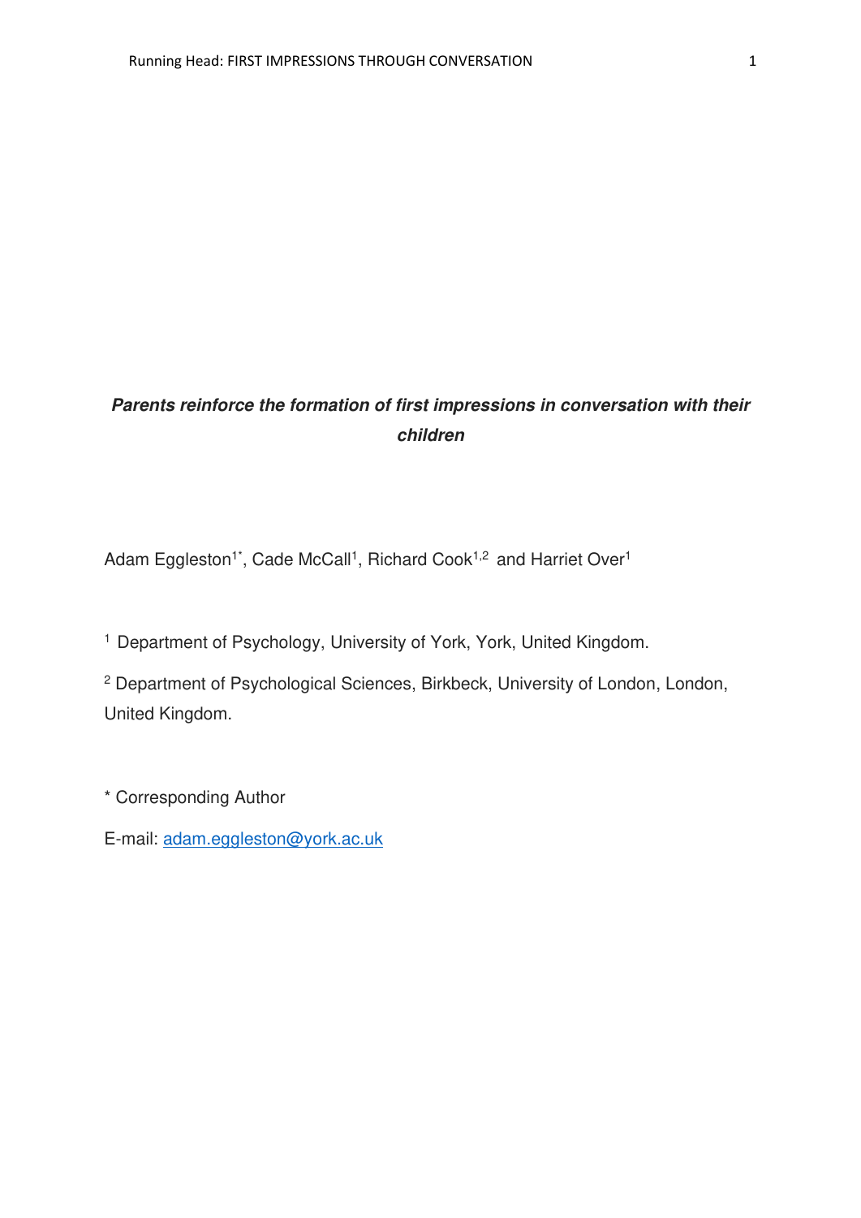***Parents reinforce the formation of first impressions in conversation with their children***

Adam Eggleston[1*], Cade McCall[1], Richard Cook[1,2] and Harriet Over[1]

[1] Department of Psychology, University of York, York, United Kingdom.

[2] Department of Psychological Sciences, Birkbeck, University of London, London, United Kingdom.

* Corresponding Author

E-mail: adam.eggleston@york.ac.uk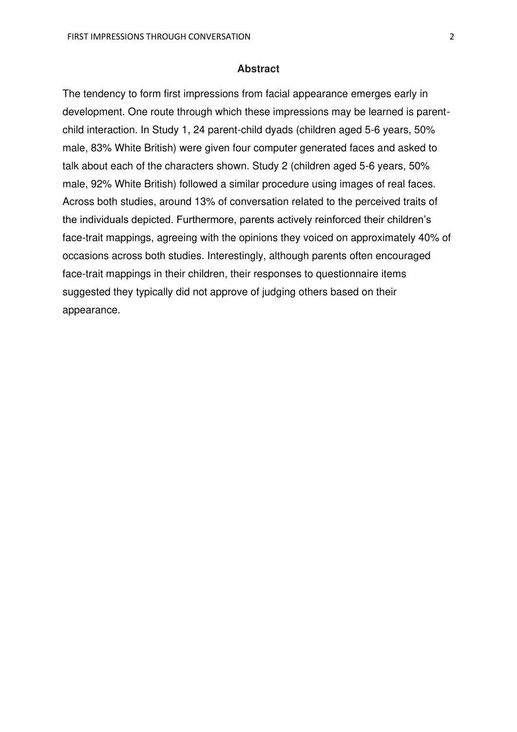## Abstract

The tendency to form first impressions from facial appearance emerges early in development. One route through which these impressions may be learned is parent-child interaction. In Study 1, 24 parent-child dyads (children aged 5-6 years, 50% male, 83% White British) were given four computer generated faces and asked to talk about each of the characters shown. Study 2 (children aged 5-6 years, 50% male, 92% White British) followed a similar procedure using images of real faces. Across both studies, around 13% of conversation related to the perceived traits of the individuals depicted. Furthermore, parents actively reinforced their children's face-trait mappings, agreeing with the opinions they voiced on approximately 40% of occasions across both studies. Interestingly, although parents often encouraged face-trait mappings in their children, their responses to questionnaire items suggested they typically did not approve of judging others based on their appearance.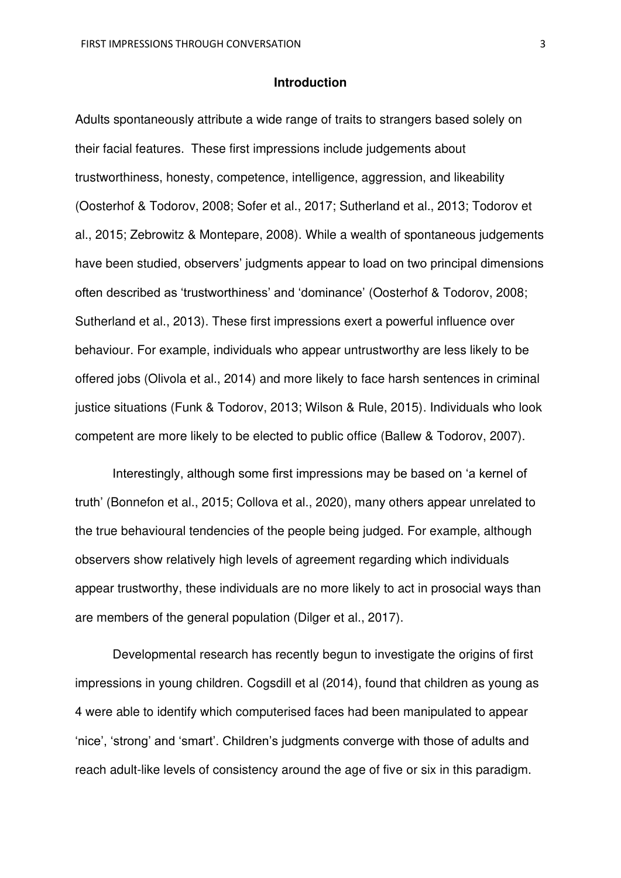## Introduction

Adults spontaneously attribute a wide range of traits to strangers based solely on their facial features. These first impressions include judgements about trustworthiness, honesty, competence, intelligence, aggression, and likeability (Oosterhof & Todorov, 2008; Sofer et al., 2017; Sutherland et al., 2013; Todorov et al., 2015; Zebrowitz & Montepare, 2008). While a wealth of spontaneous judgements have been studied, observers' judgments appear to load on two principal dimensions often described as 'trustworthiness' and 'dominance' (Oosterhof & Todorov, 2008; Sutherland et al., 2013). These first impressions exert a powerful influence over behaviour. For example, individuals who appear untrustworthy are less likely to be offered jobs (Olivola et al., 2014) and more likely to face harsh sentences in criminal justice situations (Funk & Todorov, 2013; Wilson & Rule, 2015). Individuals who look competent are more likely to be elected to public office (Ballew & Todorov, 2007).

Interestingly, although some first impressions may be based on 'a kernel of truth' (Bonnefon et al., 2015; Collova et al., 2020), many others appear unrelated to the true behavioural tendencies of the people being judged. For example, although observers show relatively high levels of agreement regarding which individuals appear trustworthy, these individuals are no more likely to act in prosocial ways than are members of the general population (Dilger et al., 2017).

Developmental research has recently begun to investigate the origins of first impressions in young children. Cogsdill et al (2014), found that children as young as 4 were able to identify which computerised faces had been manipulated to appear 'nice', 'strong' and 'smart'. Children's judgments converge with those of adults and reach adult-like levels of consistency around the age of five or six in this paradigm.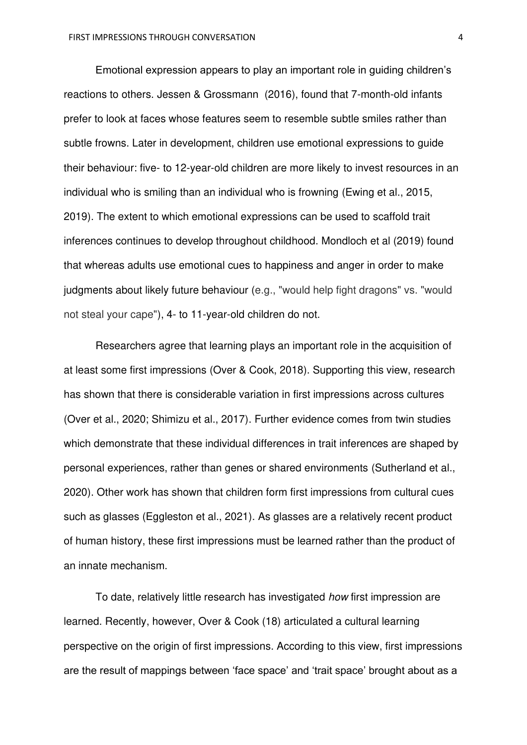Emotional expression appears to play an important role in guiding children's reactions to others. Jessen & Grossmann  (2016), found that 7-month-old infants prefer to look at faces whose features seem to resemble subtle smiles rather than subtle frowns. Later in development, children use emotional expressions to guide their behaviour: five- to 12-year-old children are more likely to invest resources in an individual who is smiling than an individual who is frowning (Ewing et al., 2015, 2019). The extent to which emotional expressions can be used to scaffold trait inferences continues to develop throughout childhood. Mondloch et al (2019) found that whereas adults use emotional cues to happiness and anger in order to make judgments about likely future behaviour (e.g., "would help fight dragons" vs. "would not steal your cape"), 4- to 11-year-old children do not.

Researchers agree that learning plays an important role in the acquisition of at least some first impressions (Over & Cook, 2018). Supporting this view, research has shown that there is considerable variation in first impressions across cultures (Over et al., 2020; Shimizu et al., 2017). Further evidence comes from twin studies which demonstrate that these individual differences in trait inferences are shaped by personal experiences, rather than genes or shared environments (Sutherland et al., 2020). Other work has shown that children form first impressions from cultural cues such as glasses (Eggleston et al., 2021). As glasses are a relatively recent product of human history, these first impressions must be learned rather than the product of an innate mechanism.

To date, relatively little research has investigated *how* first impression are learned. Recently, however, Over & Cook (18) articulated a cultural learning perspective on the origin of first impressions. According to this view, first impressions are the result of mappings between 'face space' and 'trait space' brought about as a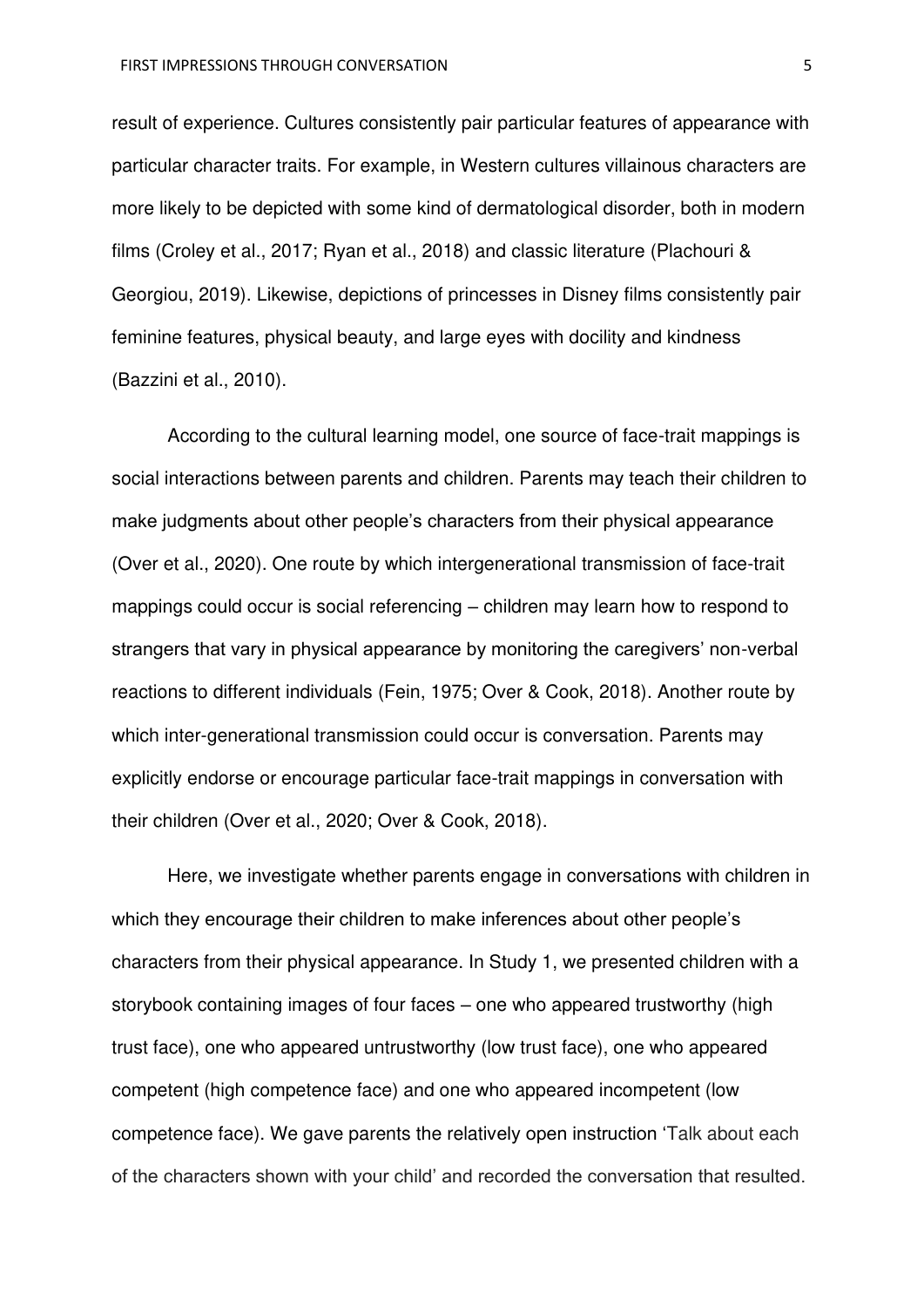result of experience. Cultures consistently pair particular features of appearance with particular character traits. For example, in Western cultures villainous characters are more likely to be depicted with some kind of dermatological disorder, both in modern films (Croley et al., 2017; Ryan et al., 2018) and classic literature (Plachouri & Georgiou, 2019). Likewise, depictions of princesses in Disney films consistently pair feminine features, physical beauty, and large eyes with docility and kindness (Bazzini et al., 2010).

According to the cultural learning model, one source of face-trait mappings is social interactions between parents and children. Parents may teach their children to make judgments about other people's characters from their physical appearance (Over et al., 2020). One route by which intergenerational transmission of face-trait mappings could occur is social referencing – children may learn how to respond to strangers that vary in physical appearance by monitoring the caregivers' non-verbal reactions to different individuals (Fein, 1975; Over & Cook, 2018). Another route by which inter-generational transmission could occur is conversation. Parents may explicitly endorse or encourage particular face-trait mappings in conversation with their children (Over et al., 2020; Over & Cook, 2018).

Here, we investigate whether parents engage in conversations with children in which they encourage their children to make inferences about other people's characters from their physical appearance. In Study 1, we presented children with a storybook containing images of four faces – one who appeared trustworthy (high trust face), one who appeared untrustworthy (low trust face), one who appeared competent (high competence face) and one who appeared incompetent (low competence face). We gave parents the relatively open instruction 'Talk about each of the characters shown with your child' and recorded the conversation that resulted.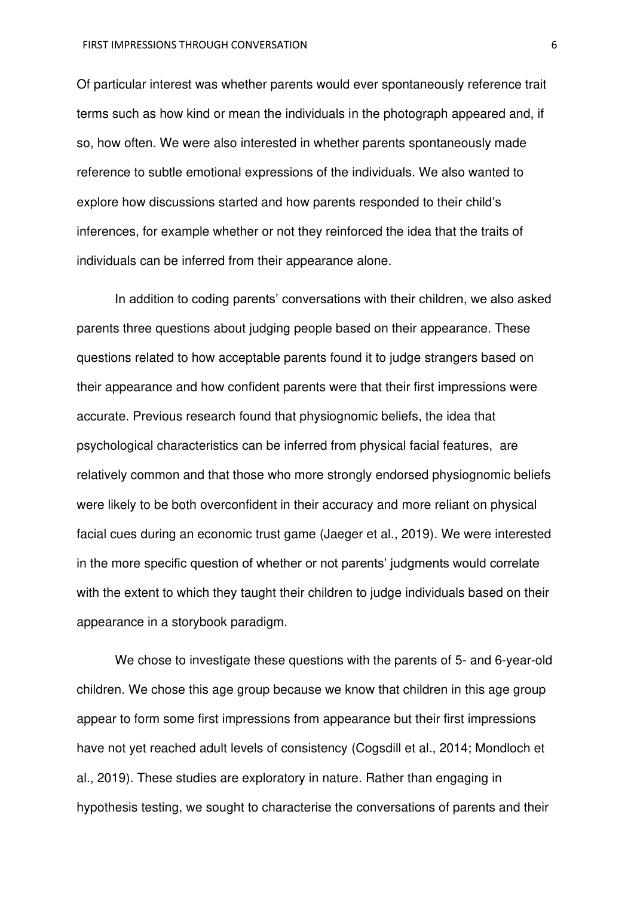Of particular interest was whether parents would ever spontaneously reference trait terms such as how kind or mean the individuals in the photograph appeared and, if so, how often. We were also interested in whether parents spontaneously made reference to subtle emotional expressions of the individuals. We also wanted to explore how discussions started and how parents responded to their child's inferences, for example whether or not they reinforced the idea that the traits of individuals can be inferred from their appearance alone.

In addition to coding parents' conversations with their children, we also asked parents three questions about judging people based on their appearance. These questions related to how acceptable parents found it to judge strangers based on their appearance and how confident parents were that their first impressions were accurate. Previous research found that physiognomic beliefs, the idea that psychological characteristics can be inferred from physical facial features, are relatively common and that those who more strongly endorsed physiognomic beliefs were likely to be both overconfident in their accuracy and more reliant on physical facial cues during an economic trust game (Jaeger et al., 2019). We were interested in the more specific question of whether or not parents' judgments would correlate with the extent to which they taught their children to judge individuals based on their appearance in a storybook paradigm.

We chose to investigate these questions with the parents of 5- and 6-year-old children. We chose this age group because we know that children in this age group appear to form some first impressions from appearance but their first impressions have not yet reached adult levels of consistency (Cogsdill et al., 2014; Mondloch et al., 2019). These studies are exploratory in nature. Rather than engaging in hypothesis testing, we sought to characterise the conversations of parents and their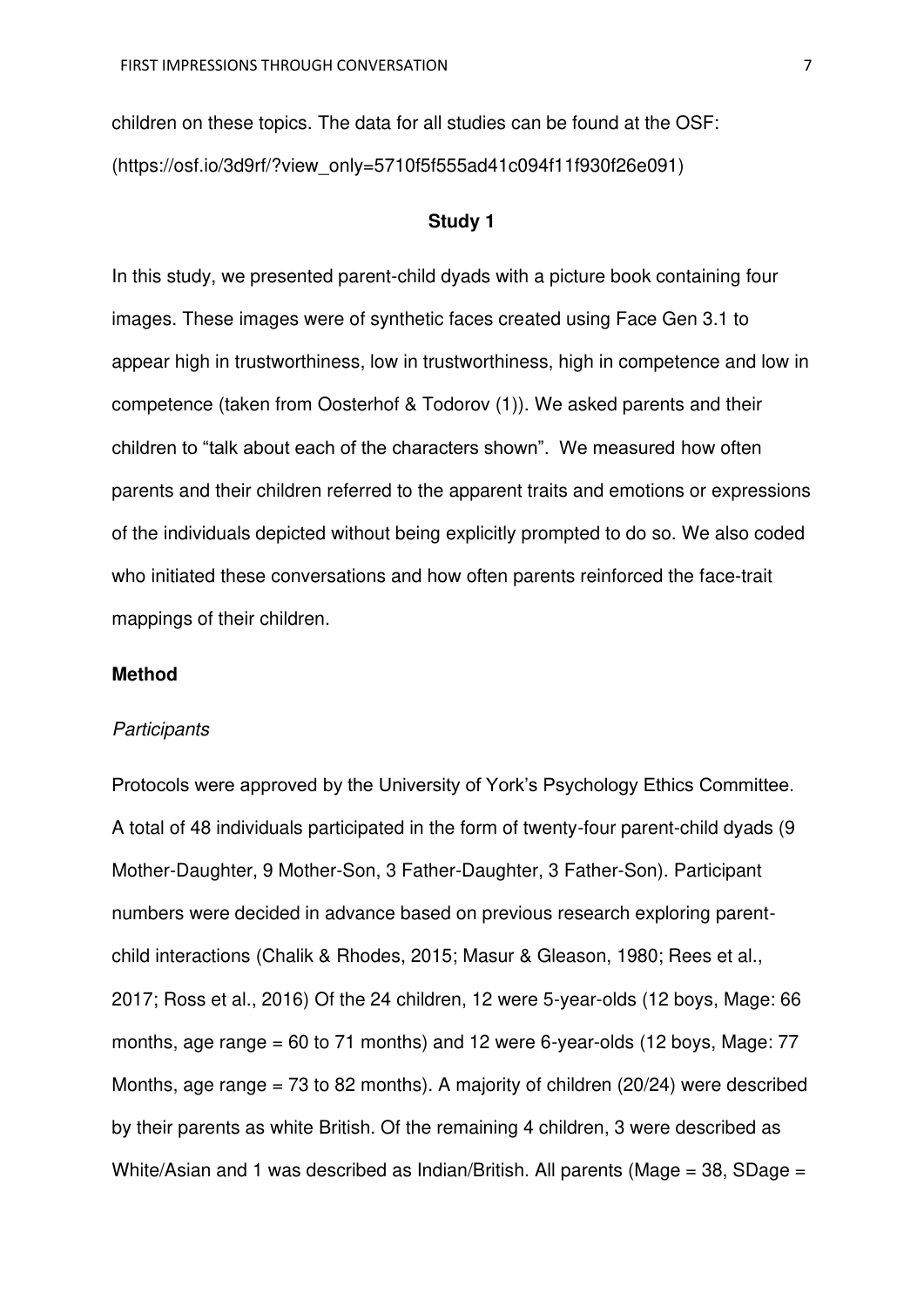children on these topics. The data for all studies can be found at the OSF: (https://osf.io/3d9rf/?view_only=5710f5f555ad41c094f11f930f26e091)

## Study 1

In this study, we presented parent-child dyads with a picture book containing four images. These images were of synthetic faces created using Face Gen 3.1 to appear high in trustworthiness, low in trustworthiness, high in competence and low in competence (taken from Oosterhof & Todorov (1)). We asked parents and their children to "talk about each of the characters shown". We measured how often parents and their children referred to the apparent traits and emotions or expressions of the individuals depicted without being explicitly prompted to do so. We also coded who initiated these conversations and how often parents reinforced the face-trait mappings of their children.

### Method

#### *Participants*

Protocols were approved by the University of York's Psychology Ethics Committee. A total of 48 individuals participated in the form of twenty-four parent-child dyads (9 Mother-Daughter, 9 Mother-Son, 3 Father-Daughter, 3 Father-Son). Participant numbers were decided in advance based on previous research exploring parent-child interactions (Chalik & Rhodes, 2015; Masur & Gleason, 1980; Rees et al., 2017; Ross et al., 2016) Of the 24 children, 12 were 5-year-olds (12 boys, Mage: 66 months, age range = 60 to 71 months) and 12 were 6-year-olds (12 boys, Mage: 77 Months, age range = 73 to 82 months). A majority of children (20/24) were described by their parents as white British. Of the remaining 4 children, 3 were described as White/Asian and 1 was described as Indian/British. All parents (Mage = 38, SDage =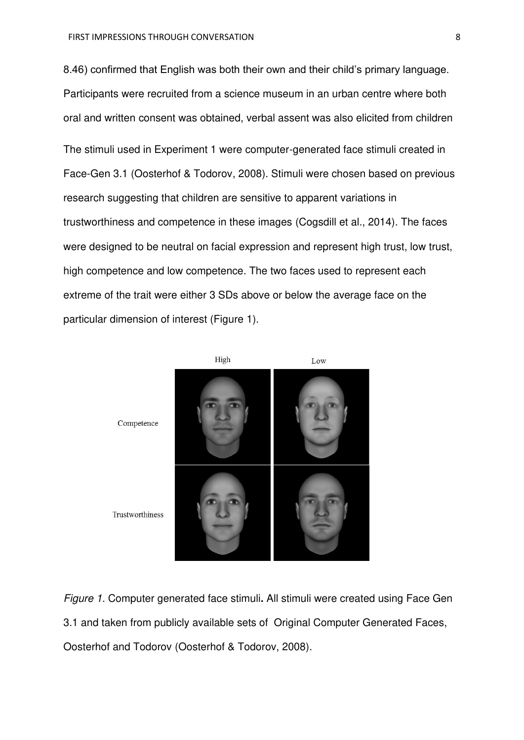8.46) confirmed that English was both their own and their child's primary language. Participants were recruited from a science museum in an urban centre where both oral and written consent was obtained, verbal assent was also elicited from children

The stimuli used in Experiment 1 were computer-generated face stimuli created in Face-Gen 3.1 (Oosterhof & Todorov, 2008). Stimuli were chosen based on previous research suggesting that children are sensitive to apparent variations in trustworthiness and competence in these images (Cogsdill et al., 2014). The faces were designed to be neutral on facial expression and represent high trust, low trust, high competence and low competence. The two faces used to represent each extreme of the trait were either 3 SDs above or below the average face on the particular dimension of interest (Figure 1).

*Figure 1.* Computer generated face stimuli**.** All stimuli were created using Face Gen 3.1 and taken from publicly available sets of Original Computer Generated Faces, Oosterhof and Todorov (Oosterhof & Todorov, 2008).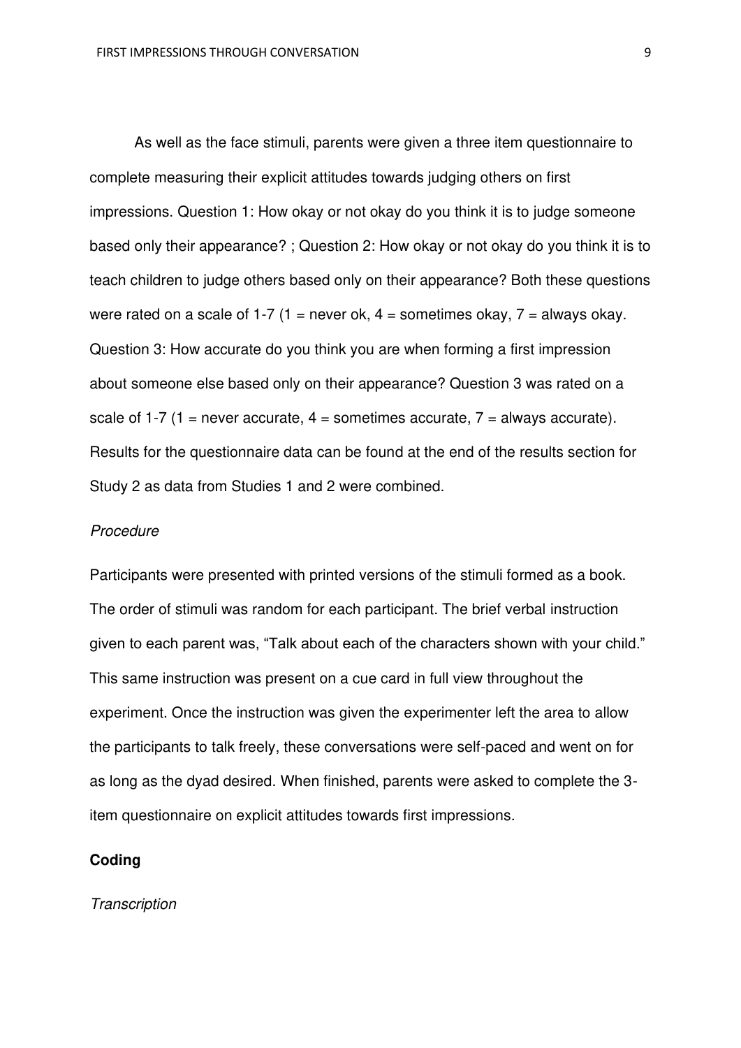As well as the face stimuli, parents were given a three item questionnaire to complete measuring their explicit attitudes towards judging others on first impressions. Question 1: How okay or not okay do you think it is to judge someone based only their appearance? ; Question 2: How okay or not okay do you think it is to teach children to judge others based only on their appearance? Both these questions were rated on a scale of 1-7 (1 = never ok, 4 = sometimes okay, 7 = always okay. Question 3: How accurate do you think you are when forming a first impression about someone else based only on their appearance? Question 3 was rated on a scale of 1-7 (1 = never accurate, 4 = sometimes accurate, 7 = always accurate). Results for the questionnaire data can be found at the end of the results section for Study 2 as data from Studies 1 and 2 were combined.

*Procedure*

Participants were presented with printed versions of the stimuli formed as a book. The order of stimuli was random for each participant. The brief verbal instruction given to each parent was, "Talk about each of the characters shown with your child." This same instruction was present on a cue card in full view throughout the experiment. Once the instruction was given the experimenter left the area to allow the participants to talk freely, these conversations were self-paced and went on for as long as the dyad desired. When finished, parents were asked to complete the 3-item questionnaire on explicit attitudes towards first impressions.

**Coding**

*Transcription*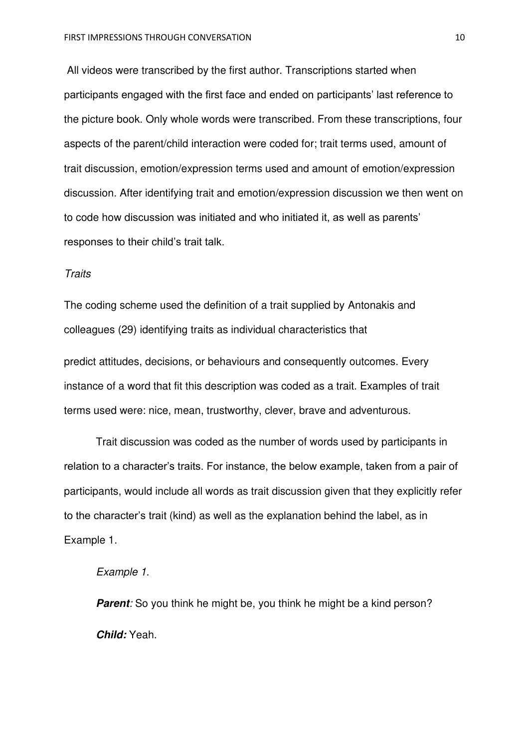All videos were transcribed by the first author. Transcriptions started when participants engaged with the first face and ended on participants' last reference to the picture book. Only whole words were transcribed. From these transcriptions, four aspects of the parent/child interaction were coded for; trait terms used, amount of trait discussion, emotion/expression terms used and amount of emotion/expression discussion. After identifying trait and emotion/expression discussion we then went on to code how discussion was initiated and who initiated it, as well as parents' responses to their child's trait talk.

*Traits*

The coding scheme used the definition of a trait supplied by Antonakis and colleagues (29) identifying traits as individual characteristics that

predict attitudes, decisions, or behaviours and consequently outcomes. Every instance of a word that fit this description was coded as a trait. Examples of trait terms used were: nice, mean, trustworthy, clever, brave and adventurous.

Trait discussion was coded as the number of words used by participants in relation to a character's traits. For instance, the below example, taken from a pair of participants, would include all words as trait discussion given that they explicitly refer to the character's trait (kind) as well as the explanation behind the label, as in Example 1.

*Example 1.*

***Parent****:* So you think he might be, you think he might be a kind person?

***Child:*** Yeah.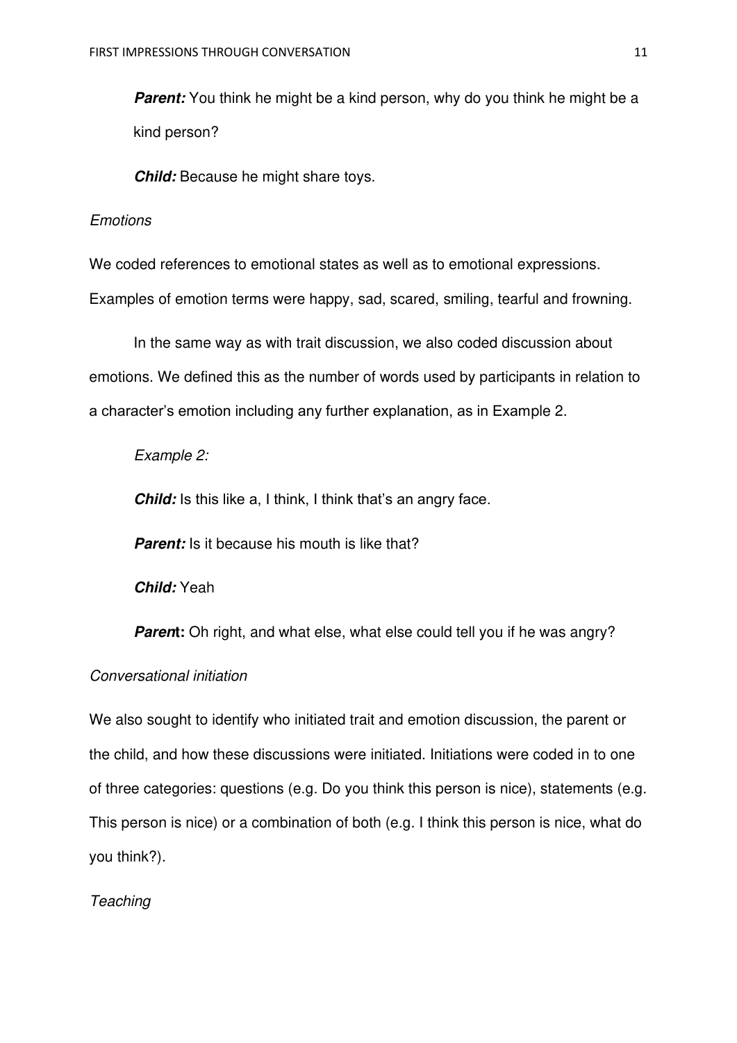***Parent:*** You think he might be a kind person, why do you think he might be a kind person?

***Child:*** Because he might share toys.

*Emotions*

We coded references to emotional states as well as to emotional expressions. Examples of emotion terms were happy, sad, scared, smiling, tearful and frowning.

In the same way as with trait discussion, we also coded discussion about emotions. We defined this as the number of words used by participants in relation to a character's emotion including any further explanation, as in Example 2.

*Example 2:*

***Child:*** Is this like a, I think, I think that's an angry face.

***Parent:*** Is it because his mouth is like that?

***Child:*** Yeah

***Parent*:** Oh right, and what else, what else could tell you if he was angry?

*Conversational initiation*

We also sought to identify who initiated trait and emotion discussion, the parent or the child, and how these discussions were initiated. Initiations were coded in to one of three categories: questions (e.g. Do you think this person is nice), statements (e.g. This person is nice) or a combination of both (e.g. I think this person is nice, what do you think?).

*Teaching*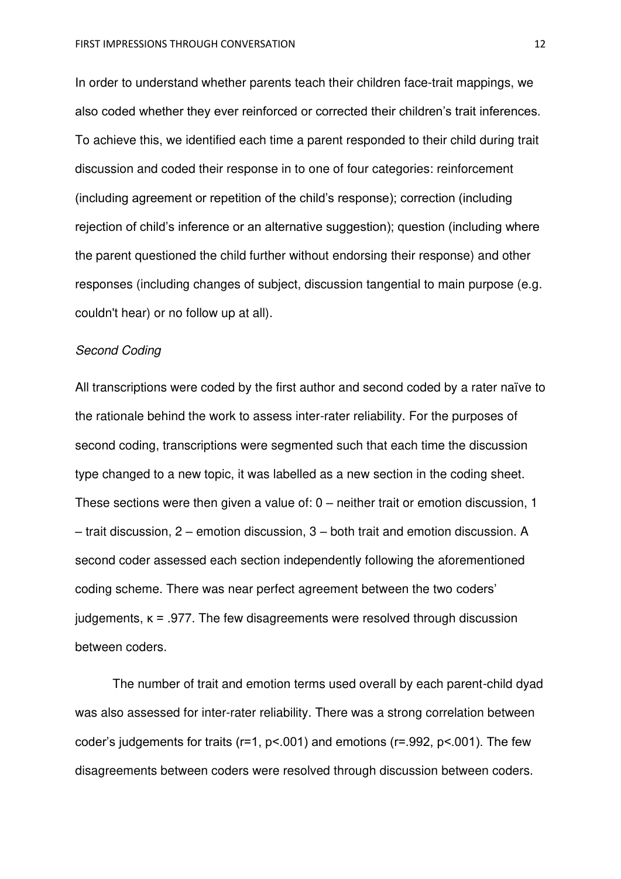In order to understand whether parents teach their children face-trait mappings, we also coded whether they ever reinforced or corrected their children's trait inferences. To achieve this, we identified each time a parent responded to their child during trait discussion and coded their response in to one of four categories: reinforcement (including agreement or repetition of the child's response); correction (including rejection of child's inference or an alternative suggestion); question (including where the parent questioned the child further without endorsing their response) and other responses (including changes of subject, discussion tangential to main purpose (e.g. couldn't hear) or no follow up at all).

*Second Coding*

All transcriptions were coded by the first author and second coded by a rater naïve to the rationale behind the work to assess inter-rater reliability. For the purposes of second coding, transcriptions were segmented such that each time the discussion type changed to a new topic, it was labelled as a new section in the coding sheet. These sections were then given a value of: 0 – neither trait or emotion discussion, 1 – trait discussion, 2 – emotion discussion, 3 – both trait and emotion discussion. A second coder assessed each section independently following the aforementioned coding scheme. There was near perfect agreement between the two coders' judgements, $\kappa = .977$. The few disagreements were resolved through discussion between coders.

The number of trait and emotion terms used overall by each parent-child dyad was also assessed for inter-rater reliability. There was a strong correlation between coder's judgements for traits ($r=1$, $p<.001$) and emotions ($r=.992$, $p<.001$). The few disagreements between coders were resolved through discussion between coders.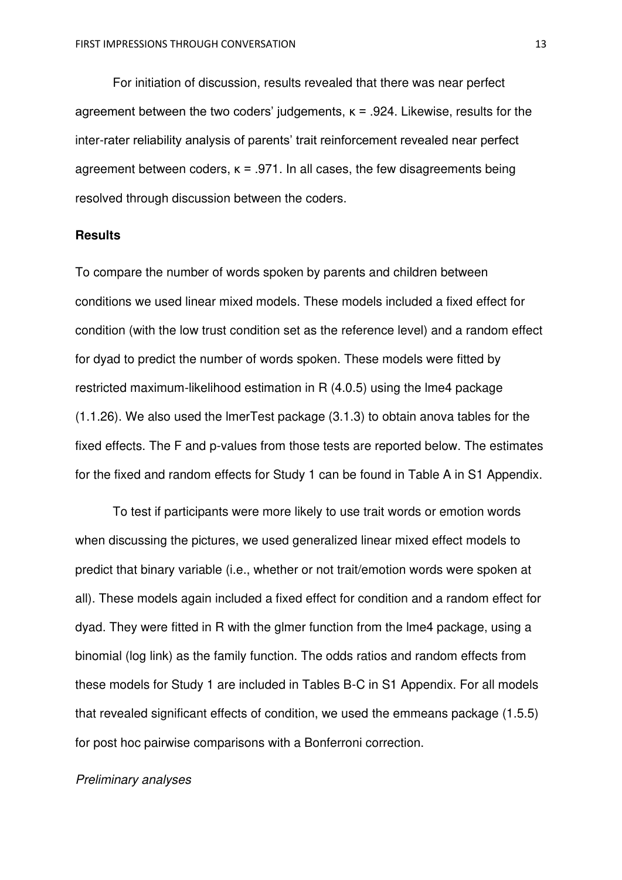For initiation of discussion, results revealed that there was near perfect agreement between the two coders' judgements, $\kappa = .924$. Likewise, results for the inter-rater reliability analysis of parents' trait reinforcement revealed near perfect agreement between coders, $\kappa = .971$. In all cases, the few disagreements being resolved through discussion between the coders.

## Results

To compare the number of words spoken by parents and children between conditions we used linear mixed models. These models included a fixed effect for condition (with the low trust condition set as the reference level) and a random effect for dyad to predict the number of words spoken. These models were fitted by restricted maximum-likelihood estimation in R (4.0.5) using the lme4 package (1.1.26). We also used the lmerTest package (3.1.3) to obtain anova tables for the fixed effects. The F and p-values from those tests are reported below. The estimates for the fixed and random effects for Study 1 can be found in Table A in S1 Appendix.

To test if participants were more likely to use trait words or emotion words when discussing the pictures, we used generalized linear mixed effect models to predict that binary variable (i.e., whether or not trait/emotion words were spoken at all). These models again included a fixed effect for condition and a random effect for dyad. They were fitted in R with the glmer function from the lme4 package, using a binomial (log link) as the family function. The odds ratios and random effects from these models for Study 1 are included in Tables B-C in S1 Appendix. For all models that revealed significant effects of condition, we used the emmeans package (1.5.5) for post hoc pairwise comparisons with a Bonferroni correction.

### *Preliminary analyses*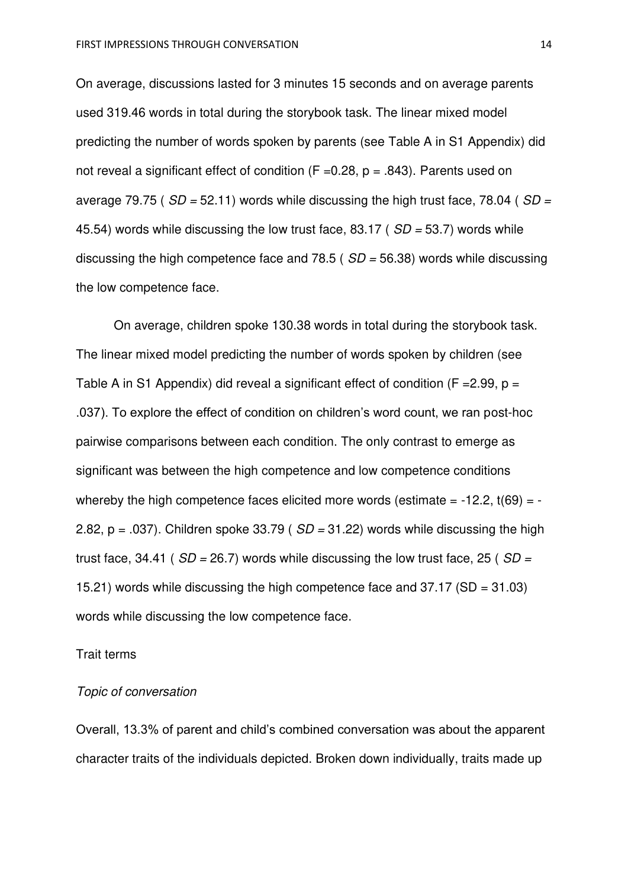On average, discussions lasted for 3 minutes 15 seconds and on average parents used 319.46 words in total during the storybook task. The linear mixed model predicting the number of words spoken by parents (see Table A in S1 Appendix) did not reveal a significant effect of condition ($F = 0.28$, $p = .843$). Parents used on average 79.75 ( *SD* = 52.11) words while discussing the high trust face, 78.04 ( *SD* = 45.54) words while discussing the low trust face, 83.17 ( *SD* = 53.7) words while discussing the high competence face and 78.5 ( *SD* = 56.38) words while discussing the low competence face.

On average, children spoke 130.38 words in total during the storybook task. The linear mixed model predicting the number of words spoken by children (see Table A in S1 Appendix) did reveal a significant effect of condition ($F = 2.99$, $p = .037$). To explore the effect of condition on children's word count, we ran post-hoc pairwise comparisons between each condition. The only contrast to emerge as significant was between the high competence and low competence conditions whereby the high competence faces elicited more words (estimate = -12.2, $t(69) = -2.82$, $p = .037$). Children spoke 33.79 ( *SD* = 31.22) words while discussing the high trust face, 34.41 ( *SD* = 26.7) words while discussing the low trust face, 25 ( *SD* = 15.21) words while discussing the high competence face and 37.17 (SD = 31.03) words while discussing the low competence face.

Trait terms

*Topic of conversation*

Overall, 13.3% of parent and child's combined conversation was about the apparent character traits of the individuals depicted. Broken down individually, traits made up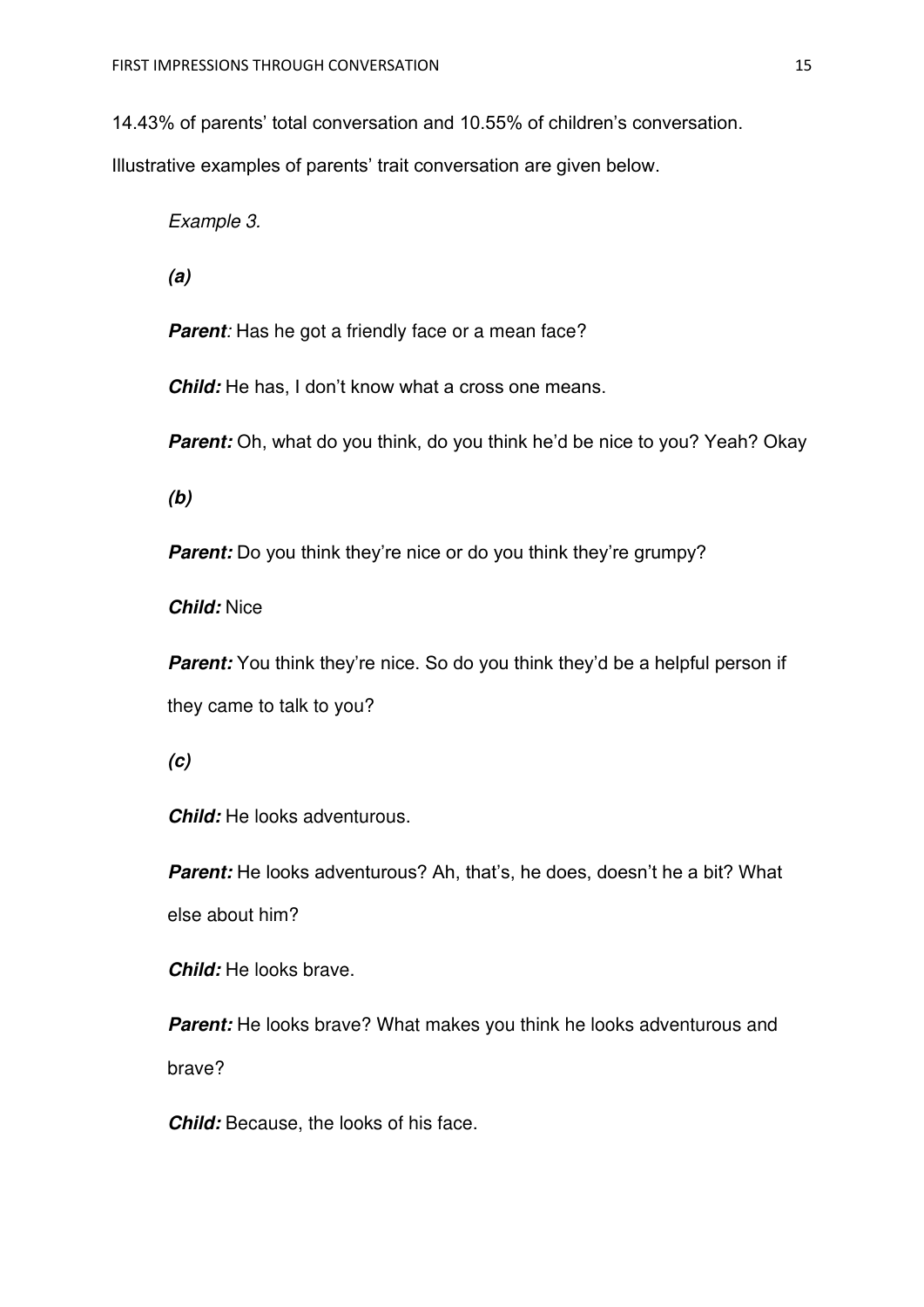14.43% of parents' total conversation and 10.55% of children's conversation. Illustrative examples of parents' trait conversation are given below.

*Example 3.*

***(a)***

***Parent****:* Has he got a friendly face or a mean face?

***Child:*** He has, I don't know what a cross one means.

***Parent:*** Oh, what do you think, do you think he'd be nice to you? Yeah? Okay

***(b)***

***Parent:*** Do you think they're nice or do you think they're grumpy?

***Child:*** Nice

***Parent:*** You think they're nice. So do you think they'd be a helpful person if they came to talk to you?

***(c)***

***Child:*** He looks adventurous.

***Parent:*** He looks adventurous? Ah, that's, he does, doesn't he a bit? What else about him?

***Child:*** He looks brave.

***Parent:*** He looks brave? What makes you think he looks adventurous and brave?

***Child:*** Because, the looks of his face.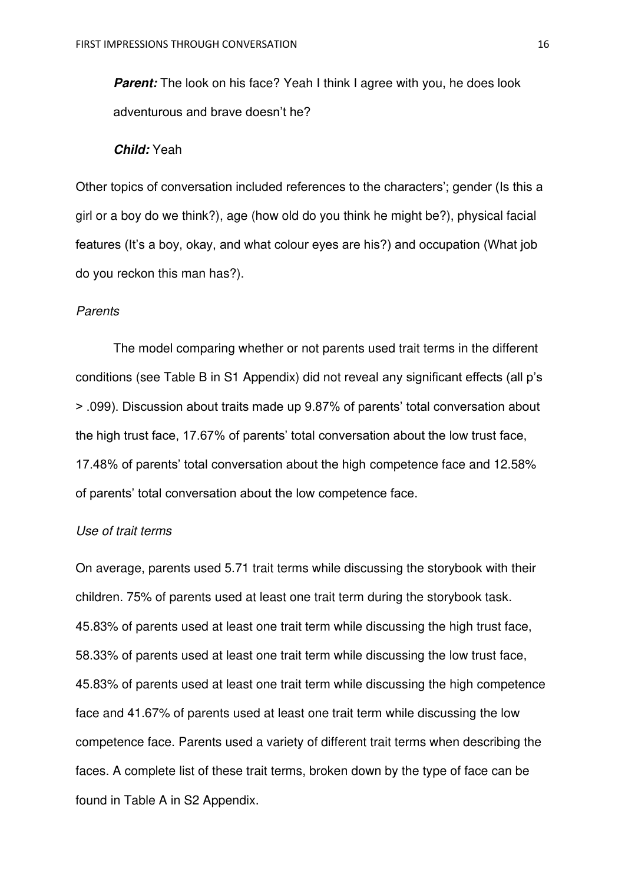***Parent:*** The look on his face? Yeah I think I agree with you, he does look adventurous and brave doesn't he?

***Child:*** Yeah

Other topics of conversation included references to the characters'; gender (Is this a girl or a boy do we think?), age (how old do you think he might be?), physical facial features (It's a boy, okay, and what colour eyes are his?) and occupation (What job do you reckon this man has?).

*Parents*

The model comparing whether or not parents used trait terms in the different conditions (see Table B in S1 Appendix) did not reveal any significant effects (all p's > .099). Discussion about traits made up 9.87% of parents' total conversation about the high trust face, 17.67% of parents' total conversation about the low trust face, 17.48% of parents' total conversation about the high competence face and 12.58% of parents' total conversation about the low competence face.

*Use of trait terms*

On average, parents used 5.71 trait terms while discussing the storybook with their children. 75% of parents used at least one trait term during the storybook task. 45.83% of parents used at least one trait term while discussing the high trust face, 58.33% of parents used at least one trait term while discussing the low trust face, 45.83% of parents used at least one trait term while discussing the high competence face and 41.67% of parents used at least one trait term while discussing the low competence face. Parents used a variety of different trait terms when describing the faces. A complete list of these trait terms, broken down by the type of face can be found in Table A in S2 Appendix.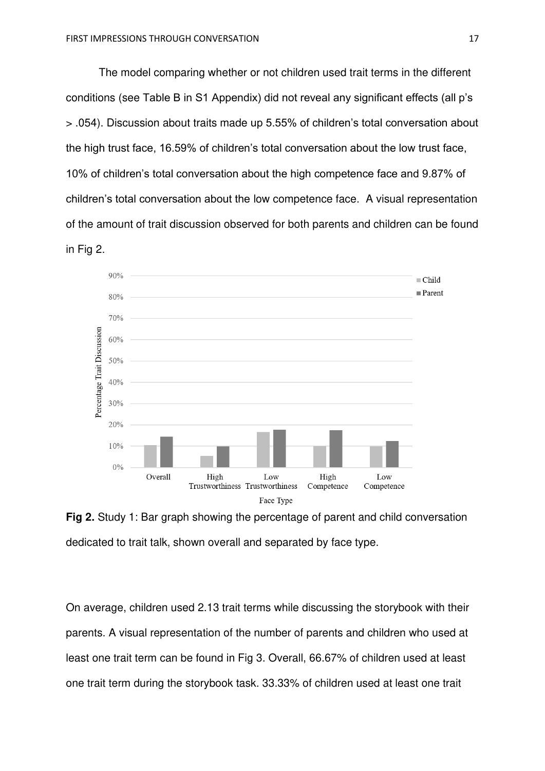The model comparing whether or not children used trait terms in the different conditions (see Table B in S1 Appendix) did not reveal any significant effects (all p's > .054). Discussion about traits made up 5.55% of children's total conversation about the high trust face, 16.59% of children's total conversation about the low trust face, 10% of children's total conversation about the high competence face and 9.87% of children's total conversation about the low competence face. A visual representation of the amount of trait discussion observed for both parents and children can be found in Fig 2.

**Fig 2.** Study 1: Bar graph showing the percentage of parent and child conversation dedicated to trait talk, shown overall and separated by face type.

On average, children used 2.13 trait terms while discussing the storybook with their parents. A visual representation of the number of parents and children who used at least one trait term can be found in Fig 3. Overall, 66.67% of children used at least one trait term during the storybook task. 33.33% of children used at least one trait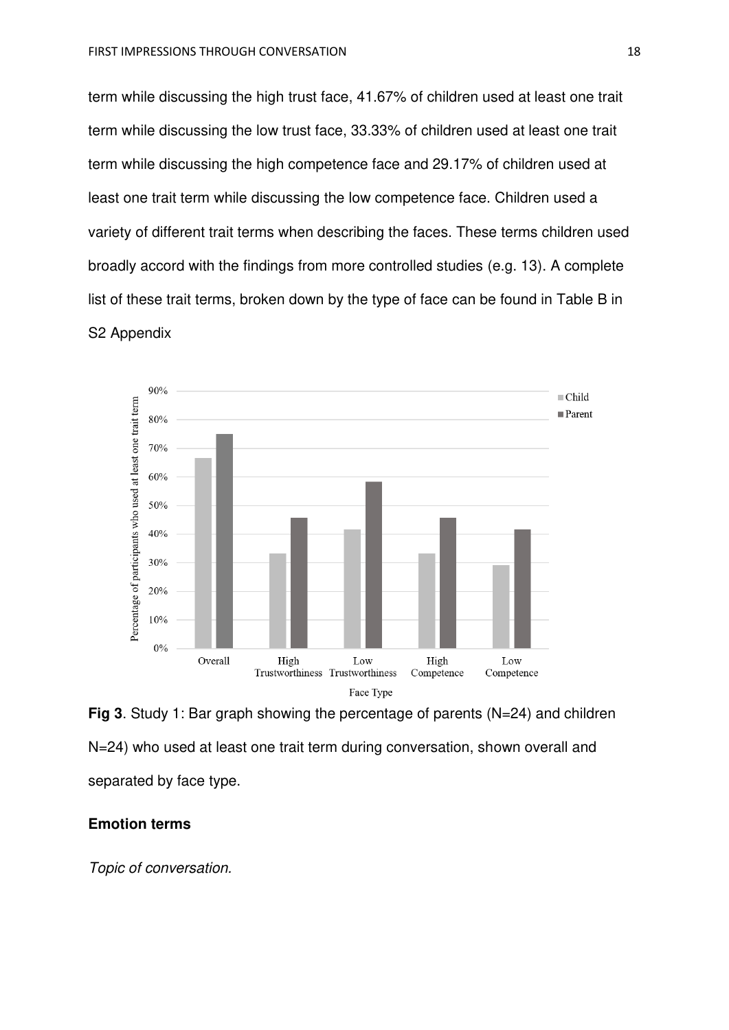term while discussing the high trust face, 41.67% of children used at least one trait term while discussing the low trust face, 33.33% of children used at least one trait term while discussing the high competence face and 29.17% of children used at least one trait term while discussing the low competence face. Children used a variety of different trait terms when describing the faces. These terms children used broadly accord with the findings from more controlled studies (e.g. 13). A complete list of these trait terms, broken down by the type of face can be found in Table B in S2 Appendix

**Fig 3**. Study 1: Bar graph showing the percentage of parents (N=24) and children N=24) who used at least one trait term during conversation, shown overall and separated by face type.

**Emotion terms**

*Topic of conversation.*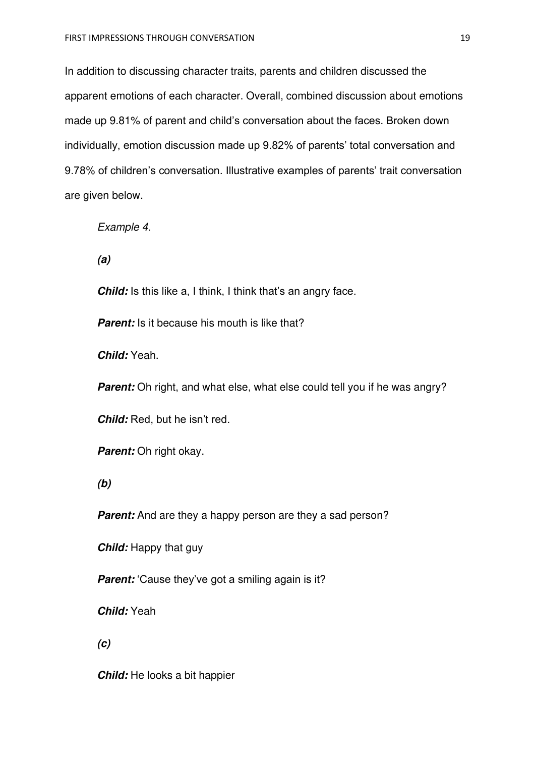In addition to discussing character traits, parents and children discussed the apparent emotions of each character. Overall, combined discussion about emotions made up 9.81% of parent and child's conversation about the faces. Broken down individually, emotion discussion made up 9.82% of parents' total conversation and 9.78% of children's conversation. Illustrative examples of parents' trait conversation are given below.

*Example 4.*

***(a)***

***Child:*** Is this like a, I think, I think that's an angry face.

***Parent:*** Is it because his mouth is like that?

***Child:*** Yeah.

***Parent:*** Oh right, and what else, what else could tell you if he was angry?

***Child:*** Red, but he isn't red.

***Parent:*** Oh right okay.

***(b)***

***Parent:*** And are they a happy person are they a sad person?

***Child:*** Happy that guy

***Parent:*** 'Cause they've got a smiling again is it?

***Child:*** Yeah

***(c)***

***Child:*** He looks a bit happier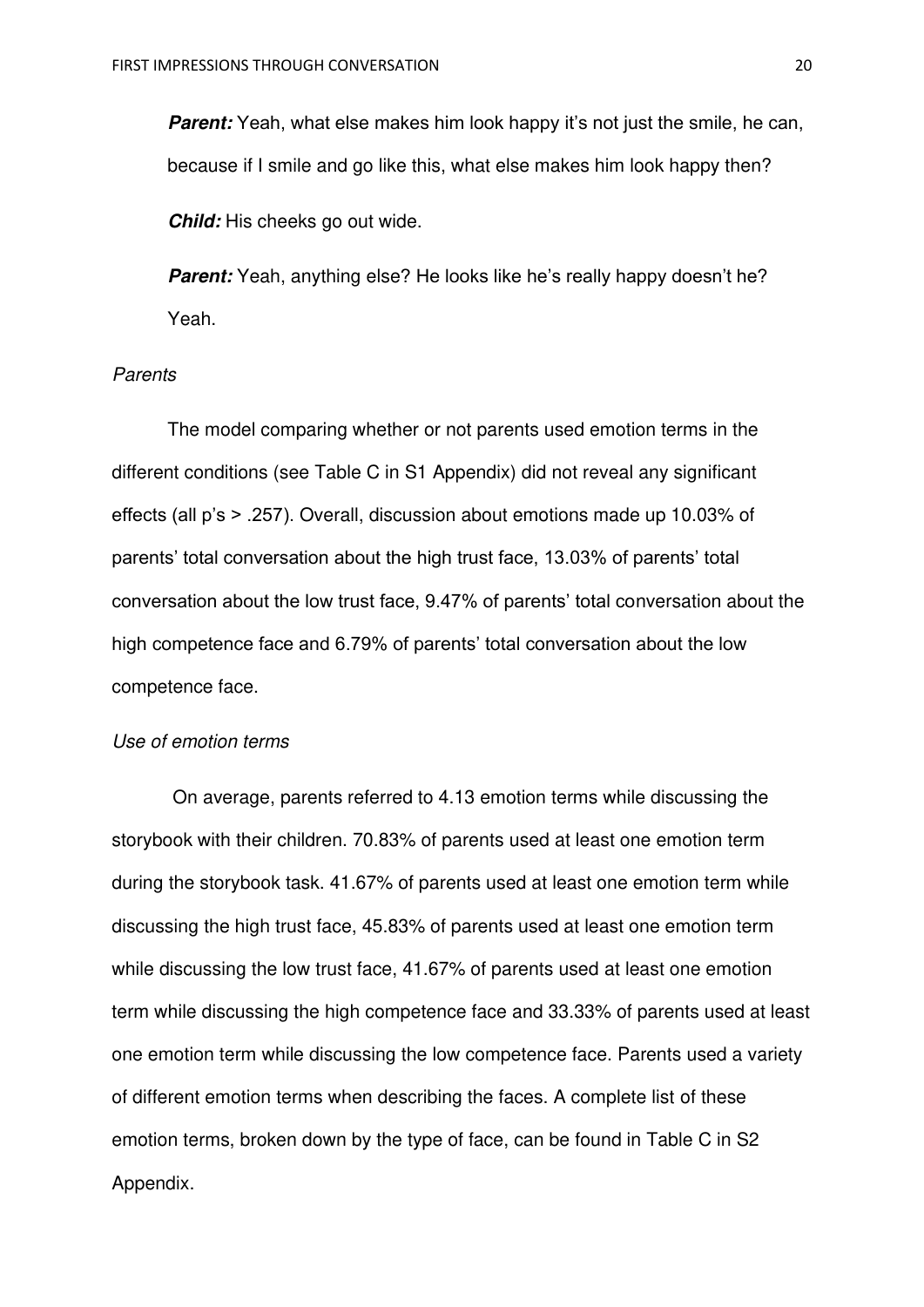***Parent:*** Yeah, what else makes him look happy it's not just the smile, he can, because if I smile and go like this, what else makes him look happy then?

***Child:*** His cheeks go out wide.

***Parent:*** Yeah, anything else? He looks like he's really happy doesn't he? Yeah.

*Parents*

The model comparing whether or not parents used emotion terms in the different conditions (see Table C in S1 Appendix) did not reveal any significant effects (all p's > .257). Overall, discussion about emotions made up 10.03% of parents' total conversation about the high trust face, 13.03% of parents' total conversation about the low trust face, 9.47% of parents' total conversation about the high competence face and 6.79% of parents' total conversation about the low competence face.

*Use of emotion terms*

On average, parents referred to 4.13 emotion terms while discussing the storybook with their children. 70.83% of parents used at least one emotion term during the storybook task. 41.67% of parents used at least one emotion term while discussing the high trust face, 45.83% of parents used at least one emotion term while discussing the low trust face, 41.67% of parents used at least one emotion term while discussing the high competence face and 33.33% of parents used at least one emotion term while discussing the low competence face. Parents used a variety of different emotion terms when describing the faces. A complete list of these emotion terms, broken down by the type of face, can be found in Table C in S2 Appendix.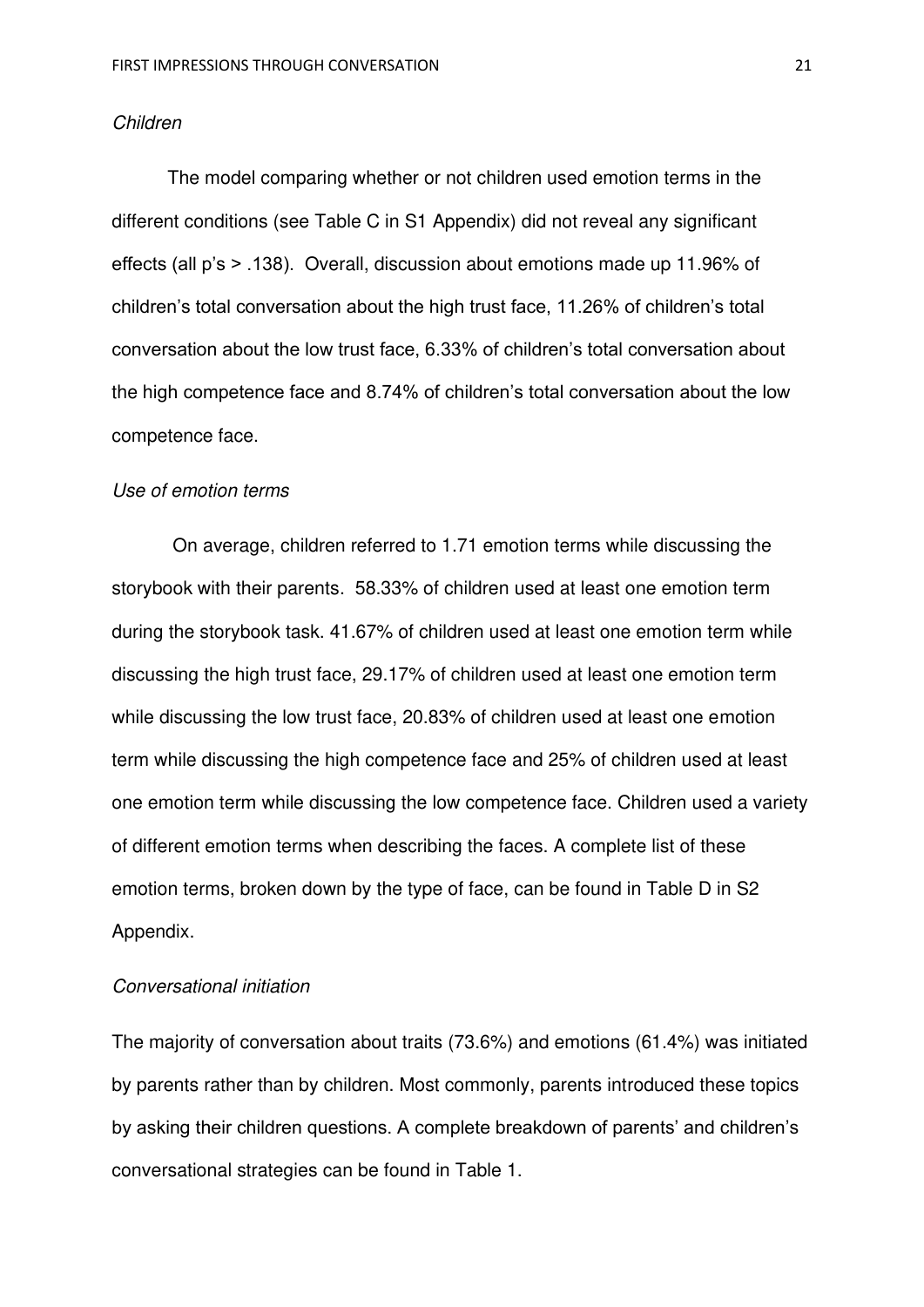*Children*

The model comparing whether or not children used emotion terms in the different conditions (see Table C in S1 Appendix) did not reveal any significant effects (all p's > .138). Overall, discussion about emotions made up 11.96% of children's total conversation about the high trust face, 11.26% of children's total conversation about the low trust face, 6.33% of children's total conversation about the high competence face and 8.74% of children's total conversation about the low competence face.

*Use of emotion terms*

On average, children referred to 1.71 emotion terms while discussing the storybook with their parents. 58.33% of children used at least one emotion term during the storybook task. 41.67% of children used at least one emotion term while discussing the high trust face, 29.17% of children used at least one emotion term while discussing the low trust face, 20.83% of children used at least one emotion term while discussing the high competence face and 25% of children used at least one emotion term while discussing the low competence face. Children used a variety of different emotion terms when describing the faces. A complete list of these emotion terms, broken down by the type of face, can be found in Table D in S2 Appendix.

*Conversational initiation*

The majority of conversation about traits (73.6%) and emotions (61.4%) was initiated by parents rather than by children. Most commonly, parents introduced these topics by asking their children questions. A complete breakdown of parents' and children's conversational strategies can be found in Table 1.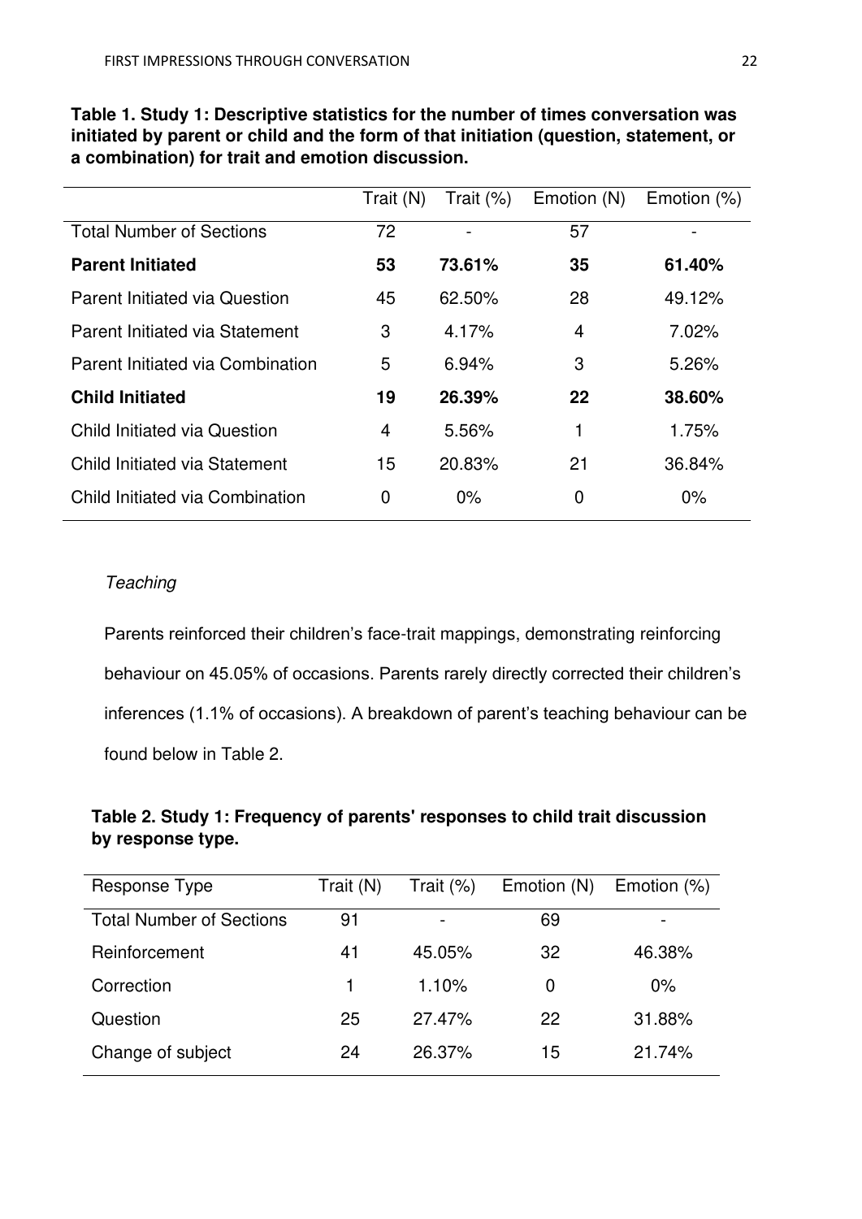**Table 1. Study 1: Descriptive statistics for the number of times conversation was initiated by parent or child and the form of that initiation (question, statement, or a combination) for trait and emotion discussion.**

| | Trait (N) | Trait (%) | Emotion (N) | Emotion (%) |
|---|---|---|---|---|
| Total Number of Sections | 72 | - | 57 | - |
| **Parent Initiated** | **53** | **73.61%** | **35** | **61.40%** |
| Parent Initiated via Question | 45 | 62.50% | 28 | 49.12% |
| Parent Initiated via Statement | 3 | 4.17% | 4 | 7.02% |
| Parent Initiated via Combination | 5 | 6.94% | 3 | 5.26% |
| **Child Initiated** | **19** | **26.39%** | **22** | **38.60%** |
| Child Initiated via Question | 4 | 5.56% | 1 | 1.75% |
| Child Initiated via Statement | 15 | 20.83% | 21 | 36.84% |
| Child Initiated via Combination | 0 | 0% | 0 | 0% |

*Teaching*

Parents reinforced their children's face-trait mappings, demonstrating reinforcing behaviour on 45.05% of occasions. Parents rarely directly corrected their children's inferences (1.1% of occasions). A breakdown of parent's teaching behaviour can be found below in Table 2.

**Table 2. Study 1: Frequency of parents' responses to child trait discussion by response type.**

| Response Type | Trait (N) | Trait (%) | Emotion (N) | Emotion (%) |
|---|---|---|---|---|
| Total Number of Sections | 91 | - | 69 | - |
| Reinforcement | 41 | 45.05% | 32 | 46.38% |
| Correction | 1 | 1.10% | 0 | 0% |
| Question | 25 | 27.47% | 22 | 31.88% |
| Change of subject | 24 | 26.37% | 15 | 21.74% |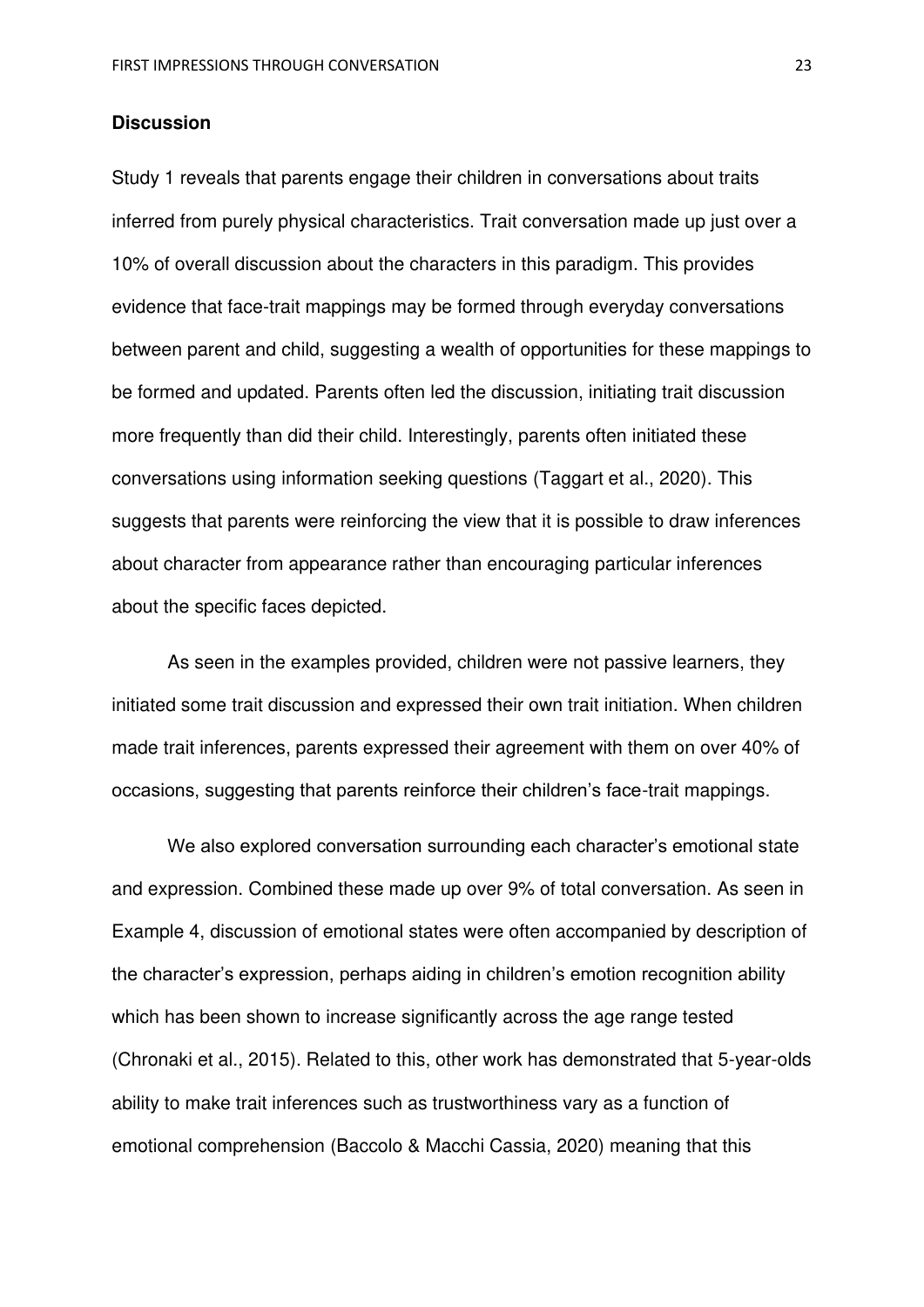## Discussion

Study 1 reveals that parents engage their children in conversations about traits inferred from purely physical characteristics. Trait conversation made up just over a 10% of overall discussion about the characters in this paradigm. This provides evidence that face-trait mappings may be formed through everyday conversations between parent and child, suggesting a wealth of opportunities for these mappings to be formed and updated. Parents often led the discussion, initiating trait discussion more frequently than did their child. Interestingly, parents often initiated these conversations using information seeking questions (Taggart et al., 2020). This suggests that parents were reinforcing the view that it is possible to draw inferences about character from appearance rather than encouraging particular inferences about the specific faces depicted.

As seen in the examples provided, children were not passive learners, they initiated some trait discussion and expressed their own trait initiation. When children made trait inferences, parents expressed their agreement with them on over 40% of occasions, suggesting that parents reinforce their children's face-trait mappings.

We also explored conversation surrounding each character's emotional state and expression. Combined these made up over 9% of total conversation. As seen in Example 4, discussion of emotional states were often accompanied by description of the character's expression, perhaps aiding in children's emotion recognition ability which has been shown to increase significantly across the age range tested (Chronaki et al., 2015). Related to this, other work has demonstrated that 5-year-olds ability to make trait inferences such as trustworthiness vary as a function of emotional comprehension (Baccolo & Macchi Cassia, 2020) meaning that this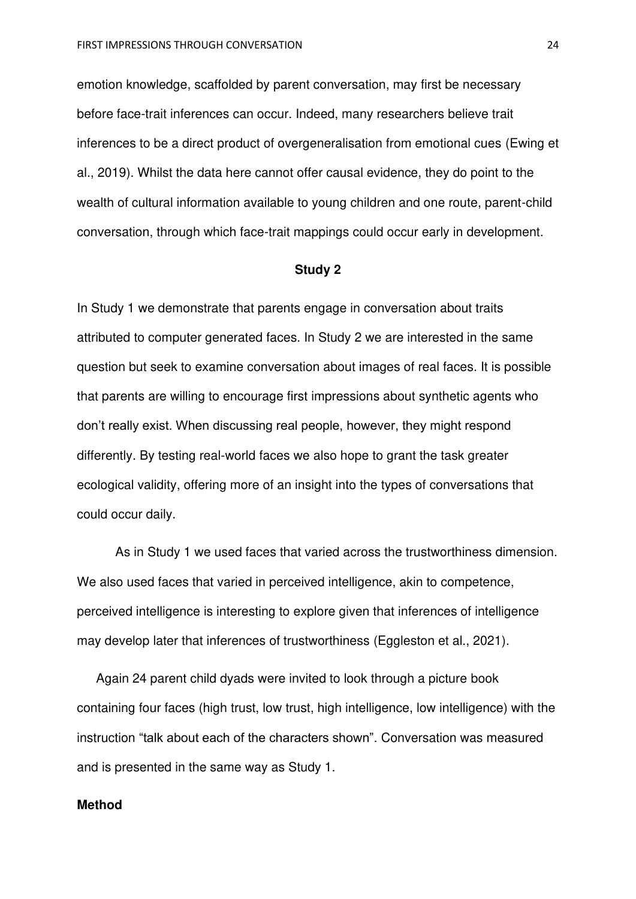emotion knowledge, scaffolded by parent conversation, may first be necessary before face-trait inferences can occur. Indeed, many researchers believe trait inferences to be a direct product of overgeneralisation from emotional cues (Ewing et al., 2019). Whilst the data here cannot offer causal evidence, they do point to the wealth of cultural information available to young children and one route, parent-child conversation, through which face-trait mappings could occur early in development.

## Study 2

In Study 1 we demonstrate that parents engage in conversation about traits attributed to computer generated faces. In Study 2 we are interested in the same question but seek to examine conversation about images of real faces. It is possible that parents are willing to encourage first impressions about synthetic agents who don't really exist. When discussing real people, however, they might respond differently. By testing real-world faces we also hope to grant the task greater ecological validity, offering more of an insight into the types of conversations that could occur daily.

As in Study 1 we used faces that varied across the trustworthiness dimension. We also used faces that varied in perceived intelligence, akin to competence, perceived intelligence is interesting to explore given that inferences of intelligence may develop later that inferences of trustworthiness (Eggleston et al., 2021).

Again 24 parent child dyads were invited to look through a picture book containing four faces (high trust, low trust, high intelligence, low intelligence) with the instruction "talk about each of the characters shown". Conversation was measured and is presented in the same way as Study 1.

### Method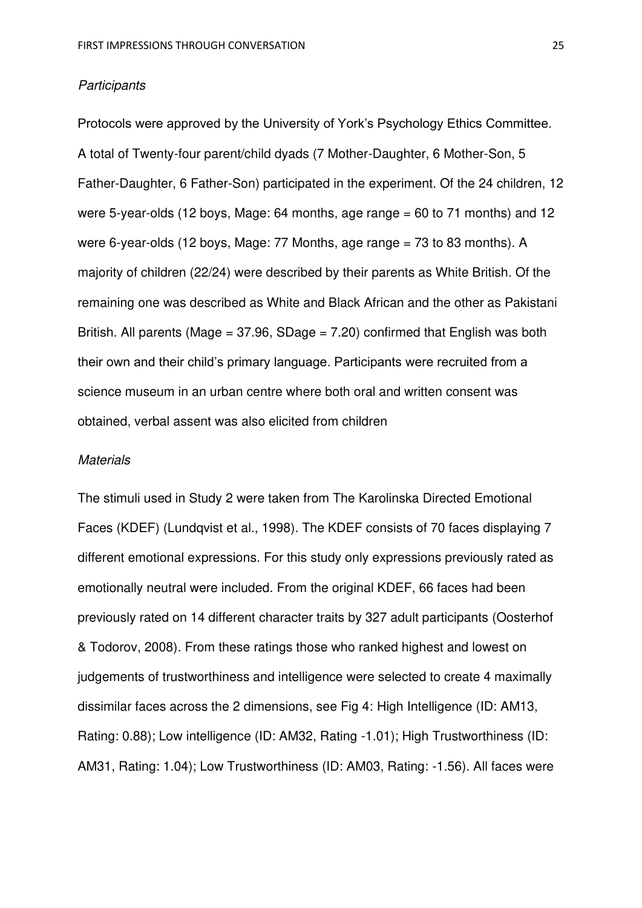*Participants*

Protocols were approved by the University of York's Psychology Ethics Committee. A total of Twenty-four parent/child dyads (7 Mother-Daughter, 6 Mother-Son, 5 Father-Daughter, 6 Father-Son) participated in the experiment. Of the 24 children, 12 were 5-year-olds (12 boys, Mage: 64 months, age range = 60 to 71 months) and 12 were 6-year-olds (12 boys, Mage: 77 Months, age range = 73 to 83 months). A majority of children (22/24) were described by their parents as White British. Of the remaining one was described as White and Black African and the other as Pakistani British. All parents (Mage = 37.96, SDage = 7.20) confirmed that English was both their own and their child's primary language. Participants were recruited from a science museum in an urban centre where both oral and written consent was obtained, verbal assent was also elicited from children

*Materials*

The stimuli used in Study 2 were taken from The Karolinska Directed Emotional Faces (KDEF) (Lundqvist et al., 1998). The KDEF consists of 70 faces displaying 7 different emotional expressions. For this study only expressions previously rated as emotionally neutral were included. From the original KDEF, 66 faces had been previously rated on 14 different character traits by 327 adult participants (Oosterhof & Todorov, 2008). From these ratings those who ranked highest and lowest on judgements of trustworthiness and intelligence were selected to create 4 maximally dissimilar faces across the 2 dimensions, see Fig 4: High Intelligence (ID: AM13, Rating: 0.88); Low intelligence (ID: AM32, Rating -1.01); High Trustworthiness (ID: AM31, Rating: 1.04); Low Trustworthiness (ID: AM03, Rating: -1.56). All faces were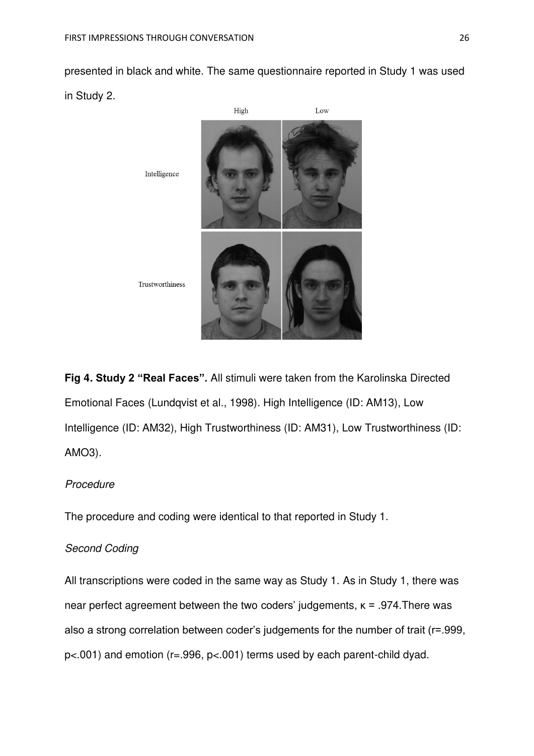presented in black and white. The same questionnaire reported in Study 1 was used in Study 2.

**Fig 4. Study 2 "Real Faces".** All stimuli were taken from the Karolinska Directed Emotional Faces (Lundqvist et al., 1998). High Intelligence (ID: AM13), Low Intelligence (ID: AM32), High Trustworthiness (ID: AM31), Low Trustworthiness (ID: AMO3).

*Procedure*

The procedure and coding were identical to that reported in Study 1.

*Second Coding*

All transcriptions were coded in the same way as Study 1. As in Study 1, there was near perfect agreement between the two coders' judgements, $\kappa = .974$.There was also a strong correlation between coder's judgements for the number of trait ($r=.999$, $p<.001$) and emotion ($r=.996$, $p<.001$) terms used by each parent-child dyad.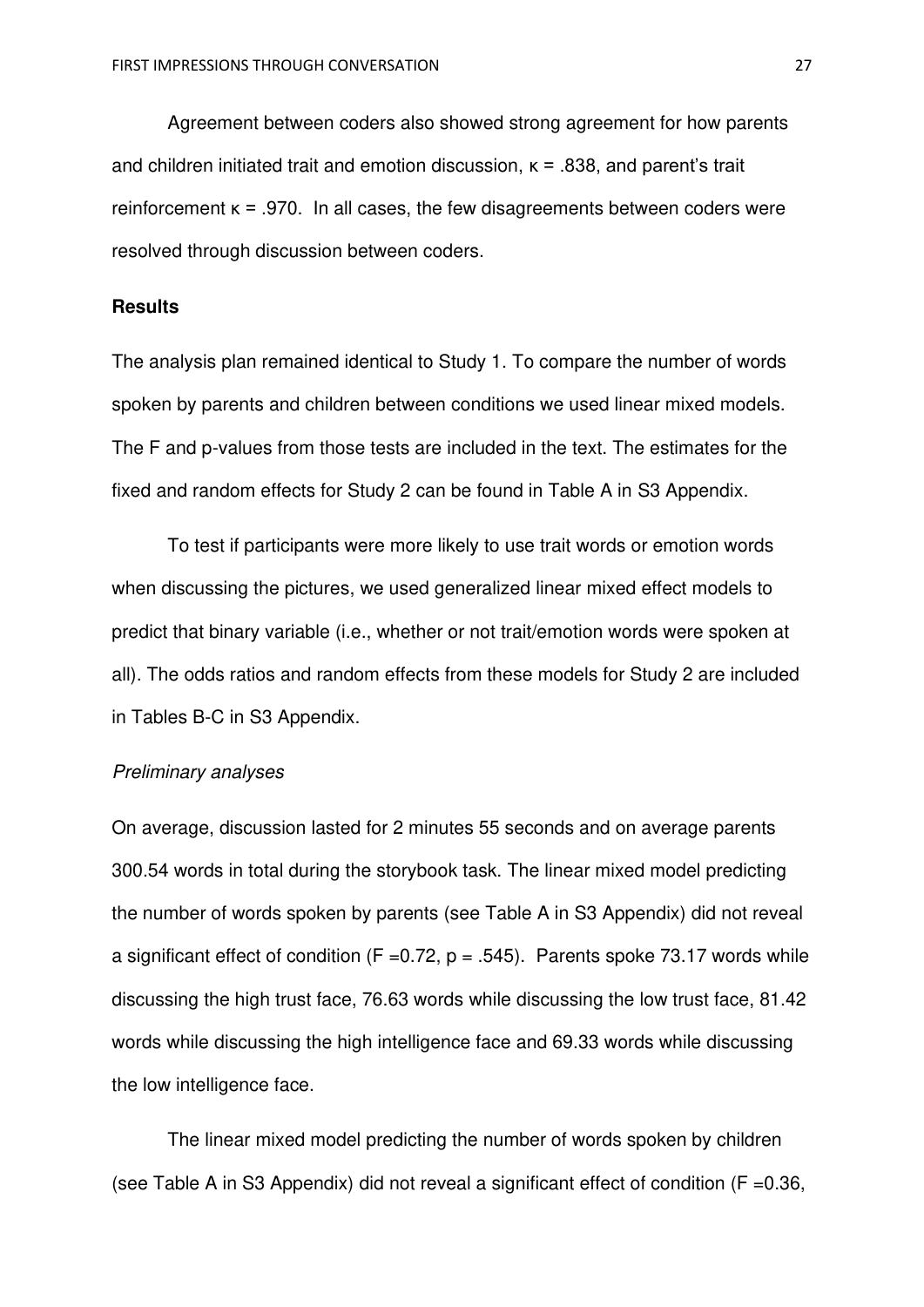Agreement between coders also showed strong agreement for how parents and children initiated trait and emotion discussion, κ = .838, and parent's trait reinforcement κ = .970. In all cases, the few disagreements between coders were resolved through discussion between coders.

## Results

The analysis plan remained identical to Study 1. To compare the number of words spoken by parents and children between conditions we used linear mixed models. The F and p-values from those tests are included in the text. The estimates for the fixed and random effects for Study 2 can be found in Table A in S3 Appendix.

To test if participants were more likely to use trait words or emotion words when discussing the pictures, we used generalized linear mixed effect models to predict that binary variable (i.e., whether or not trait/emotion words were spoken at all). The odds ratios and random effects from these models for Study 2 are included in Tables B-C in S3 Appendix.

### *Preliminary analyses*

On average, discussion lasted for 2 minutes 55 seconds and on average parents 300.54 words in total during the storybook task. The linear mixed model predicting the number of words spoken by parents (see Table A in S3 Appendix) did not reveal a significant effect of condition ($F = 0.72$, $p = .545$). Parents spoke 73.17 words while discussing the high trust face, 76.63 words while discussing the low trust face, 81.42 words while discussing the high intelligence face and 69.33 words while discussing the low intelligence face.

The linear mixed model predicting the number of words spoken by children (see Table A in S3 Appendix) did not reveal a significant effect of condition ($F = 0.36$,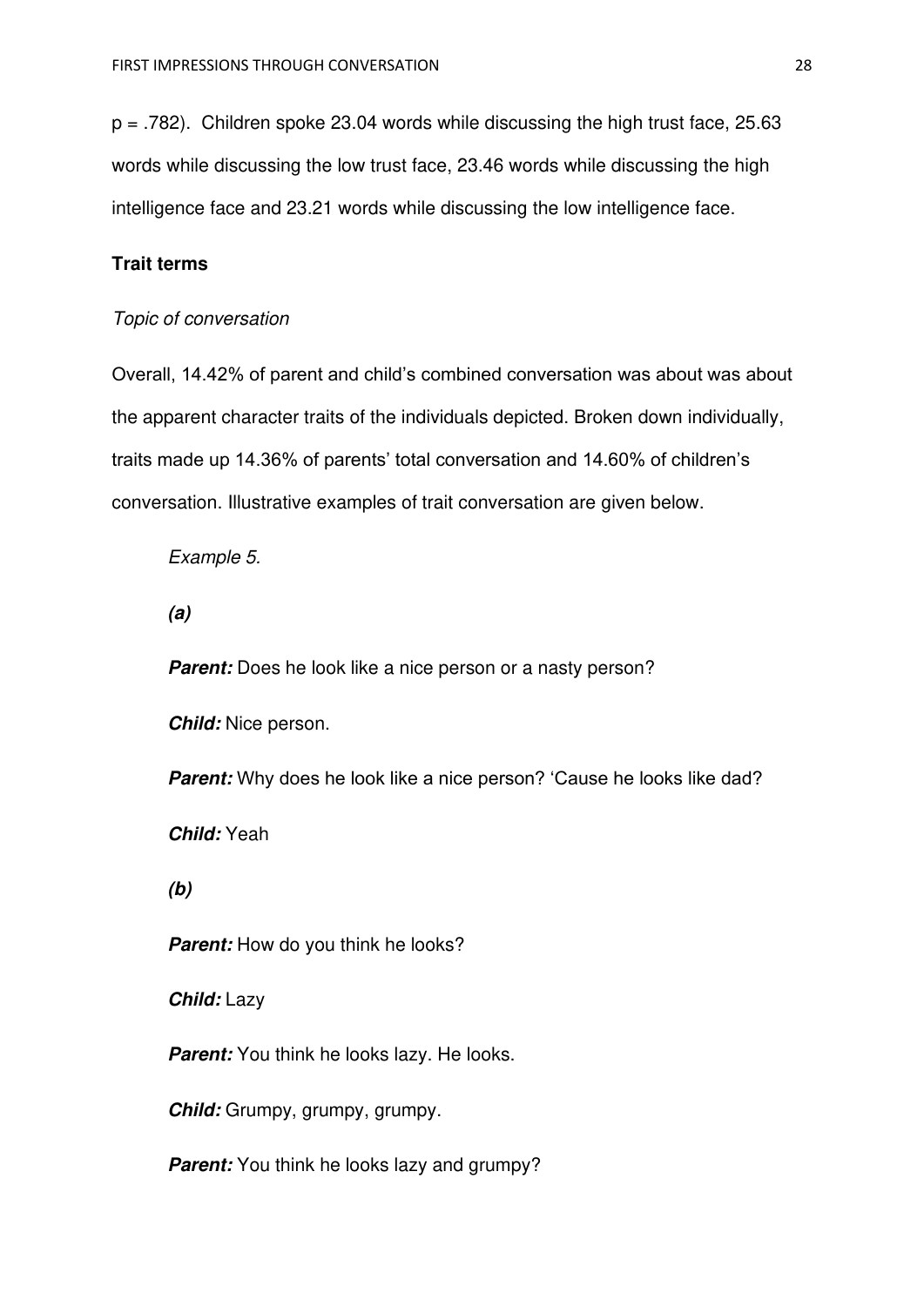$p = .782$). Children spoke 23.04 words while discussing the high trust face, 25.63 words while discussing the low trust face, 23.46 words while discussing the high intelligence face and 23.21 words while discussing the low intelligence face.

## Trait terms

*Topic of conversation*

Overall, 14.42% of parent and child's combined conversation was about was about the apparent character traits of the individuals depicted. Broken down individually, traits made up 14.36% of parents' total conversation and 14.60% of children's conversation. Illustrative examples of trait conversation are given below.

*Example 5.*

***(a)***

***Parent:*** Does he look like a nice person or a nasty person?

***Child:*** Nice person.

***Parent:*** Why does he look like a nice person? 'Cause he looks like dad?

***Child:*** Yeah

***(b)***

***Parent:*** How do you think he looks?

***Child:*** Lazy

***Parent:*** You think he looks lazy. He looks.

***Child:*** Grumpy, grumpy, grumpy.

***Parent:*** You think he looks lazy and grumpy?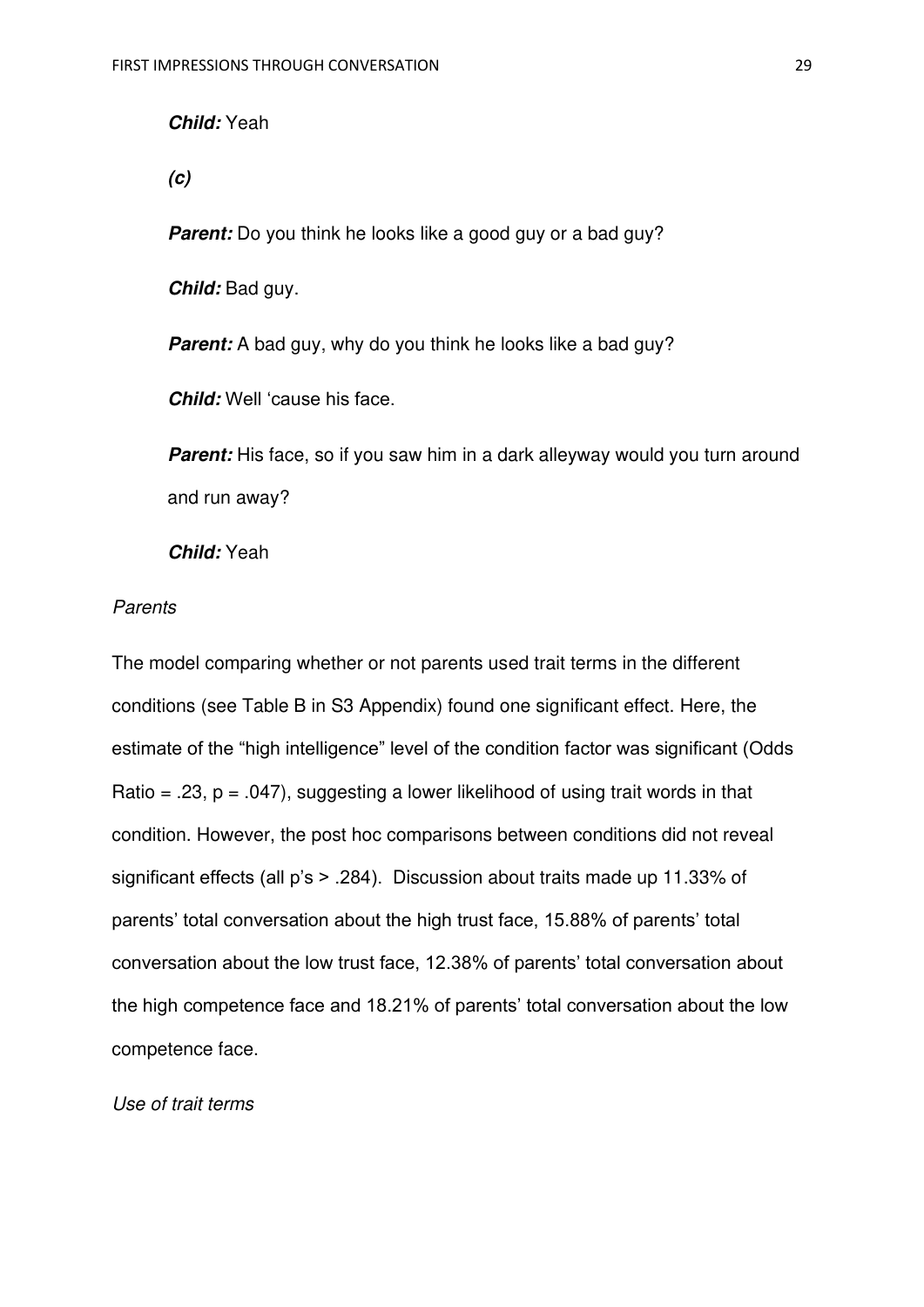***Child:*** Yeah

***(c)***

***Parent:*** Do you think he looks like a good guy or a bad guy?

***Child:*** Bad guy.

***Parent:*** A bad guy, why do you think he looks like a bad guy?

***Child:*** Well 'cause his face.

***Parent:*** His face, so if you saw him in a dark alleyway would you turn around and run away?

***Child:*** Yeah

*Parents*

The model comparing whether or not parents used trait terms in the different conditions (see Table B in S3 Appendix) found one significant effect. Here, the estimate of the "high intelligence" level of the condition factor was significant (Odds Ratio = .23, $p = .047$), suggesting a lower likelihood of using trait words in that condition. However, the post hoc comparisons between conditions did not reveal significant effects (all $p$'s > .284). Discussion about traits made up 11.33% of parents' total conversation about the high trust face, 15.88% of parents' total conversation about the low trust face, 12.38% of parents' total conversation about the high competence face and 18.21% of parents' total conversation about the low competence face.

*Use of trait terms*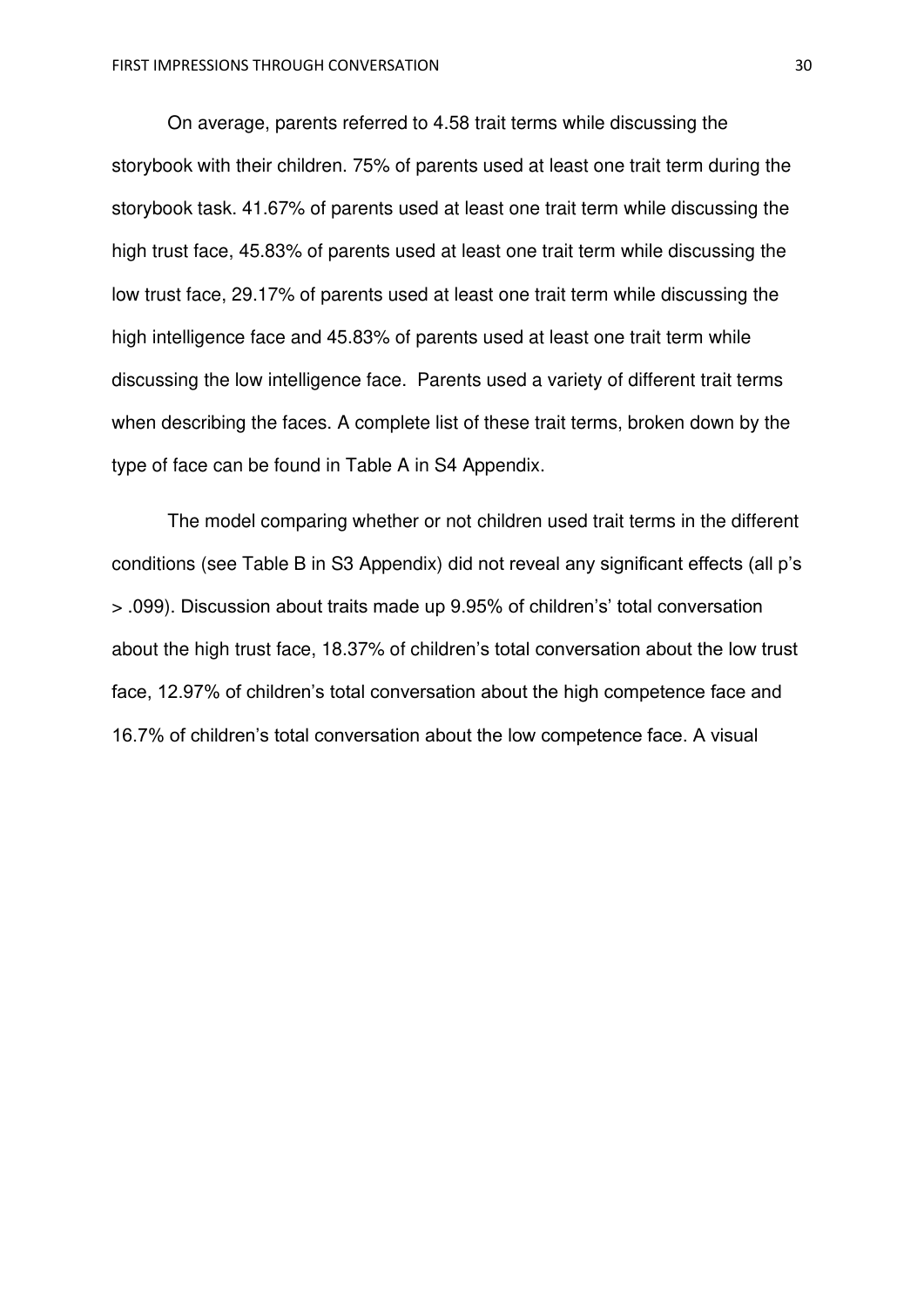On average, parents referred to 4.58 trait terms while discussing the storybook with their children. 75% of parents used at least one trait term during the storybook task. 41.67% of parents used at least one trait term while discussing the high trust face, 45.83% of parents used at least one trait term while discussing the low trust face, 29.17% of parents used at least one trait term while discussing the high intelligence face and 45.83% of parents used at least one trait term while discussing the low intelligence face. Parents used a variety of different trait terms when describing the faces. A complete list of these trait terms, broken down by the type of face can be found in Table A in S4 Appendix.

The model comparing whether or not children used trait terms in the different conditions (see Table B in S3 Appendix) did not reveal any significant effects (all p's > .099). Discussion about traits made up 9.95% of children's' total conversation about the high trust face, 18.37% of children's total conversation about the low trust face, 12.97% of children's total conversation about the high competence face and 16.7% of children's total conversation about the low competence face. A visual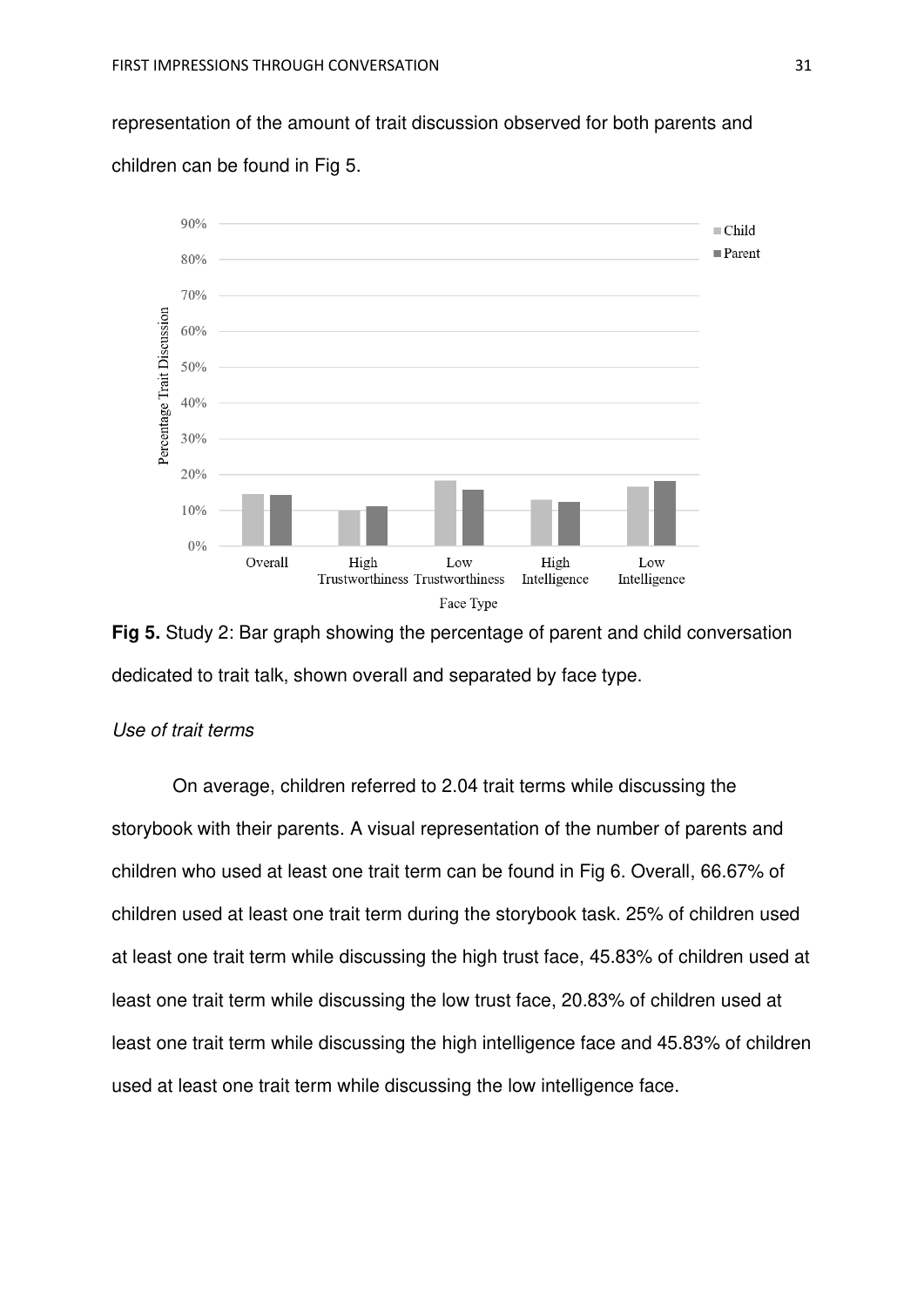representation of the amount of trait discussion observed for both parents and children can be found in Fig 5.

**Fig 5.** Study 2: Bar graph showing the percentage of parent and child conversation dedicated to trait talk, shown overall and separated by face type.

*Use of trait terms*

On average, children referred to 2.04 trait terms while discussing the storybook with their parents. A visual representation of the number of parents and children who used at least one trait term can be found in Fig 6. Overall, 66.67% of children used at least one trait term during the storybook task. 25% of children used at least one trait term while discussing the high trust face, 45.83% of children used at least one trait term while discussing the low trust face, 20.83% of children used at least one trait term while discussing the high intelligence face and 45.83% of children used at least one trait term while discussing the low intelligence face.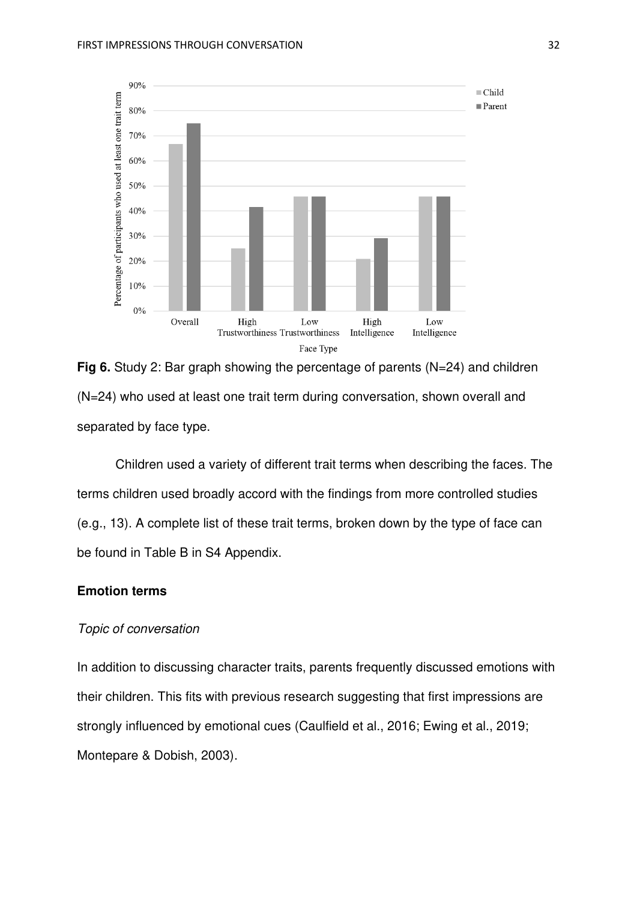**Fig 6.** Study 2: Bar graph showing the percentage of parents (N=24) and children (N=24) who used at least one trait term during conversation, shown overall and separated by face type.

Children used a variety of different trait terms when describing the faces. The terms children used broadly accord with the findings from more controlled studies (e.g., 13). A complete list of these trait terms, broken down by the type of face can be found in Table B in S4 Appendix.

## Emotion terms

### *Topic of conversation*

In addition to discussing character traits, parents frequently discussed emotions with their children. This fits with previous research suggesting that first impressions are strongly influenced by emotional cues (Caulfield et al., 2016; Ewing et al., 2019; Montepare & Dobish, 2003).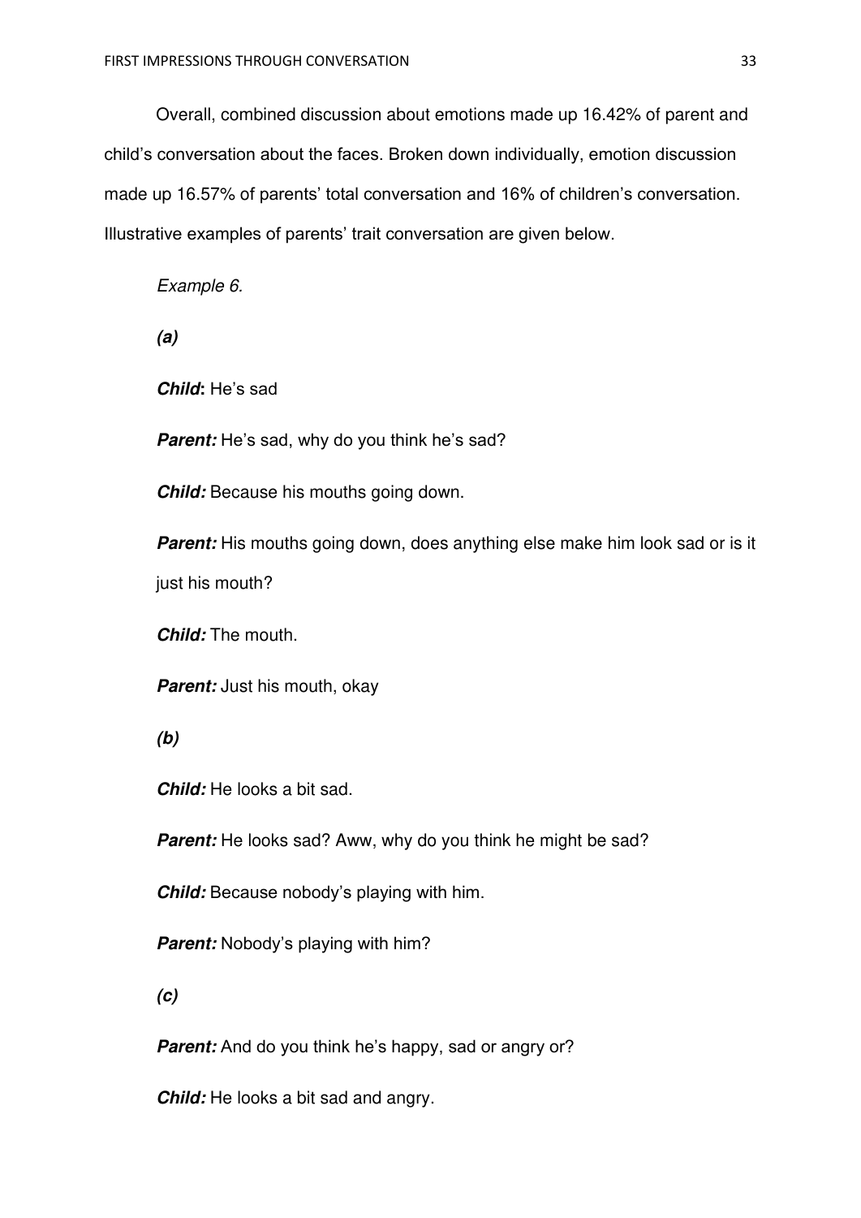Overall, combined discussion about emotions made up 16.42% of parent and child's conversation about the faces. Broken down individually, emotion discussion made up 16.57% of parents' total conversation and 16% of children's conversation. Illustrative examples of parents' trait conversation are given below.

*Example 6.*

***(a)***

***Child*:** He's sad

***Parent:*** He's sad, why do you think he's sad?

***Child:*** Because his mouths going down.

***Parent:*** His mouths going down, does anything else make him look sad or is it just his mouth?

***Child:*** The mouth.

***Parent:*** Just his mouth, okay

***(b)***

***Child:*** He looks a bit sad.

***Parent:*** He looks sad? Aww, why do you think he might be sad?

***Child:*** Because nobody's playing with him.

***Parent:*** Nobody's playing with him?

***(c)***

***Parent:*** And do you think he's happy, sad or angry or?

***Child:*** He looks a bit sad and angry.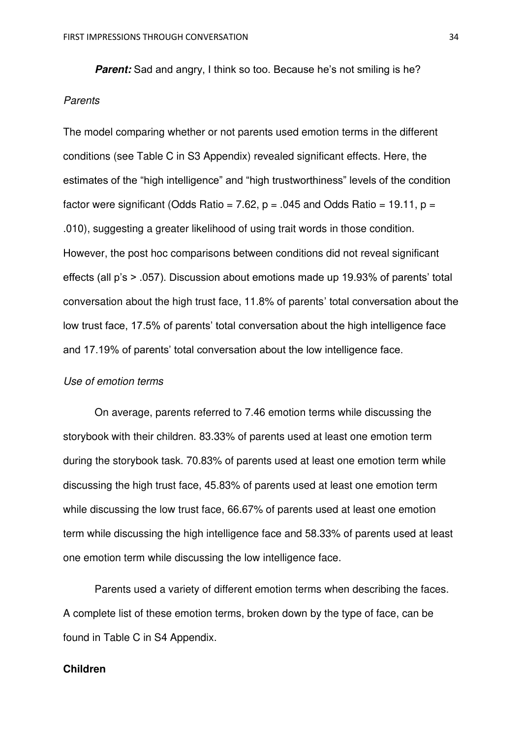***Parent:*** Sad and angry, I think so too. Because he's not smiling is he?

*Parents*

The model comparing whether or not parents used emotion terms in the different conditions (see Table C in S3 Appendix) revealed significant effects. Here, the estimates of the "high intelligence" and "high trustworthiness" levels of the condition factor were significant (Odds Ratio = 7.62, $p = .045$ and Odds Ratio = 19.11, $p = .010$), suggesting a greater likelihood of using trait words in those condition. However, the post hoc comparisons between conditions did not reveal significant effects (all p's > .057). Discussion about emotions made up 19.93% of parents' total conversation about the high trust face, 11.8% of parents' total conversation about the low trust face, 17.5% of parents' total conversation about the high intelligence face and 17.19% of parents' total conversation about the low intelligence face.

*Use of emotion terms*

On average, parents referred to 7.46 emotion terms while discussing the storybook with their children. 83.33% of parents used at least one emotion term during the storybook task. 70.83% of parents used at least one emotion term while discussing the high trust face, 45.83% of parents used at least one emotion term while discussing the low trust face, 66.67% of parents used at least one emotion term while discussing the high intelligence face and 58.33% of parents used at least one emotion term while discussing the low intelligence face.

Parents used a variety of different emotion terms when describing the faces. A complete list of these emotion terms, broken down by the type of face, can be found in Table C in S4 Appendix.

**Children**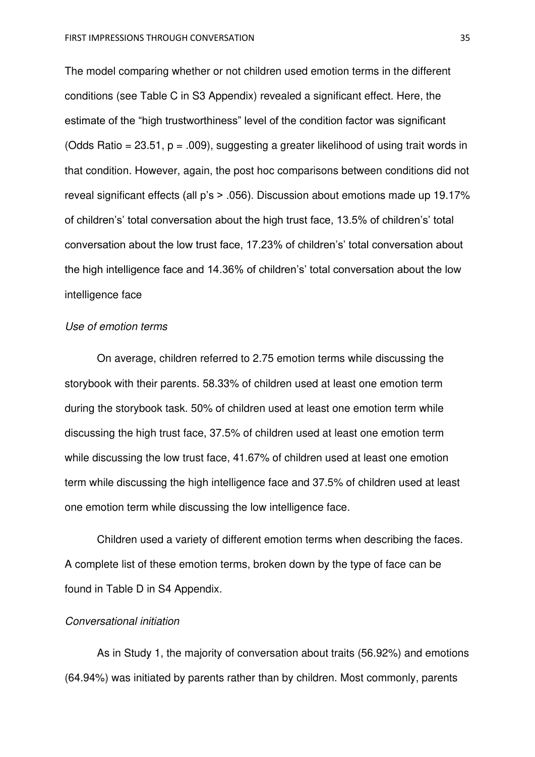The model comparing whether or not children used emotion terms in the different conditions (see Table C in S3 Appendix) revealed a significant effect. Here, the estimate of the "high trustworthiness" level of the condition factor was significant (Odds Ratio = 23.51, $p = .009$), suggesting a greater likelihood of using trait words in that condition. However, again, the post hoc comparisons between conditions did not reveal significant effects (all p's > .056). Discussion about emotions made up 19.17% of children's total conversation about the high trust face, 13.5% of children's' total conversation about the low trust face, 17.23% of children's total conversation about the high intelligence face and 14.36% of children's' total conversation about the low intelligence face

*Use of emotion terms*

On average, children referred to 2.75 emotion terms while discussing the storybook with their parents. 58.33% of children used at least one emotion term during the storybook task. 50% of children used at least one emotion term while discussing the high trust face, 37.5% of children used at least one emotion term while discussing the low trust face, 41.67% of children used at least one emotion term while discussing the high intelligence face and 37.5% of children used at least one emotion term while discussing the low intelligence face.

Children used a variety of different emotion terms when describing the faces. A complete list of these emotion terms, broken down by the type of face can be found in Table D in S4 Appendix.

*Conversational initiation*

As in Study 1, the majority of conversation about traits (56.92%) and emotions (64.94%) was initiated by parents rather than by children. Most commonly, parents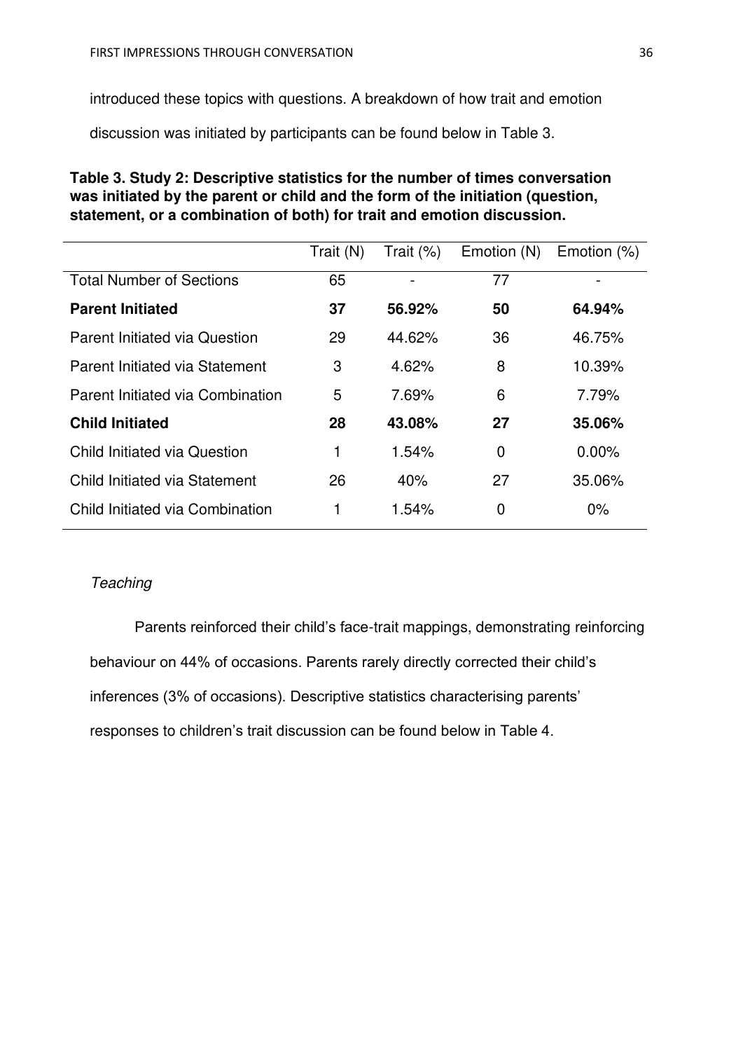introduced these topics with questions. A breakdown of how trait and emotion discussion was initiated by participants can be found below in Table 3.

**Table 3. Study 2: Descriptive statistics for the number of times conversation was initiated by the parent or child and the form of the initiation (question, statement, or a combination of both) for trait and emotion discussion.**

| | Trait (N) | Trait (%) | Emotion (N) | Emotion (%) |
|---|---|---|---|---|
| Total Number of Sections | 65 | - | 77 | - |
| **Parent Initiated** | **37** | **56.92%** | **50** | **64.94%** |
| Parent Initiated via Question | 29 | 44.62% | 36 | 46.75% |
| Parent Initiated via Statement | 3 | 4.62% | 8 | 10.39% |
| Parent Initiated via Combination | 5 | 7.69% | 6 | 7.79% |
| **Child Initiated** | **28** | **43.08%** | **27** | **35.06%** |
| Child Initiated via Question | 1 | 1.54% | 0 | 0.00% |
| Child Initiated via Statement | 26 | 40% | 27 | 35.06% |
| Child Initiated via Combination | 1 | 1.54% | 0 | 0% |

*Teaching*

Parents reinforced their child's face-trait mappings, demonstrating reinforcing behaviour on 44% of occasions. Parents rarely directly corrected their child's inferences (3% of occasions). Descriptive statistics characterising parents' responses to children's trait discussion can be found below in Table 4.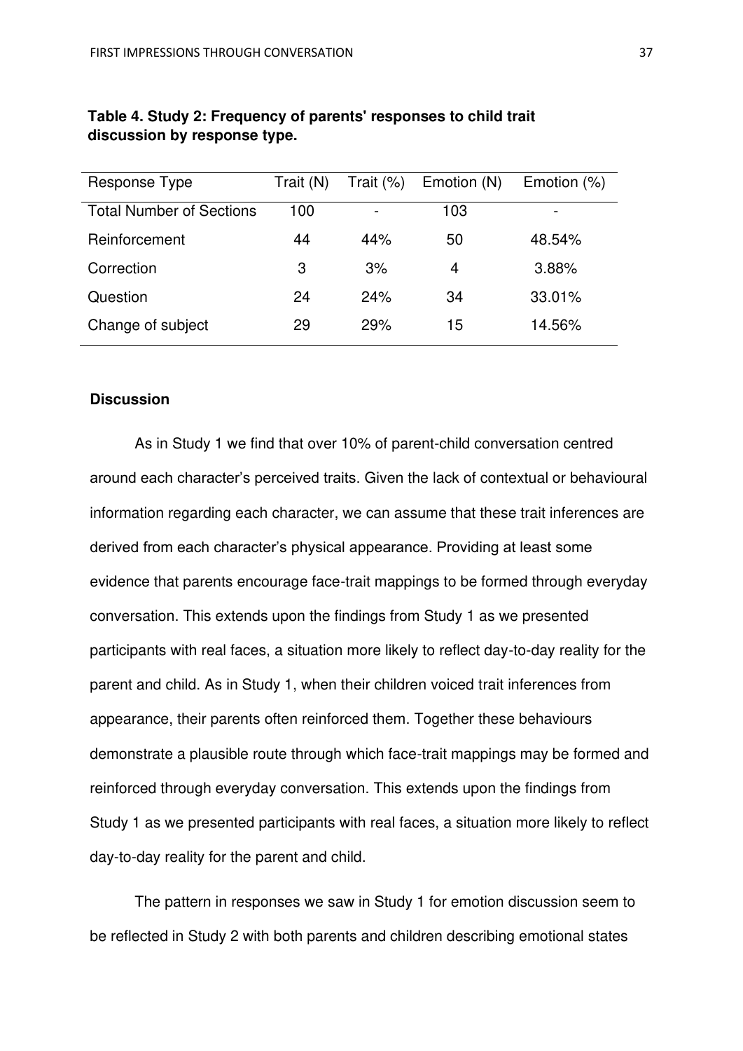**Table 4. Study 2: Frequency of parents' responses to child trait discussion by response type.**

| Response Type | Trait (N) | Trait (%) | Emotion (N) | Emotion (%) |
|---|---|---|---|---|
| Total Number of Sections | 100 | - | 103 | - |
| Reinforcement | 44 | 44% | 50 | 48.54% |
| Correction | 3 | 3% | 4 | 3.88% |
| Question | 24 | 24% | 34 | 33.01% |
| Change of subject | 29 | 29% | 15 | 14.56% |

### Discussion

As in Study 1 we find that over 10% of parent-child conversation centred around each character's perceived traits. Given the lack of contextual or behavioural information regarding each character, we can assume that these trait inferences are derived from each character's physical appearance. Providing at least some evidence that parents encourage face-trait mappings to be formed through everyday conversation. This extends upon the findings from Study 1 as we presented participants with real faces, a situation more likely to reflect day-to-day reality for the parent and child. As in Study 1, when their children voiced trait inferences from appearance, their parents often reinforced them. Together these behaviours demonstrate a plausible route through which face-trait mappings may be formed and reinforced through everyday conversation. This extends upon the findings from Study 1 as we presented participants with real faces, a situation more likely to reflect day-to-day reality for the parent and child.

The pattern in responses we saw in Study 1 for emotion discussion seem to be reflected in Study 2 with both parents and children describing emotional states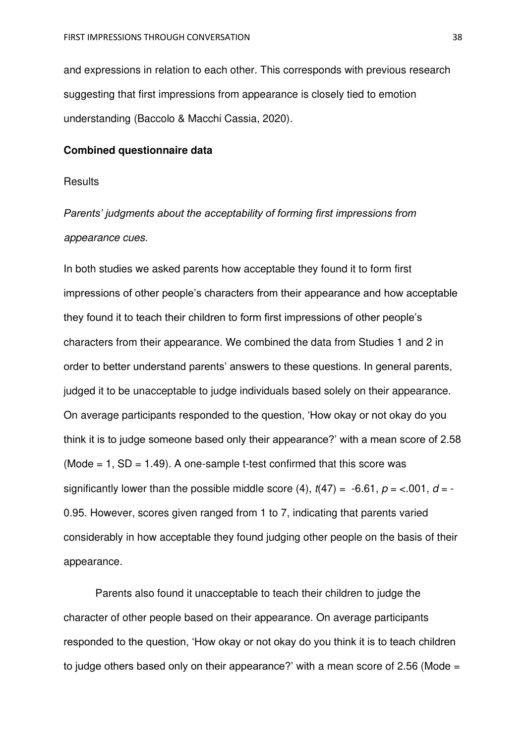and expressions in relation to each other. This corresponds with previous research suggesting that first impressions from appearance is closely tied to emotion understanding (Baccolo & Macchi Cassia, 2020).

**Combined questionnaire data**

Results

*Parents' judgments about the acceptability of forming first impressions from appearance cues.*

In both studies we asked parents how acceptable they found it to form first impressions of other people's characters from their appearance and how acceptable they found it to teach their children to form first impressions of other people's characters from their appearance. We combined the data from Studies 1 and 2 in order to better understand parents' answers to these questions. In general parents, judged it to be unacceptable to judge individuals based solely on their appearance. On average participants responded to the question, 'How okay or not okay do you think it is to judge someone based only their appearance?' with a mean score of 2.58 (Mode = 1, SD = 1.49). A one-sample t-test confirmed that this score was significantly lower than the possible middle score (4), $t(47) = -6.61$, $p = <.001$, $d = -0.95$. However, scores given ranged from 1 to 7, indicating that parents varied considerably in how acceptable they found judging other people on the basis of their appearance.

Parents also found it unacceptable to teach their children to judge the character of other people based on their appearance. On average participants responded to the question, 'How okay or not okay do you think it is to teach children to judge others based only on their appearance?' with a mean score of 2.56 (Mode =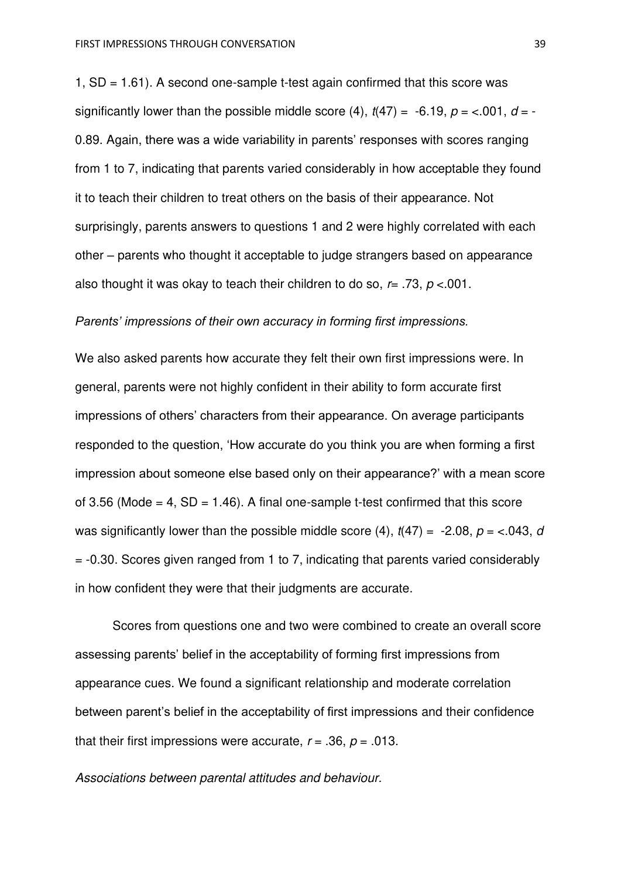1, SD = 1.61). A second one-sample t-test again confirmed that this score was significantly lower than the possible middle score (4), $t(47) = -6.19$, $p = <.001$, $d = -0.89$. Again, there was a wide variability in parents' responses with scores ranging from 1 to 7, indicating that parents varied considerably in how acceptable they found it to teach their children to treat others on the basis of their appearance. Not surprisingly, parents answers to questions 1 and 2 were highly correlated with each other – parents who thought it acceptable to judge strangers based on appearance also thought it was okay to teach their children to do so, $r = .73$, $p < .001$.

*Parents' impressions of their own accuracy in forming first impressions.*

We also asked parents how accurate they felt their own first impressions were. In general, parents were not highly confident in their ability to form accurate first impressions of others' characters from their appearance. On average participants responded to the question, 'How accurate do you think you are when forming a first impression about someone else based only on their appearance?' with a mean score of 3.56 (Mode = 4, SD = 1.46). A final one-sample t-test confirmed that this score was significantly lower than the possible middle score (4), $t(47) = -2.08$, $p = <.043$, $d = -0.30$. Scores given ranged from 1 to 7, indicating that parents varied considerably in how confident they were that their judgments are accurate.

Scores from questions one and two were combined to create an overall score assessing parents' belief in the acceptability of forming first impressions from appearance cues. We found a significant relationship and moderate correlation between parent's belief in the acceptability of first impressions and their confidence that their first impressions were accurate, $r = .36$, $p = .013$.

*Associations between parental attitudes and behaviour.*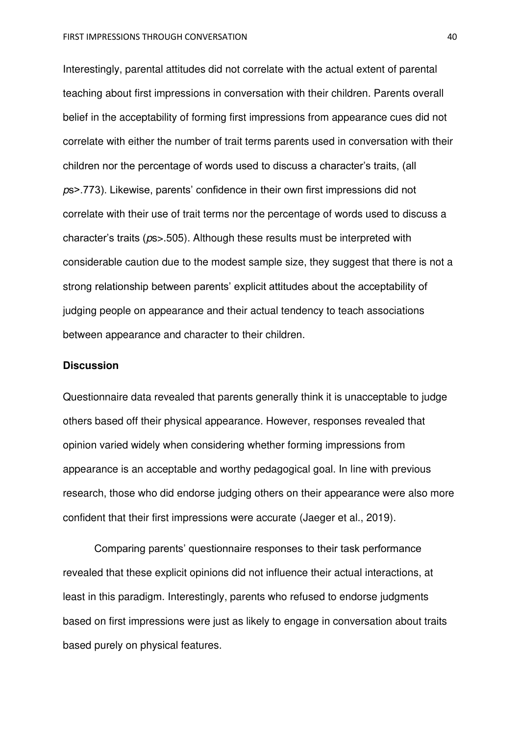Interestingly, parental attitudes did not correlate with the actual extent of parental teaching about first impressions in conversation with their children. Parents overall belief in the acceptability of forming first impressions from appearance cues did not correlate with either the number of trait terms parents used in conversation with their children nor the percentage of words used to discuss a character's traits, (all *p*s>.773). Likewise, parents' confidence in their own first impressions did not correlate with their use of trait terms nor the percentage of words used to discuss a character's traits (*p*s>.505). Although these results must be interpreted with considerable caution due to the modest sample size, they suggest that there is not a strong relationship between parents' explicit attitudes about the acceptability of judging people on appearance and their actual tendency to teach associations between appearance and character to their children.

## Discussion

Questionnaire data revealed that parents generally think it is unacceptable to judge others based off their physical appearance. However, responses revealed that opinion varied widely when considering whether forming impressions from appearance is an acceptable and worthy pedagogical goal. In line with previous research, those who did endorse judging others on their appearance were also more confident that their first impressions were accurate (Jaeger et al., 2019).

Comparing parents' questionnaire responses to their task performance revealed that these explicit opinions did not influence their actual interactions, at least in this paradigm. Interestingly, parents who refused to endorse judgments based on first impressions were just as likely to engage in conversation about traits based purely on physical features.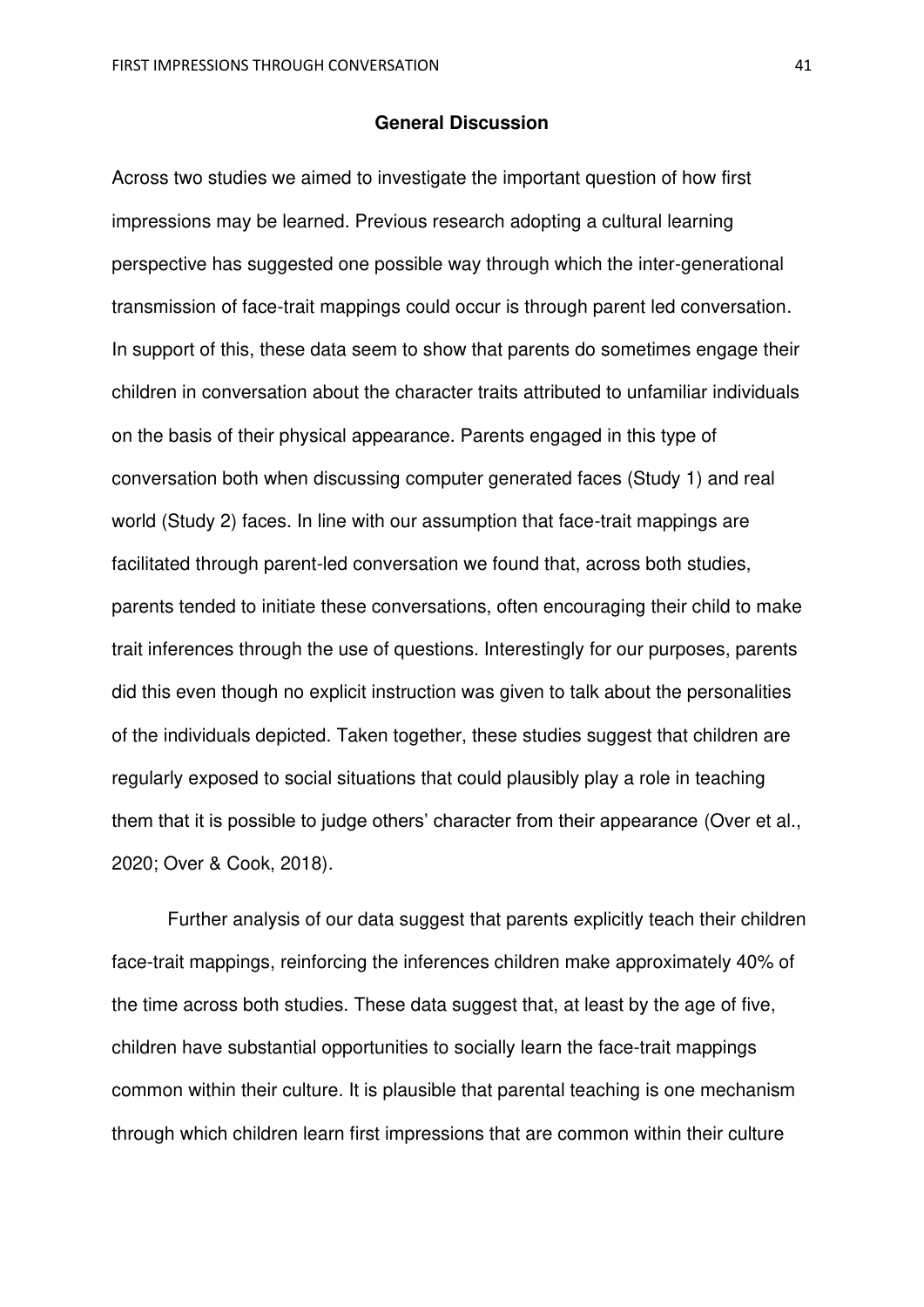## General Discussion

Across two studies we aimed to investigate the important question of how first impressions may be learned. Previous research adopting a cultural learning perspective has suggested one possible way through which the inter-generational transmission of face-trait mappings could occur is through parent led conversation. In support of this, these data seem to show that parents do sometimes engage their children in conversation about the character traits attributed to unfamiliar individuals on the basis of their physical appearance. Parents engaged in this type of conversation both when discussing computer generated faces (Study 1) and real world (Study 2) faces. In line with our assumption that face-trait mappings are facilitated through parent-led conversation we found that, across both studies, parents tended to initiate these conversations, often encouraging their child to make trait inferences through the use of questions. Interestingly for our purposes, parents did this even though no explicit instruction was given to talk about the personalities of the individuals depicted. Taken together, these studies suggest that children are regularly exposed to social situations that could plausibly play a role in teaching them that it is possible to judge others' character from their appearance (Over et al., 2020; Over & Cook, 2018).

Further analysis of our data suggest that parents explicitly teach their children face-trait mappings, reinforcing the inferences children make approximately 40% of the time across both studies. These data suggest that, at least by the age of five, children have substantial opportunities to socially learn the face-trait mappings common within their culture. It is plausible that parental teaching is one mechanism through which children learn first impressions that are common within their culture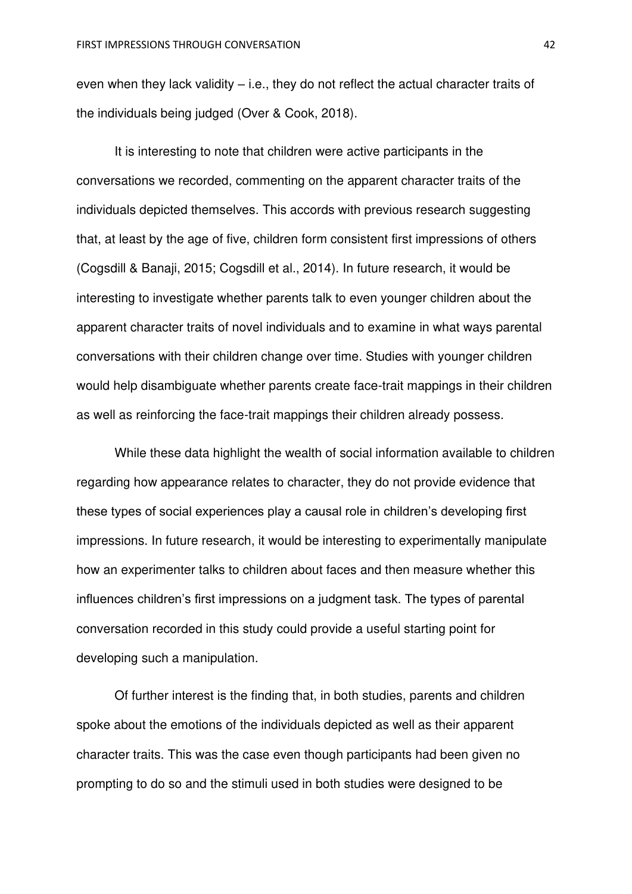even when they lack validity – i.e., they do not reflect the actual character traits of the individuals being judged (Over & Cook, 2018).

It is interesting to note that children were active participants in the conversations we recorded, commenting on the apparent character traits of the individuals depicted themselves. This accords with previous research suggesting that, at least by the age of five, children form consistent first impressions of others (Cogsdill & Banaji, 2015; Cogsdill et al., 2014). In future research, it would be interesting to investigate whether parents talk to even younger children about the apparent character traits of novel individuals and to examine in what ways parental conversations with their children change over time. Studies with younger children would help disambiguate whether parents create face-trait mappings in their children as well as reinforcing the face-trait mappings their children already possess.

While these data highlight the wealth of social information available to children regarding how appearance relates to character, they do not provide evidence that these types of social experiences play a causal role in children's developing first impressions. In future research, it would be interesting to experimentally manipulate how an experimenter talks to children about faces and then measure whether this influences children's first impressions on a judgment task. The types of parental conversation recorded in this study could provide a useful starting point for developing such a manipulation.

Of further interest is the finding that, in both studies, parents and children spoke about the emotions of the individuals depicted as well as their apparent character traits. This was the case even though participants had been given no prompting to do so and the stimuli used in both studies were designed to be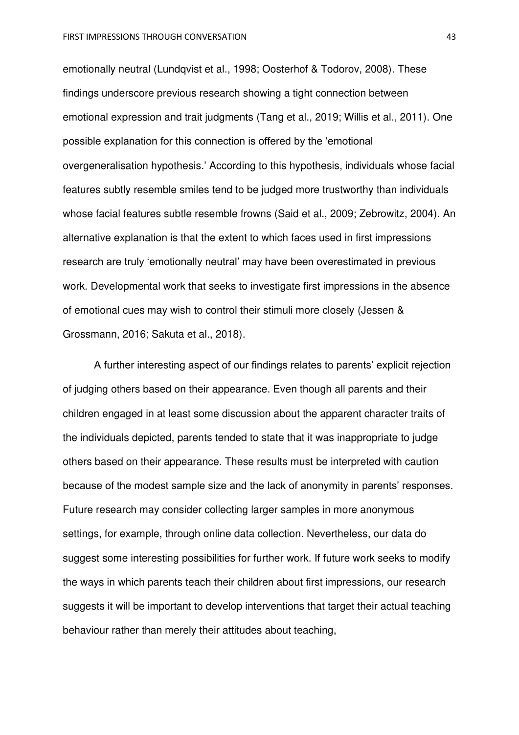emotionally neutral (Lundqvist et al., 1998; Oosterhof & Todorov, 2008). These findings underscore previous research showing a tight connection between emotional expression and trait judgments (Tang et al., 2019; Willis et al., 2011). One possible explanation for this connection is offered by the 'emotional overgeneralisation hypothesis.' According to this hypothesis, individuals whose facial features subtly resemble smiles tend to be judged more trustworthy than individuals whose facial features subtle resemble frowns (Said et al., 2009; Zebrowitz, 2004). An alternative explanation is that the extent to which faces used in first impressions research are truly 'emotionally neutral' may have been overestimated in previous work. Developmental work that seeks to investigate first impressions in the absence of emotional cues may wish to control their stimuli more closely (Jessen & Grossmann, 2016; Sakuta et al., 2018).

A further interesting aspect of our findings relates to parents' explicit rejection of judging others based on their appearance. Even though all parents and their children engaged in at least some discussion about the apparent character traits of the individuals depicted, parents tended to state that it was inappropriate to judge others based on their appearance. These results must be interpreted with caution because of the modest sample size and the lack of anonymity in parents' responses. Future research may consider collecting larger samples in more anonymous settings, for example, through online data collection. Nevertheless, our data do suggest some interesting possibilities for further work. If future work seeks to modify the ways in which parents teach their children about first impressions, our research suggests it will be important to develop interventions that target their actual teaching behaviour rather than merely their attitudes about teaching,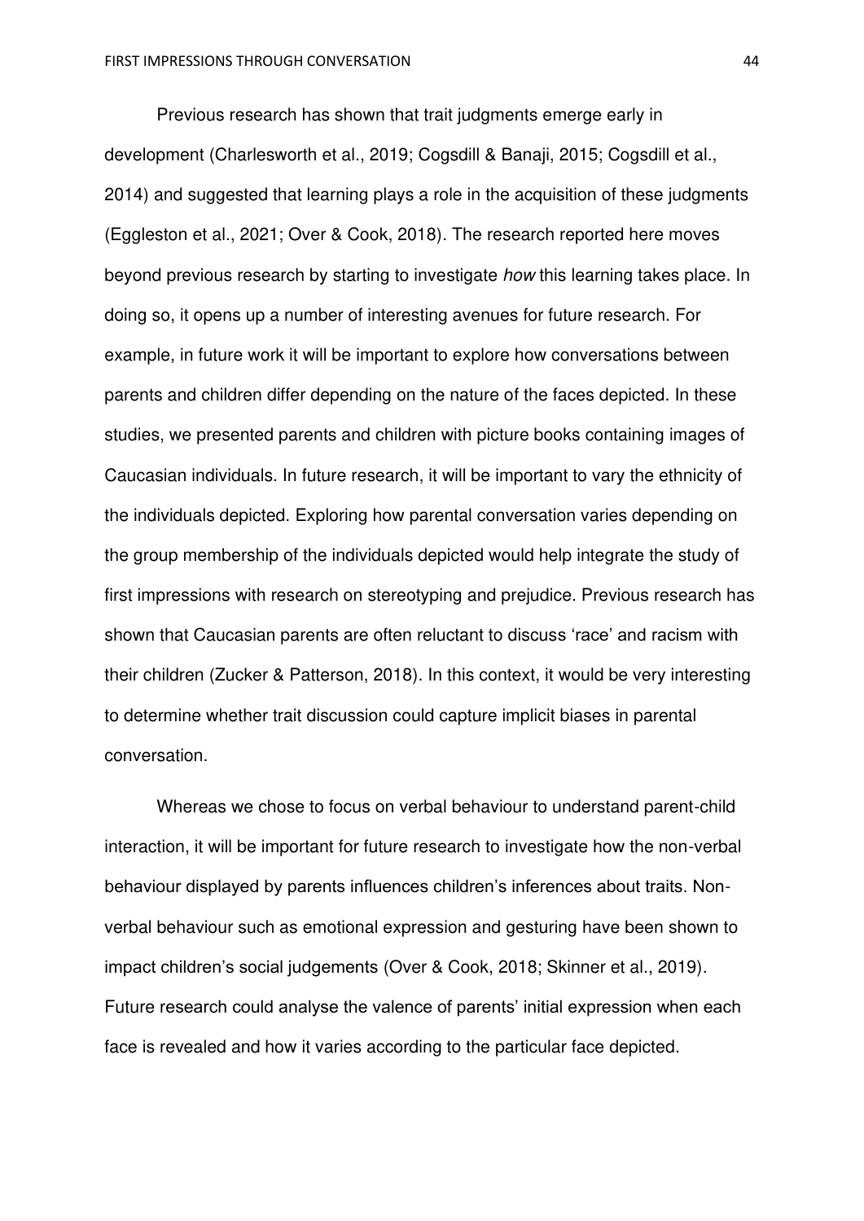Previous research has shown that trait judgments emerge early in development (Charlesworth et al., 2019; Cogsdill & Banaji, 2015; Cogsdill et al., 2014) and suggested that learning plays a role in the acquisition of these judgments (Eggleston et al., 2021; Over & Cook, 2018). The research reported here moves beyond previous research by starting to investigate *how* this learning takes place. In doing so, it opens up a number of interesting avenues for future research. For example, in future work it will be important to explore how conversations between parents and children differ depending on the nature of the faces depicted. In these studies, we presented parents and children with picture books containing images of Caucasian individuals. In future research, it will be important to vary the ethnicity of the individuals depicted. Exploring how parental conversation varies depending on the group membership of the individuals depicted would help integrate the study of first impressions with research on stereotyping and prejudice. Previous research has shown that Caucasian parents are often reluctant to discuss 'race' and racism with their children (Zucker & Patterson, 2018). In this context, it would be very interesting to determine whether trait discussion could capture implicit biases in parental conversation.

Whereas we chose to focus on verbal behaviour to understand parent-child interaction, it will be important for future research to investigate how the non-verbal behaviour displayed by parents influences children's inferences about traits. Non-verbal behaviour such as emotional expression and gesturing have been shown to impact children's social judgements (Over & Cook, 2018; Skinner et al., 2019). Future research could analyse the valence of parents' initial expression when each face is revealed and how it varies according to the particular face depicted.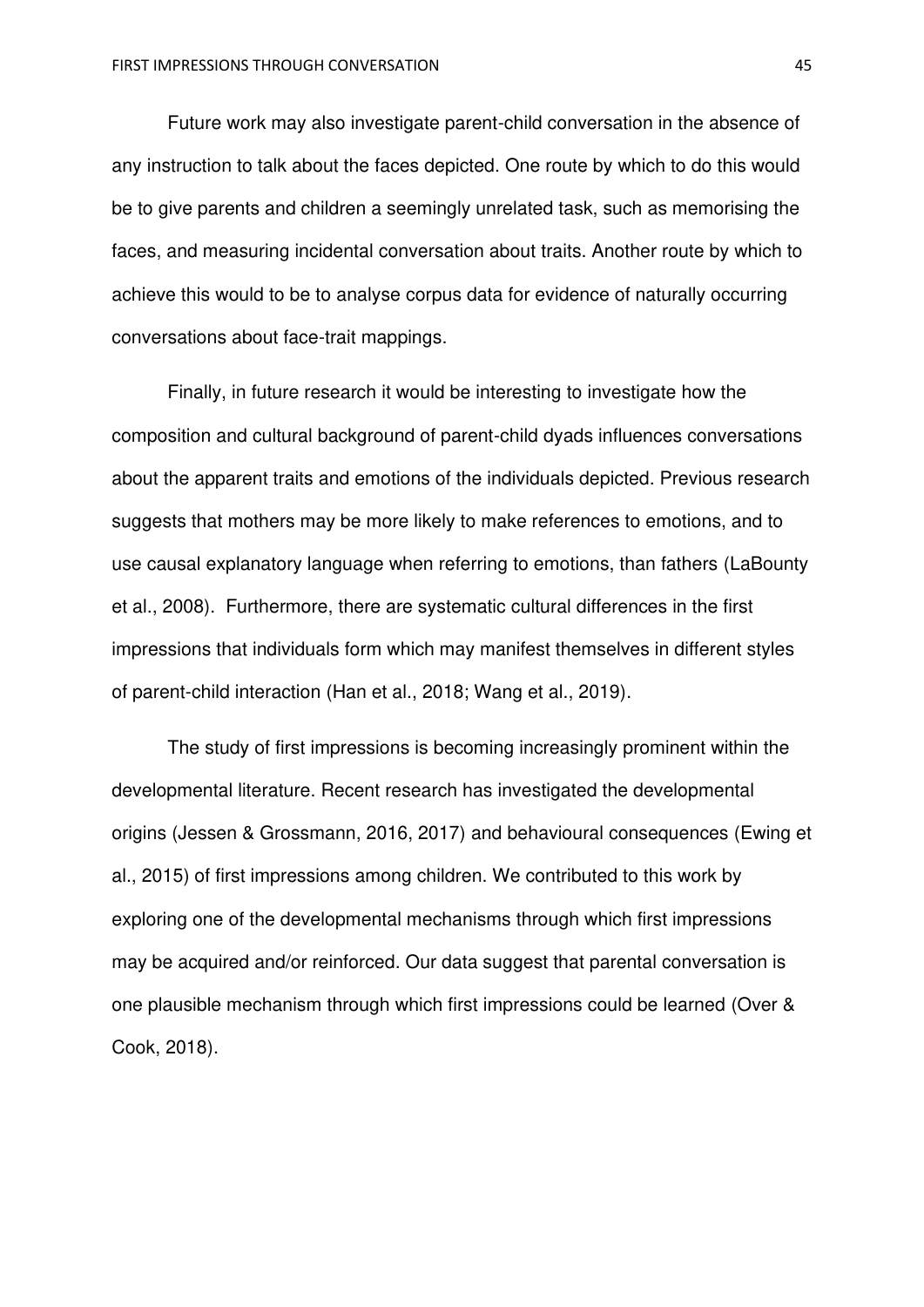Future work may also investigate parent-child conversation in the absence of any instruction to talk about the faces depicted. One route by which to do this would be to give parents and children a seemingly unrelated task, such as memorising the faces, and measuring incidental conversation about traits. Another route by which to achieve this would to be to analyse corpus data for evidence of naturally occurring conversations about face-trait mappings.

Finally, in future research it would be interesting to investigate how the composition and cultural background of parent-child dyads influences conversations about the apparent traits and emotions of the individuals depicted. Previous research suggests that mothers may be more likely to make references to emotions, and to use causal explanatory language when referring to emotions, than fathers (LaBounty et al., 2008). Furthermore, there are systematic cultural differences in the first impressions that individuals form which may manifest themselves in different styles of parent-child interaction (Han et al., 2018; Wang et al., 2019).

The study of first impressions is becoming increasingly prominent within the developmental literature. Recent research has investigated the developmental origins (Jessen & Grossmann, 2016, 2017) and behavioural consequences (Ewing et al., 2015) of first impressions among children. We contributed to this work by exploring one of the developmental mechanisms through which first impressions may be acquired and/or reinforced. Our data suggest that parental conversation is one plausible mechanism through which first impressions could be learned (Over & Cook, 2018).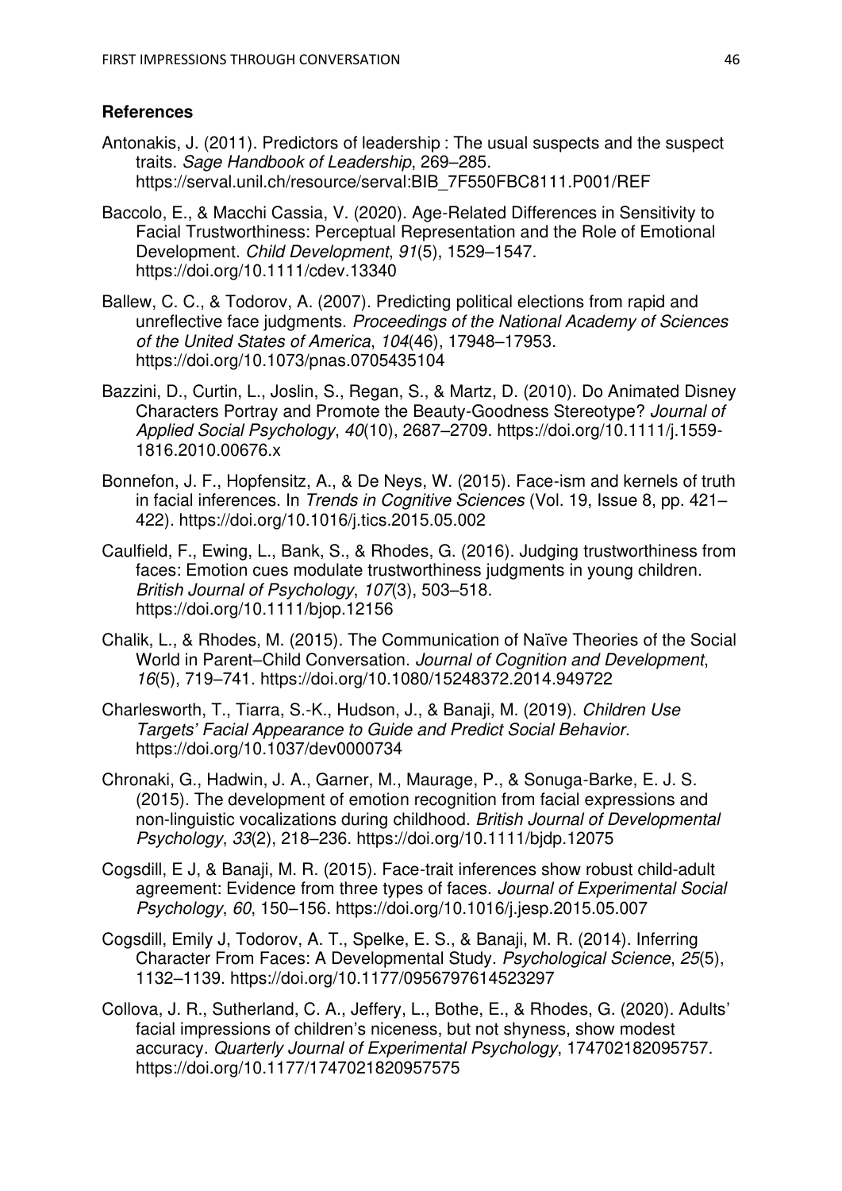## References

Antonakis, J. (2011). Predictors of leadership : The usual suspects and the suspect traits. *Sage Handbook of Leadership*, 269–285. https://serval.unil.ch/resource/serval:BIB_7F550FBC8111.P001/REF

Baccolo, E., & Macchi Cassia, V. (2020). Age-Related Differences in Sensitivity to Facial Trustworthiness: Perceptual Representation and the Role of Emotional Development. *Child Development*, *91*(5), 1529–1547. https://doi.org/10.1111/cdev.13340

Ballew, C. C., & Todorov, A. (2007). Predicting political elections from rapid and unreflective face judgments. *Proceedings of the National Academy of Sciences of the United States of America*, *104*(46), 17948–17953. https://doi.org/10.1073/pnas.0705435104

Bazzini, D., Curtin, L., Joslin, S., Regan, S., & Martz, D. (2010). Do Animated Disney Characters Portray and Promote the Beauty-Goodness Stereotype? *Journal of Applied Social Psychology*, *40*(10), 2687–2709. https://doi.org/10.1111/j.1559-1816.2010.00676.x

Bonnefon, J. F., Hopfensitz, A., & De Neys, W. (2015). Face-ism and kernels of truth in facial inferences. In *Trends in Cognitive Sciences* (Vol. 19, Issue 8, pp. 421–422). https://doi.org/10.1016/j.tics.2015.05.002

Caulfield, F., Ewing, L., Bank, S., & Rhodes, G. (2016). Judging trustworthiness from faces: Emotion cues modulate trustworthiness judgments in young children. *British Journal of Psychology*, *107*(3), 503–518. https://doi.org/10.1111/bjop.12156

Chalik, L., & Rhodes, M. (2015). The Communication of Naïve Theories of the Social World in Parent–Child Conversation. *Journal of Cognition and Development*, *16*(5), 719–741. https://doi.org/10.1080/15248372.2014.949722

Charlesworth, T., Tiarra, S.-K., Hudson, J., & Banaji, M. (2019). *Children Use Targets' Facial Appearance to Guide and Predict Social Behavior*. https://doi.org/10.1037/dev0000734

Chronaki, G., Hadwin, J. A., Garner, M., Maurage, P., & Sonuga-Barke, E. J. S. (2015). The development of emotion recognition from facial expressions and non-linguistic vocalizations during childhood. *British Journal of Developmental Psychology*, *33*(2), 218–236. https://doi.org/10.1111/bjdp.12075

Cogsdill, E J, & Banaji, M. R. (2015). Face-trait inferences show robust child-adult agreement: Evidence from three types of faces. *Journal of Experimental Social Psychology*, *60*, 150–156. https://doi.org/10.1016/j.jesp.2015.05.007

Cogsdill, Emily J, Todorov, A. T., Spelke, E. S., & Banaji, M. R. (2014). Inferring Character From Faces: A Developmental Study. *Psychological Science*, *25*(5), 1132–1139. https://doi.org/10.1177/0956797614523297

Collova, J. R., Sutherland, C. A., Jeffery, L., Bothe, E., & Rhodes, G. (2020). Adults' facial impressions of children's niceness, but not shyness, show modest accuracy. *Quarterly Journal of Experimental Psychology*, 174702182095757. https://doi.org/10.1177/1747021820957575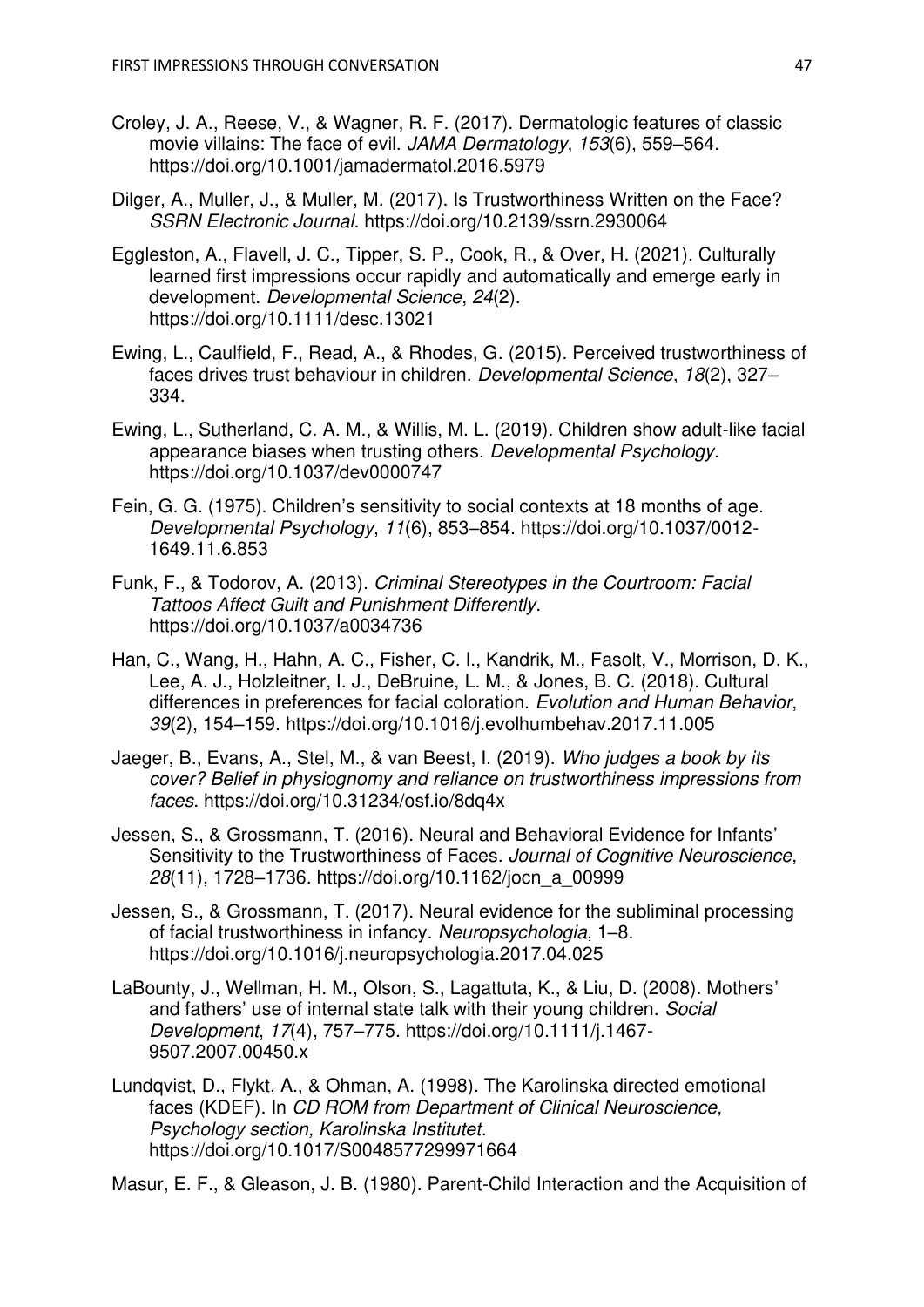Croley, J. A., Reese, V., & Wagner, R. F. (2017). Dermatologic features of classic movie villains: The face of evil. *JAMA Dermatology*, *153*(6), 559–564. https://doi.org/10.1001/jamadermatol.2016.5979

Dilger, A., Muller, J., & Muller, M. (2017). Is Trustworthiness Written on the Face? *SSRN Electronic Journal*. https://doi.org/10.2139/ssrn.2930064

Eggleston, A., Flavell, J. C., Tipper, S. P., Cook, R., & Over, H. (2021). Culturally learned first impressions occur rapidly and automatically and emerge early in development. *Developmental Science*, *24*(2). https://doi.org/10.1111/desc.13021

Ewing, L., Caulfield, F., Read, A., & Rhodes, G. (2015). Perceived trustworthiness of faces drives trust behaviour in children. *Developmental Science*, *18*(2), 327–334.

Ewing, L., Sutherland, C. A. M., & Willis, M. L. (2019). Children show adult-like facial appearance biases when trusting others. *Developmental Psychology*. https://doi.org/10.1037/dev0000747

Fein, G. G. (1975). Children's sensitivity to social contexts at 18 months of age. *Developmental Psychology*, *11*(6), 853–854. https://doi.org/10.1037/0012-1649.11.6.853

Funk, F., & Todorov, A. (2013). *Criminal Stereotypes in the Courtroom: Facial Tattoos Affect Guilt and Punishment Differently*. https://doi.org/10.1037/a0034736

Han, C., Wang, H., Hahn, A. C., Fisher, C. I., Kandrik, M., Fasolt, V., Morrison, D. K., Lee, A. J., Holzleitner, I. J., DeBruine, L. M., & Jones, B. C. (2018). Cultural differences in preferences for facial coloration. *Evolution and Human Behavior*, *39*(2), 154–159. https://doi.org/10.1016/j.evolhumbehav.2017.11.005

Jaeger, B., Evans, A., Stel, M., & van Beest, I. (2019). *Who judges a book by its cover? Belief in physiognomy and reliance on trustworthiness impressions from faces*. https://doi.org/10.31234/osf.io/8dq4x

Jessen, S., & Grossmann, T. (2016). Neural and Behavioral Evidence for Infants' Sensitivity to the Trustworthiness of Faces. *Journal of Cognitive Neuroscience*, *28*(11), 1728–1736. https://doi.org/10.1162/jocn_a_00999

Jessen, S., & Grossmann, T. (2017). Neural evidence for the subliminal processing of facial trustworthiness in infancy. *Neuropsychologia*, 1–8. https://doi.org/10.1016/j.neuropsychologia.2017.04.025

LaBounty, J., Wellman, H. M., Olson, S., Lagattuta, K., & Liu, D. (2008). Mothers' and fathers' use of internal state talk with their young children. *Social Development*, *17*(4), 757–775. https://doi.org/10.1111/j.1467-9507.2007.00450.x

Lundqvist, D., Flykt, A., & Ohman, A. (1998). The Karolinska directed emotional faces (KDEF). In *CD ROM from Department of Clinical Neuroscience, Psychology section, Karolinska Institutet*. https://doi.org/10.1017/S0048577299971664

Masur, E. F., & Gleason, J. B. (1980). Parent-Child Interaction and the Acquisition of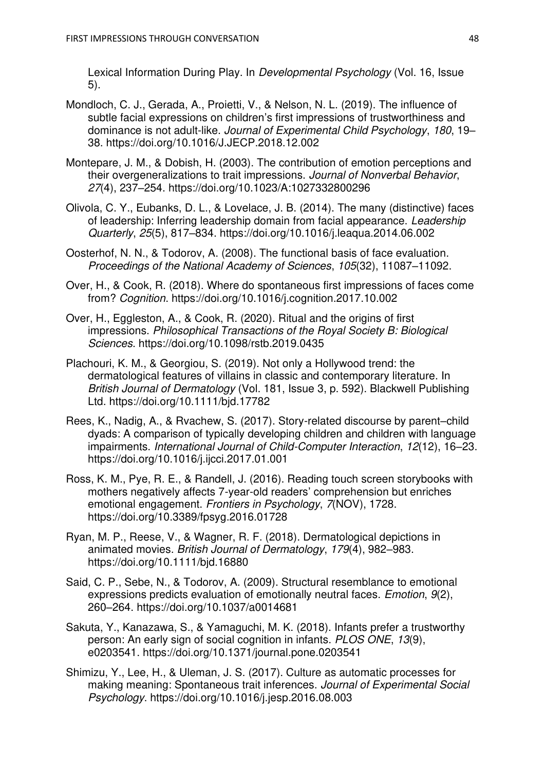Lexical Information During Play. In *Developmental Psychology* (Vol. 16, Issue 5).

Mondloch, C. J., Gerada, A., Proietti, V., & Nelson, N. L. (2019). The influence of subtle facial expressions on children's first impressions of trustworthiness and dominance is not adult-like. *Journal of Experimental Child Psychology*, *180*, 19–38. https://doi.org/10.1016/J.JECP.2018.12.002

Montepare, J. M., & Dobish, H. (2003). The contribution of emotion perceptions and their overgeneralizations to trait impressions. *Journal of Nonverbal Behavior*, *27*(4), 237–254. https://doi.org/10.1023/A:1027332800296

Olivola, C. Y., Eubanks, D. L., & Lovelace, J. B. (2014). The many (distinctive) faces of leadership: Inferring leadership domain from facial appearance. *Leadership Quarterly*, *25*(5), 817–834. https://doi.org/10.1016/j.leaqua.2014.06.002

Oosterhof, N. N., & Todorov, A. (2008). The functional basis of face evaluation. *Proceedings of the National Academy of Sciences*, *105*(32), 11087–11092.

Over, H., & Cook, R. (2018). Where do spontaneous first impressions of faces come from? *Cognition*. https://doi.org/10.1016/j.cognition.2017.10.002

Over, H., Eggleston, A., & Cook, R. (2020). Ritual and the origins of first impressions. *Philosophical Transactions of the Royal Society B: Biological Sciences*. https://doi.org/10.1098/rstb.2019.0435

Plachouri, K. M., & Georgiou, S. (2019). Not only a Hollywood trend: the dermatological features of villains in classic and contemporary literature. In *British Journal of Dermatology* (Vol. 181, Issue 3, p. 592). Blackwell Publishing Ltd. https://doi.org/10.1111/bjd.17782

Rees, K., Nadig, A., & Rvachew, S. (2017). Story-related discourse by parent–child dyads: A comparison of typically developing children and children with language impairments. *International Journal of Child-Computer Interaction*, *12*(12), 16–23. https://doi.org/10.1016/j.ijcci.2017.01.001

Ross, K. M., Pye, R. E., & Randell, J. (2016). Reading touch screen storybooks with mothers negatively affects 7-year-old readers' comprehension but enriches emotional engagement. *Frontiers in Psychology*, *7*(NOV), 1728. https://doi.org/10.3389/fpsyg.2016.01728

Ryan, M. P., Reese, V., & Wagner, R. F. (2018). Dermatological depictions in animated movies. *British Journal of Dermatology*, *179*(4), 982–983. https://doi.org/10.1111/bjd.16880

Said, C. P., Sebe, N., & Todorov, A. (2009). Structural resemblance to emotional expressions predicts evaluation of emotionally neutral faces. *Emotion*, *9*(2), 260–264. https://doi.org/10.1037/a0014681

Sakuta, Y., Kanazawa, S., & Yamaguchi, M. K. (2018). Infants prefer a trustworthy person: An early sign of social cognition in infants. *PLOS ONE*, *13*(9), e0203541. https://doi.org/10.1371/journal.pone.0203541

Shimizu, Y., Lee, H., & Uleman, J. S. (2017). Culture as automatic processes for making meaning: Spontaneous trait inferences. *Journal of Experimental Social Psychology*. https://doi.org/10.1016/j.jesp.2016.08.003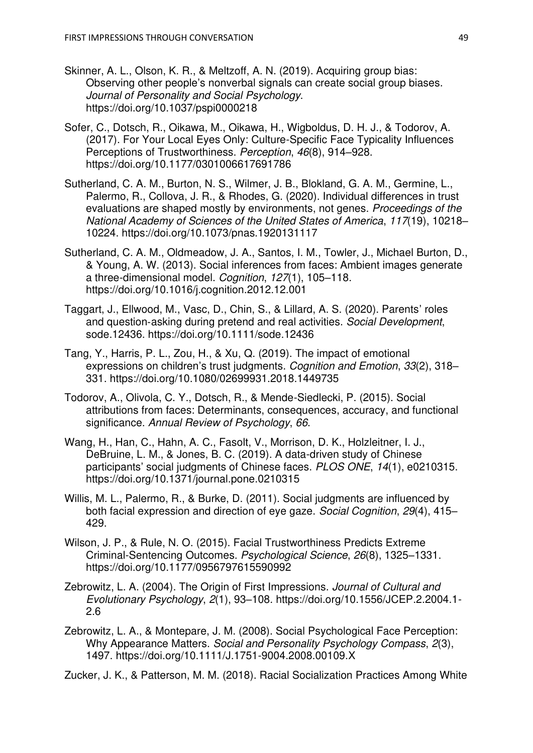Skinner, A. L., Olson, K. R., & Meltzoff, A. N. (2019). Acquiring group bias: Observing other people's nonverbal signals can create social group biases. *Journal of Personality and Social Psychology*. https://doi.org/10.1037/pspi0000218

Sofer, C., Dotsch, R., Oikawa, M., Oikawa, H., Wigboldus, D. H. J., & Todorov, A. (2017). For Your Local Eyes Only: Culture-Specific Face Typicality Influences Perceptions of Trustworthiness. *Perception*, *46*(8), 914–928. https://doi.org/10.1177/0301006617691786

Sutherland, C. A. M., Burton, N. S., Wilmer, J. B., Blokland, G. A. M., Germine, L., Palermo, R., Collova, J. R., & Rhodes, G. (2020). Individual differences in trust evaluations are shaped mostly by environments, not genes. *Proceedings of the National Academy of Sciences of the United States of America*, *117*(19), 10218–10224. https://doi.org/10.1073/pnas.1920131117

Sutherland, C. A. M., Oldmeadow, J. A., Santos, I. M., Towler, J., Michael Burton, D., & Young, A. W. (2013). Social inferences from faces: Ambient images generate a three-dimensional model. *Cognition*, *127*(1), 105–118. https://doi.org/10.1016/j.cognition.2012.12.001

Taggart, J., Ellwood, M., Vasc, D., Chin, S., & Lillard, A. S. (2020). Parents' roles and question-asking during pretend and real activities. *Social Development*, sode.12436. https://doi.org/10.1111/sode.12436

Tang, Y., Harris, P. L., Zou, H., & Xu, Q. (2019). The impact of emotional expressions on children's trust judgments. *Cognition and Emotion*, *33*(2), 318–331. https://doi.org/10.1080/02699931.2018.1449735

Todorov, A., Olivola, C. Y., Dotsch, R., & Mende-Siedlecki, P. (2015). Social attributions from faces: Determinants, consequences, accuracy, and functional significance. *Annual Review of Psychology*, *66*.

Wang, H., Han, C., Hahn, A. C., Fasolt, V., Morrison, D. K., Holzleitner, I. J., DeBruine, L. M., & Jones, B. C. (2019). A data-driven study of Chinese participants' social judgments of Chinese faces. *PLOS ONE*, *14*(1), e0210315. https://doi.org/10.1371/journal.pone.0210315

Willis, M. L., Palermo, R., & Burke, D. (2011). Social judgments are influenced by both facial expression and direction of eye gaze. *Social Cognition*, *29*(4), 415–429.

Wilson, J. P., & Rule, N. O. (2015). Facial Trustworthiness Predicts Extreme Criminal-Sentencing Outcomes. *Psychological Science*, *26*(8), 1325–1331. https://doi.org/10.1177/0956797615590992

Zebrowitz, L. A. (2004). The Origin of First Impressions. *Journal of Cultural and Evolutionary Psychology*, *2*(1), 93–108. https://doi.org/10.1556/JCEP.2.2004.1-2.6

Zebrowitz, L. A., & Montepare, J. M. (2008). Social Psychological Face Perception: Why Appearance Matters. *Social and Personality Psychology Compass*, *2*(3), 1497. https://doi.org/10.1111/J.1751-9004.2008.00109.X

Zucker, J. K., & Patterson, M. M. (2018). Racial Socialization Practices Among White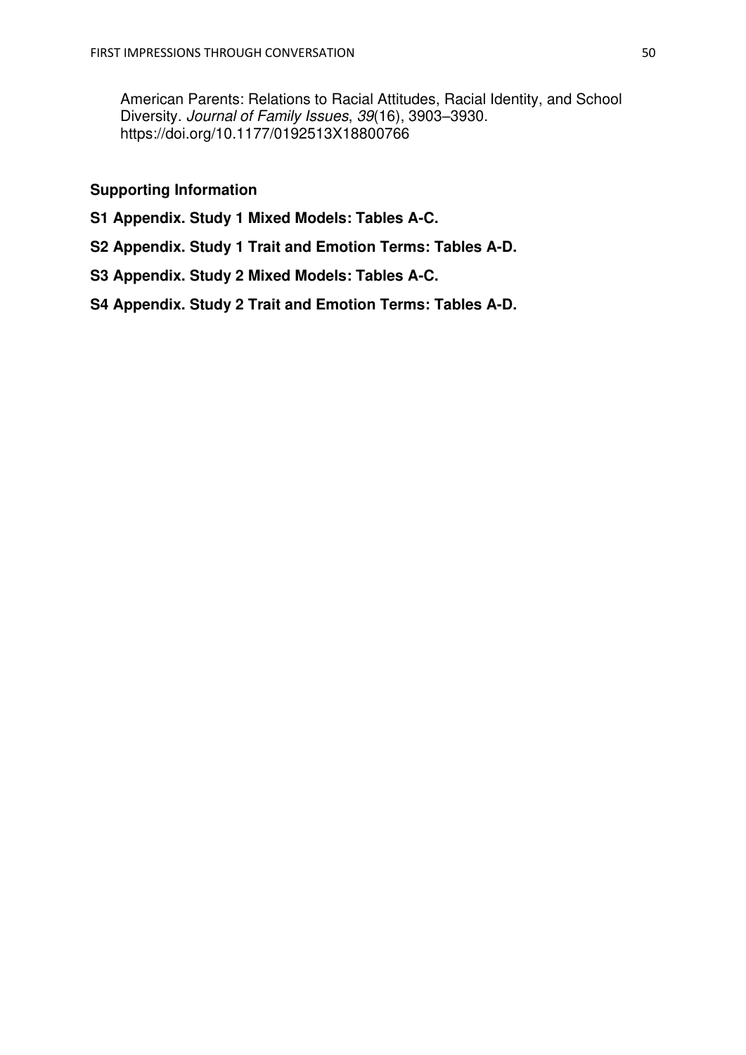American Parents: Relations to Racial Attitudes, Racial Identity, and School Diversity. *Journal of Family Issues*, *39*(16), 3903–3930. https://doi.org/10.1177/0192513X18800766

**Supporting Information**

**S1 Appendix. Study 1 Mixed Models: Tables A-C.**

**S2 Appendix. Study 1 Trait and Emotion Terms: Tables A-D.**

**S3 Appendix. Study 2 Mixed Models: Tables A-C.**

**S4 Appendix. Study 2 Trait and Emotion Terms: Tables A-D.**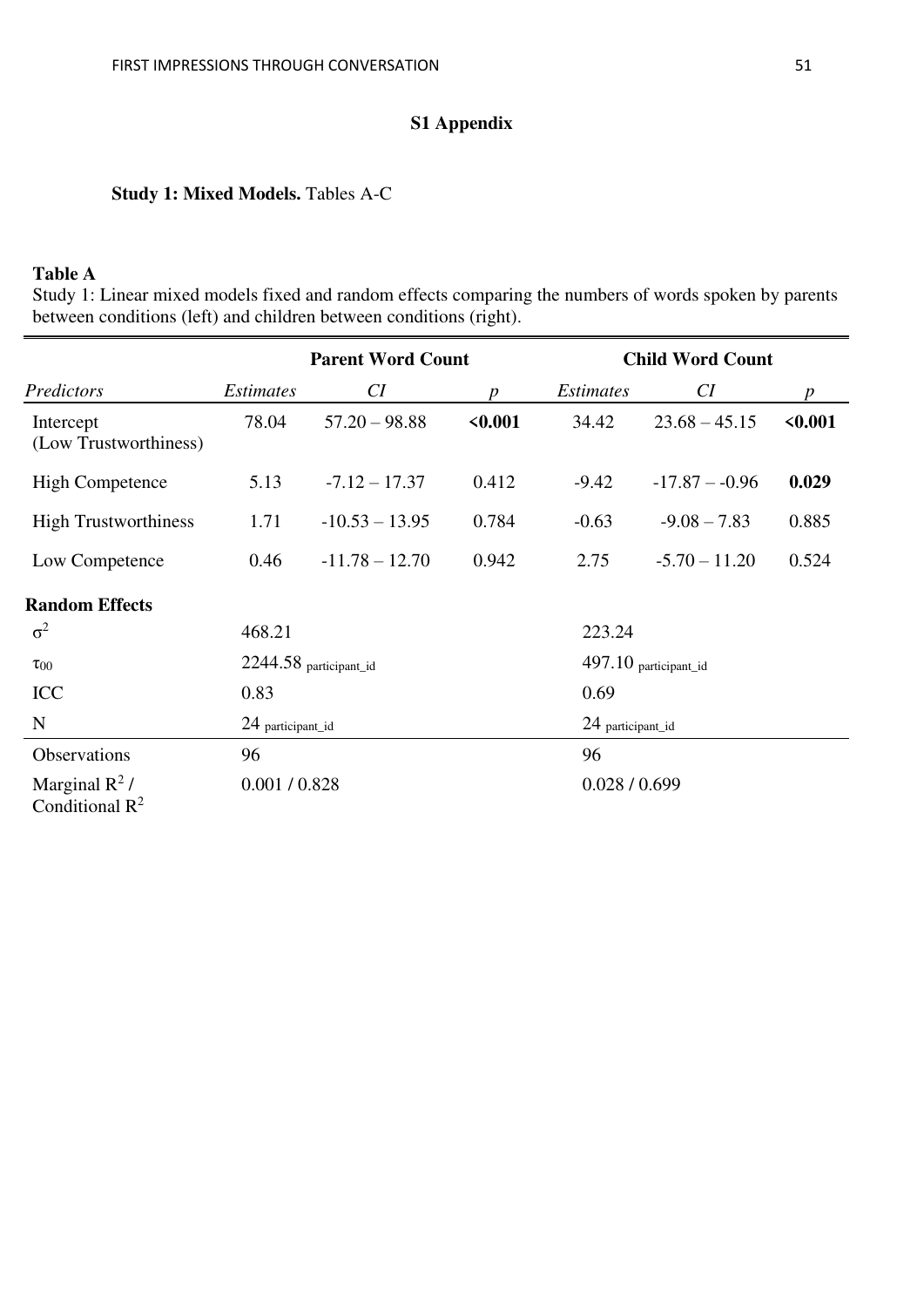**S1 Appendix**

**Study 1: Mixed Models.** Tables A-C

**Table A**

Study 1: Linear mixed models fixed and random effects comparing the numbers of words spoken by parents between conditions (left) and children between conditions (right).

| | **Parent Word Count** | | | **Child Word Count** | | |
|---|---|---|---|---|---|---|
| *Predictors* | *Estimates* | *CI* | *p* | *Estimates* | *CI* | *p* |
| Intercept (Low Trustworthiness) | 78.04 | 57.20 – 98.88 | **<0.001** | 34.42 | 23.68 – 45.15 | **<0.001** |
| High Competence | 5.13 | -7.12 – 17.37 | 0.412 | -9.42 | -17.87 – -0.96 | **0.029** |
| High Trustworthiness | 1.71 | -10.53 – 13.95 | 0.784 | -0.63 | -9.08 – 7.83 | 0.885 |
| Low Competence | 0.46 | -11.78 – 12.70 | 0.942 | 2.75 | -5.70 – 11.20 | 0.524 |
| **Random Effects** | | | | | | |
| $\sigma^2$ | 468.21 | | | 223.24 | | |
| $\tau_{00}$ | 2244.58 participant_id | | | 497.10 participant_id | | |
| ICC | 0.83 | | | 0.69 | | |
| N | 24 participant_id | | | 24 participant_id | | |
| Observations | 96 | | | 96 | | |
| Marginal $R^2$ / Conditional $R^2$ | 0.001 / 0.828 | | | 0.028 / 0.699 | | |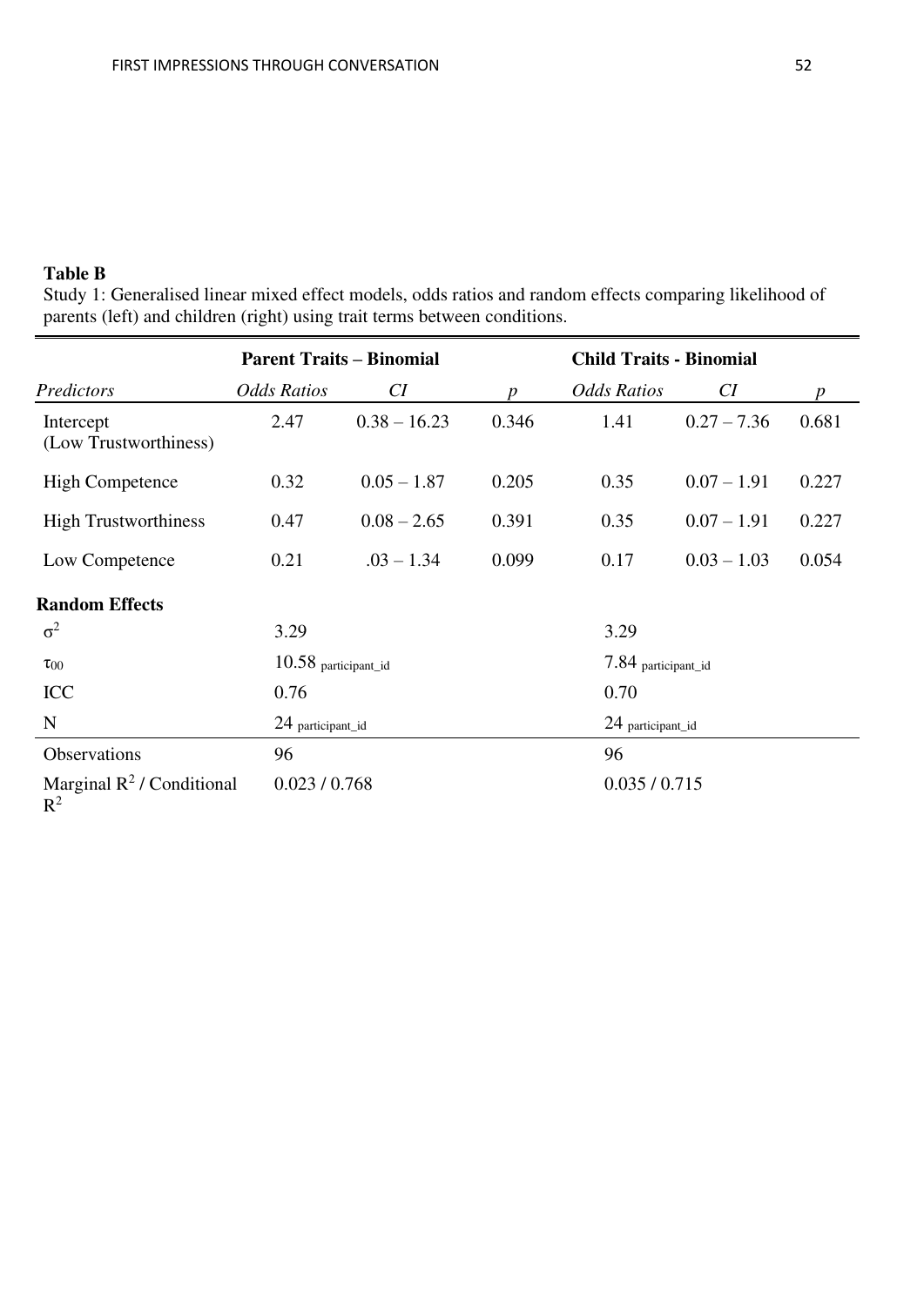**Table B**

Study 1: Generalised linear mixed effect models, odds ratios and random effects comparing likelihood of parents (left) and children (right) using trait terms between conditions.

| | Parent Traits – Binomial | | | Child Traits - Binomial | | |
|---|---|---|---|---|---|---|
| *Predictors* | *Odds Ratios* | *CI* | *p* | *Odds Ratios* | *CI* | *p* |
| Intercept (Low Trustworthiness) | 2.47 | 0.38 – 16.23 | 0.346 | 1.41 | 0.27 – 7.36 | 0.681 |
| High Competence | 0.32 | 0.05 – 1.87 | 0.205 | 0.35 | 0.07 – 1.91 | 0.227 |
| High Trustworthiness | 0.47 | 0.08 – 2.65 | 0.391 | 0.35 | 0.07 – 1.91 | 0.227 |
| Low Competence | 0.21 | .03 – 1.34 | 0.099 | 0.17 | 0.03 – 1.03 | 0.054 |
| **Random Effects** | | | | | | |
| $\sigma^2$ | 3.29 | | | 3.29 | | |
| $\tau_{00}$ | $10.58_{\text{participant\_id}}$ | | | $7.84_{\text{participant\_id}}$ | | |
| ICC | 0.76 | | | 0.70 | | |
| N | $24_{\text{participant\_id}}$ | | | $24_{\text{participant\_id}}$ | | |
| Observations | 96 | | | 96 | | |
| Marginal $R^2$ / Conditional $R^2$ | 0.023 / 0.768 | | | 0.035 / 0.715 | | |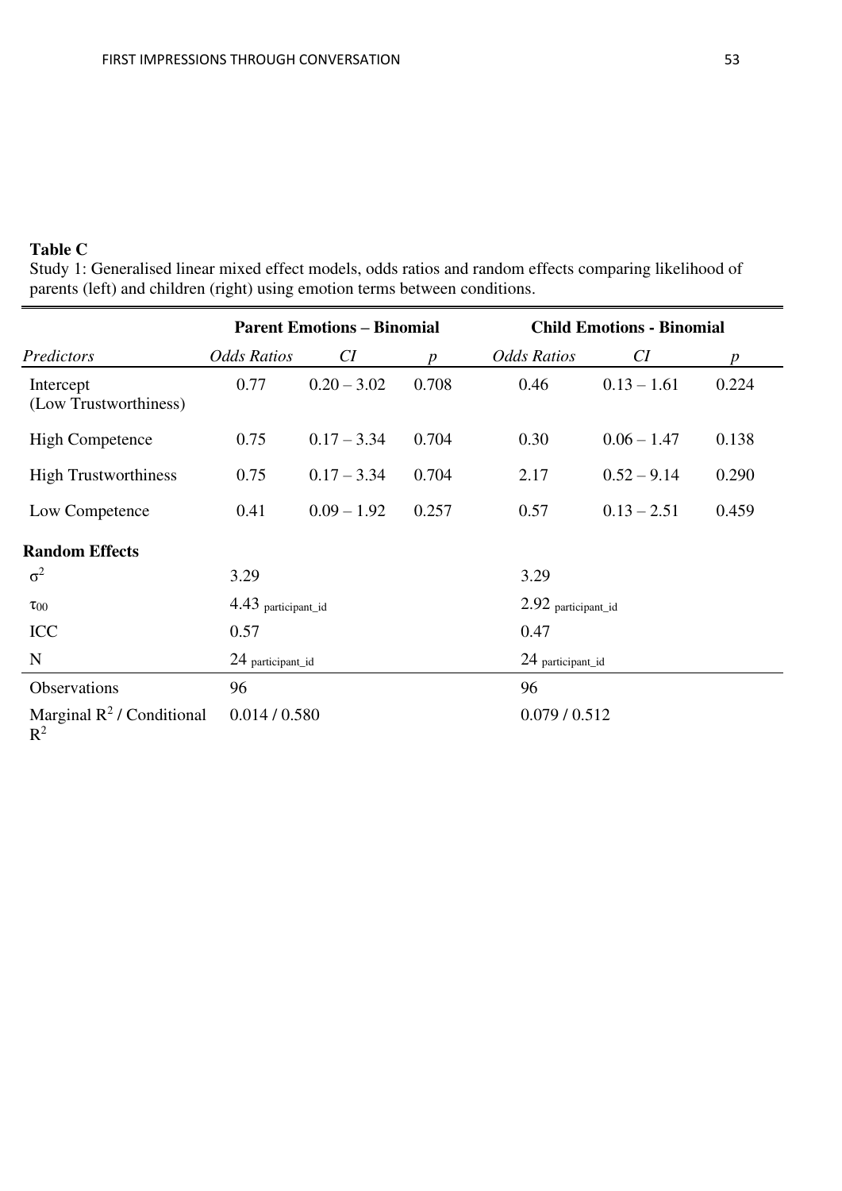**Table C**

Study 1: Generalised linear mixed effect models, odds ratios and random effects comparing likelihood of parents (left) and children (right) using emotion terms between conditions.

| | Parent Emotions – Binomial | | | Child Emotions - Binomial | | |
|---|---|---|---|---|---|---|
| *Predictors* | *Odds Ratios* | *CI* | *p* | *Odds Ratios* | *CI* | *p* |
| Intercept (Low Trustworthiness) | 0.77 | 0.20 – 3.02 | 0.708 | 0.46 | 0.13 – 1.61 | 0.224 |
| High Competence | 0.75 | 0.17 – 3.34 | 0.704 | 0.30 | 0.06 – 1.47 | 0.138 |
| High Trustworthiness | 0.75 | 0.17 – 3.34 | 0.704 | 2.17 | 0.52 – 9.14 | 0.290 |
| Low Competence | 0.41 | 0.09 – 1.92 | 0.257 | 0.57 | 0.13 – 2.51 | 0.459 |
| **Random Effects** | | | | | | |
| $\sigma^2$ | 3.29 | | | 3.29 | | |
| $\tau_{00}$ | 4.43 $_{\text{participant\_id}}$ | | | 2.92 $_{\text{participant\_id}}$ | | |
| ICC | 0.57 | | | 0.47 | | |
| N | 24 $_{\text{participant\_id}}$ | | | 24 $_{\text{participant\_id}}$ | | |
| Observations | 96 | | | 96 | | |
| Marginal $R^2$ / Conditional $R^2$ | 0.014 / 0.580 | | | 0.079 / 0.512 | | |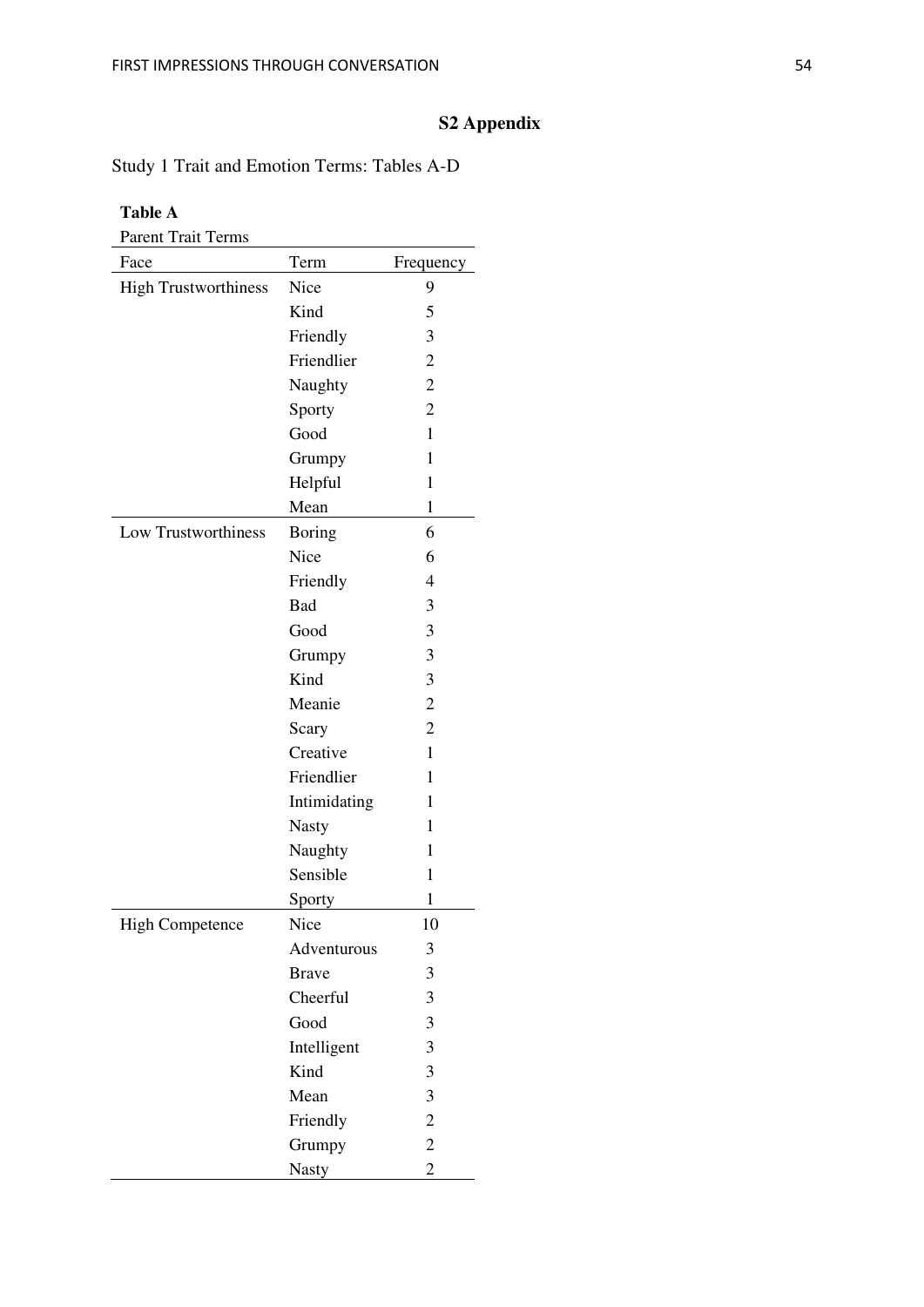# S2 Appendix

Study 1 Trait and Emotion Terms: Tables A-D

**Table A**

Parent Trait Terms

| Face | Term | Frequency |
|---|---|---|
| High Trustworthiness | Nice | 9 |
| | Kind | 5 |
| | Friendly | 3 |
| | Friendlier | 2 |
| | Naughty | 2 |
| | Sporty | 2 |
| | Good | 1 |
| | Grumpy | 1 |
| | Helpful | 1 |
| | Mean | 1 |
| Low Trustworthiness | Boring | 6 |
| | Nice | 6 |
| | Friendly | 4 |
| | Bad | 3 |
| | Good | 3 |
| | Grumpy | 3 |
| | Kind | 3 |
| | Meanie | 2 |
| | Scary | 2 |
| | Creative | 1 |
| | Friendlier | 1 |
| | Intimidating | 1 |
| | Nasty | 1 |
| | Naughty | 1 |
| | Sensible | 1 |
| | Sporty | 1 |
| High Competence | Nice | 10 |
| | Adventurous | 3 |
| | Brave | 3 |
| | Cheerful | 3 |
| | Good | 3 |
| | Intelligent | 3 |
| | Kind | 3 |
| | Mean | 3 |
| | Friendly | 2 |
| | Grumpy | 2 |
| | Nasty | 2 |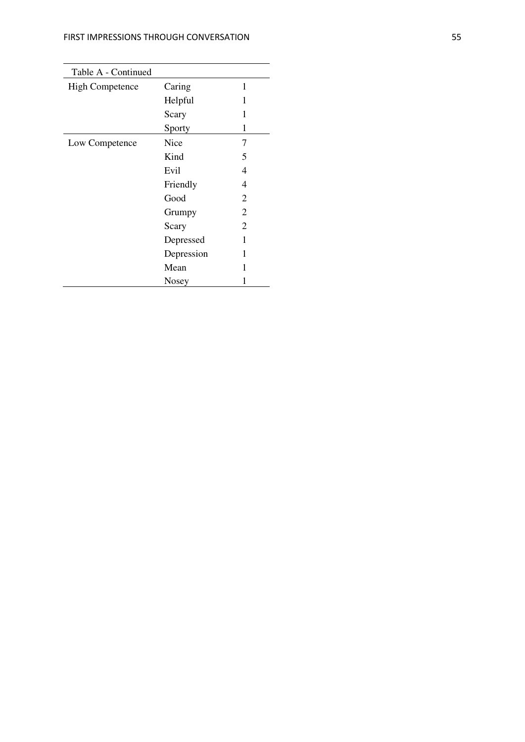Table A - Continued

| | | |
|---|---|---|
| High Competence | Caring | 1 |
| | Helpful | 1 |
| | Scary | 1 |
| | Sporty | 1 |
| Low Competence | Nice | 7 |
| | Kind | 5 |
| | Evil | 4 |
| | Friendly | 4 |
| | Good | 2 |
| | Grumpy | 2 |
| | Scary | 2 |
| | Depressed | 1 |
| | Depression | 1 |
| | Mean | 1 |
| | Nosey | 1 |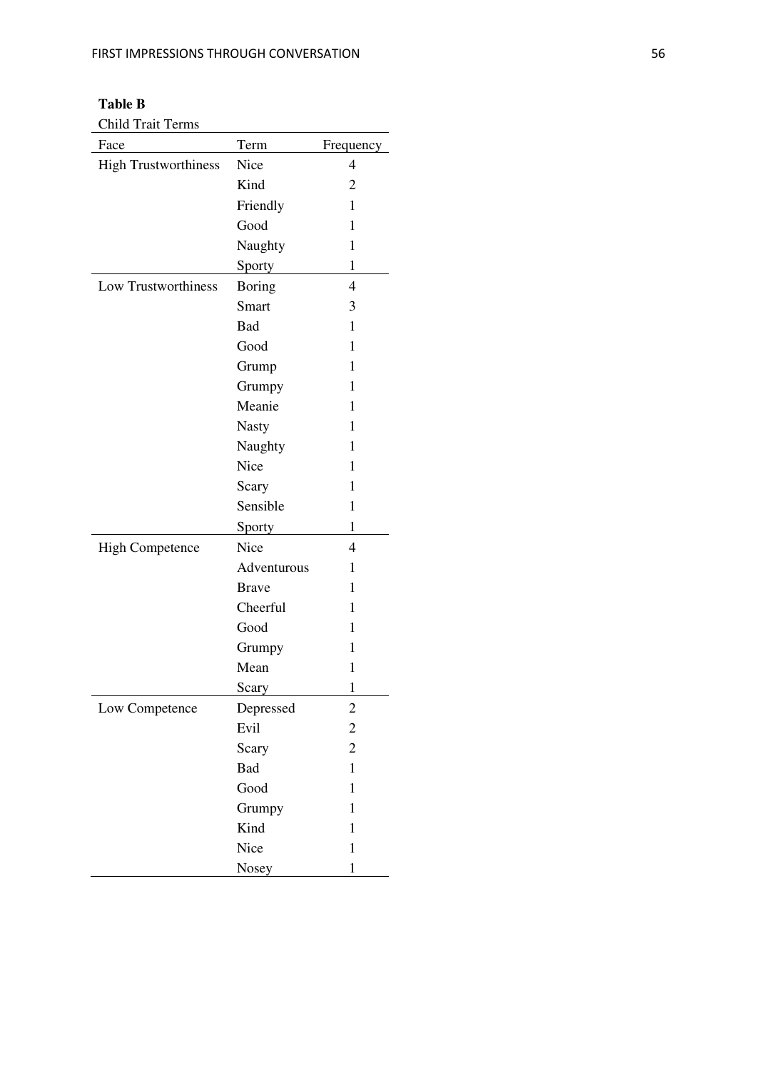**Table B**

Child Trait Terms

| Face | Term | Frequency |
|---|---|---|
| High Trustworthiness | Nice | 4 |
| | Kind | 2 |
| | Friendly | 1 |
| | Good | 1 |
| | Naughty | 1 |
| | Sporty | 1 |
| Low Trustworthiness | Boring | 4 |
| | Smart | 3 |
| | Bad | 1 |
| | Good | 1 |
| | Grump | 1 |
| | Grumpy | 1 |
| | Meanie | 1 |
| | Nasty | 1 |
| | Naughty | 1 |
| | Nice | 1 |
| | Scary | 1 |
| | Sensible | 1 |
| | Sporty | 1 |
| High Competence | Nice | 4 |
| | Adventurous | 1 |
| | Brave | 1 |
| | Cheerful | 1 |
| | Good | 1 |
| | Grumpy | 1 |
| | Mean | 1 |
| | Scary | 1 |
| Low Competence | Depressed | 2 |
| | Evil | 2 |
| | Scary | 2 |
| | Bad | 1 |
| | Good | 1 |
| | Grumpy | 1 |
| | Kind | 1 |
| | Nice | 1 |
| | Nosey | 1 |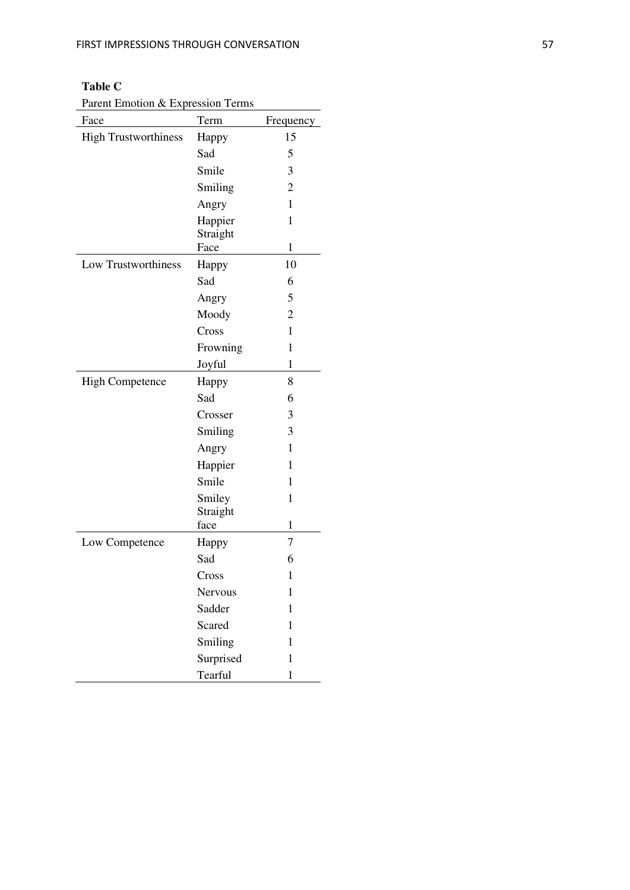**Table C**

Parent Emotion & Expression Terms

| Face | Term | Frequency |
|---|---|---|
| High Trustworthiness | Happy | 15 |
| | Sad | 5 |
| | Smile | 3 |
| | Smiling | 2 |
| | Angry | 1 |
| | Happier | 1 |
| | Straight Face | 1 |
| Low Trustworthiness | Happy | 10 |
| | Sad | 6 |
| | Angry | 5 |
| | Moody | 2 |
| | Cross | 1 |
| | Frowning | 1 |
| | Joyful | 1 |
| High Competence | Happy | 8 |
| | Sad | 6 |
| | Crosser | 3 |
| | Smiling | 3 |
| | Angry | 1 |
| | Happier | 1 |
| | Smile | 1 |
| | Smiley | 1 |
| | Straight face | 1 |
| Low Competence | Happy | 7 |
| | Sad | 6 |
| | Cross | 1 |
| | Nervous | 1 |
| | Sadder | 1 |
| | Scared | 1 |
| | Smiling | 1 |
| | Surprised | 1 |
| | Tearful | 1 |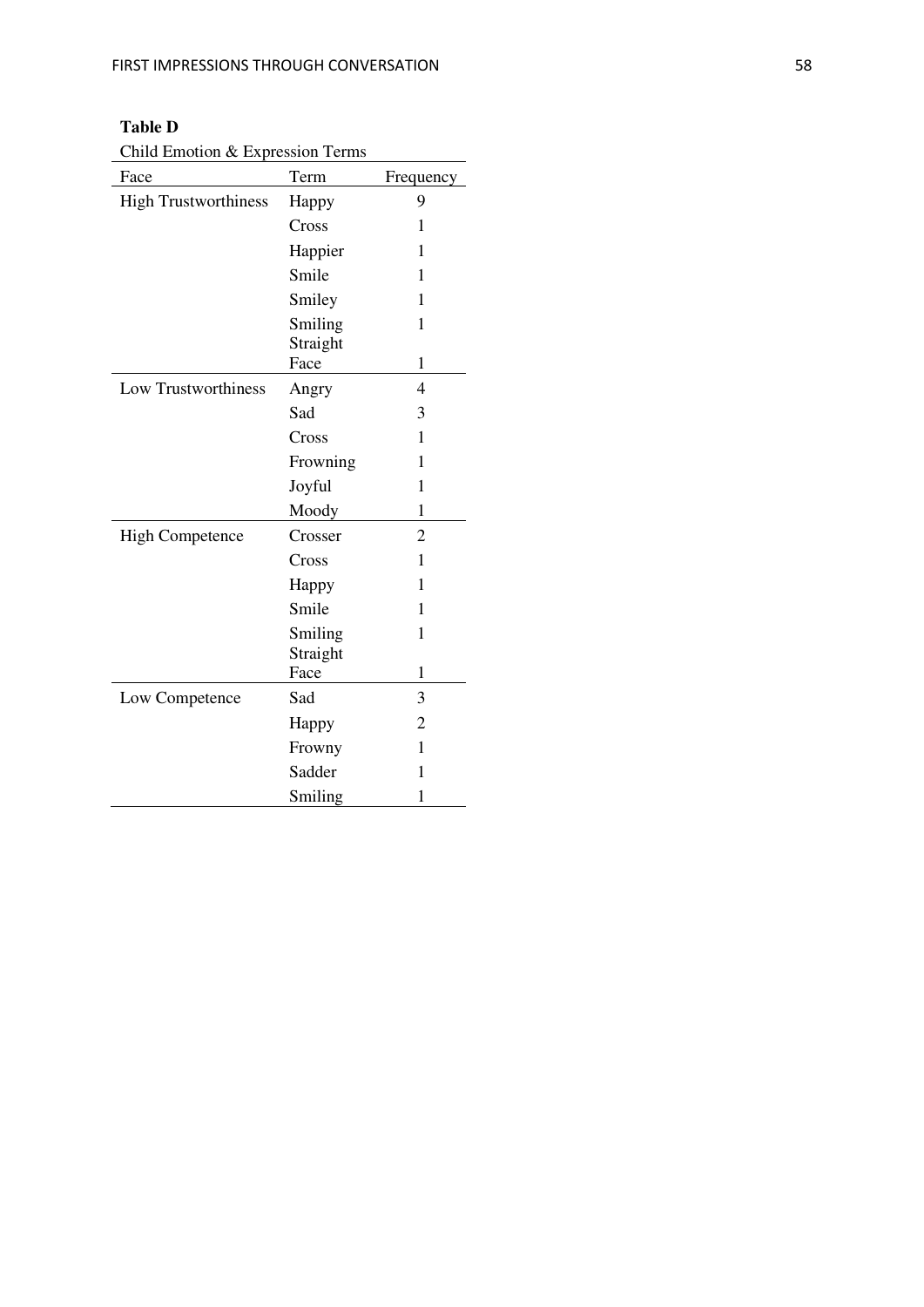**Table D**

Child Emotion & Expression Terms

| Face | Term | Frequency |
|---|---|---|
| High Trustworthiness | Happy | 9 |
| | Cross | 1 |
| | Happier | 1 |
| | Smile | 1 |
| | Smiley | 1 |
| | Smiling | 1 |
| | Straight Face | 1 |
| Low Trustworthiness | Angry | 4 |
| | Sad | 3 |
| | Cross | 1 |
| | Frowning | 1 |
| | Joyful | 1 |
| | Moody | 1 |
| High Competence | Crosser | 2 |
| | Cross | 1 |
| | Happy | 1 |
| | Smile | 1 |
| | Smiling | 1 |
| | Straight Face | 1 |
| Low Competence | Sad | 3 |
| | Happy | 2 |
| | Frowny | 1 |
| | Sadder | 1 |
| | Smiling | 1 |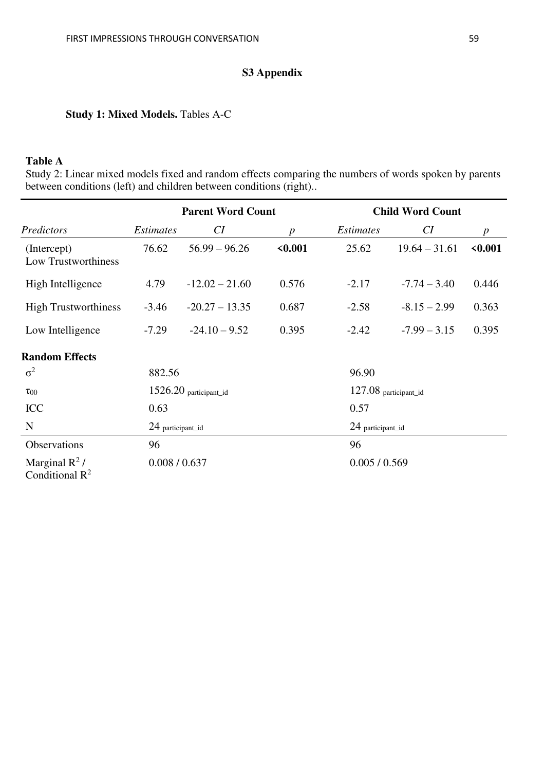# S3 Appendix

**Study 1: Mixed Models.** Tables A-C

**Table A**

Study 2: Linear mixed models fixed and random effects comparing the numbers of words spoken by parents between conditions (left) and children between conditions (right)..

| | Parent Word Count | | | Child Word Count | | |
|---|---|---|---|---|---|---|
| *Predictors* | *Estimates* | *CI* | *p* | *Estimates* | *CI* | *p* |
| (Intercept) Low Trustworthiness | 76.62 | 56.99 – 96.26 | **<0.001** | 25.62 | 19.64 – 31.61 | **<0.001** |
| High Intelligence | 4.79 | -12.02 – 21.60 | 0.576 | -2.17 | -7.74 – 3.40 | 0.446 |
| High Trustworthiness | -3.46 | -20.27 – 13.35 | 0.687 | -2.58 | -8.15 – 2.99 | 0.363 |
| Low Intelligence | -7.29 | -24.10 – 9.52 | 0.395 | -2.42 | -7.99 – 3.15 | 0.395 |
| **Random Effects** | | | | | | |
| $\sigma^2$ | 882.56 | | | 96.90 | | |
| $\tau_{00}$ | 1526.20 $_{participant\_id}$ | | | 127.08 $_{participant\_id}$ | | |
| ICC | 0.63 | | | 0.57 | | |
| N | 24 $_{participant\_id}$ | | | 24 $_{participant\_id}$ | | |
| Observations | 96 | | | 96 | | |
| Marginal $R^2$ / Conditional $R^2$ | 0.008 / 0.637 | | | 0.005 / 0.569 | | |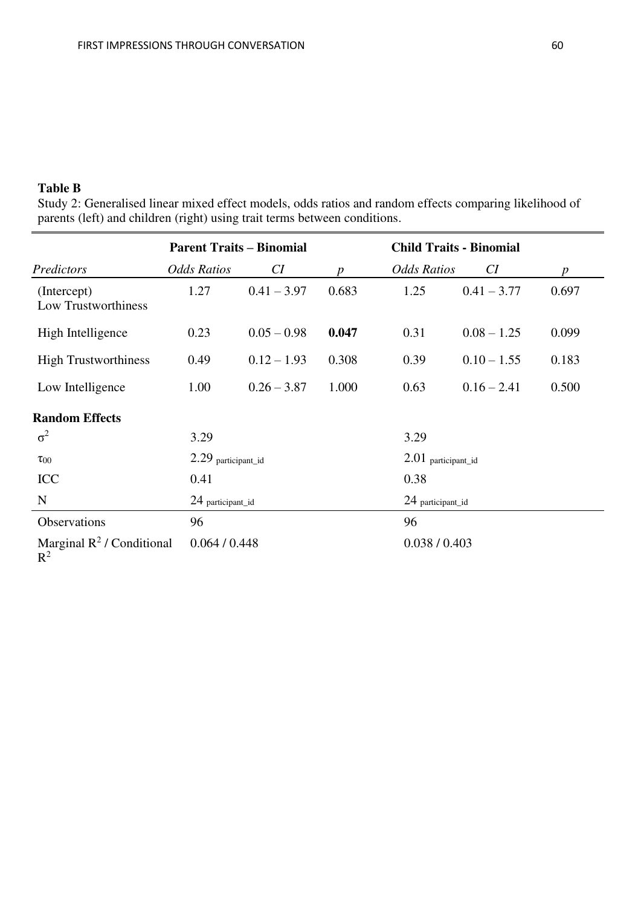**Table B**

Study 2: Generalised linear mixed effect models, odds ratios and random effects comparing likelihood of parents (left) and children (right) using trait terms between conditions.

| | **Parent Traits – Binomial** | | | **Child Traits - Binomial** | | |
|---|---|---|---|---|---|---|
| *Predictors* | *Odds Ratios* | *CI* | *p* | *Odds Ratios* | *CI* | *p* |
| (Intercept) Low Trustworthiness | 1.27 | 0.41 – 3.97 | 0.683 | 1.25 | 0.41 – 3.77 | 0.697 |
| High Intelligence | 0.23 | 0.05 – 0.98 | **0.047** | 0.31 | 0.08 – 1.25 | 0.099 |
| High Trustworthiness | 0.49 | 0.12 – 1.93 | 0.308 | 0.39 | 0.10 – 1.55 | 0.183 |
| Low Intelligence | 1.00 | 0.26 – 3.87 | 1.000 | 0.63 | 0.16 – 2.41 | 0.500 |
| **Random Effects** | | | | | | |
| $\sigma^2$ | 3.29 | | | 3.29 | | |
| $\tau_{00}$ | 2.29 $_{\text{participant\_id}}$ | | | 2.01 $_{\text{participant\_id}}$ | | |
| ICC | 0.41 | | | 0.38 | | |
| N | 24 $_{\text{participant\_id}}$ | | | 24 $_{\text{participant\_id}}$ | | |
| Observations | 96 | | | 96 | | |
| Marginal $R^2$ / Conditional $R^2$ | 0.064 / 0.448 | | | 0.038 / 0.403 | | |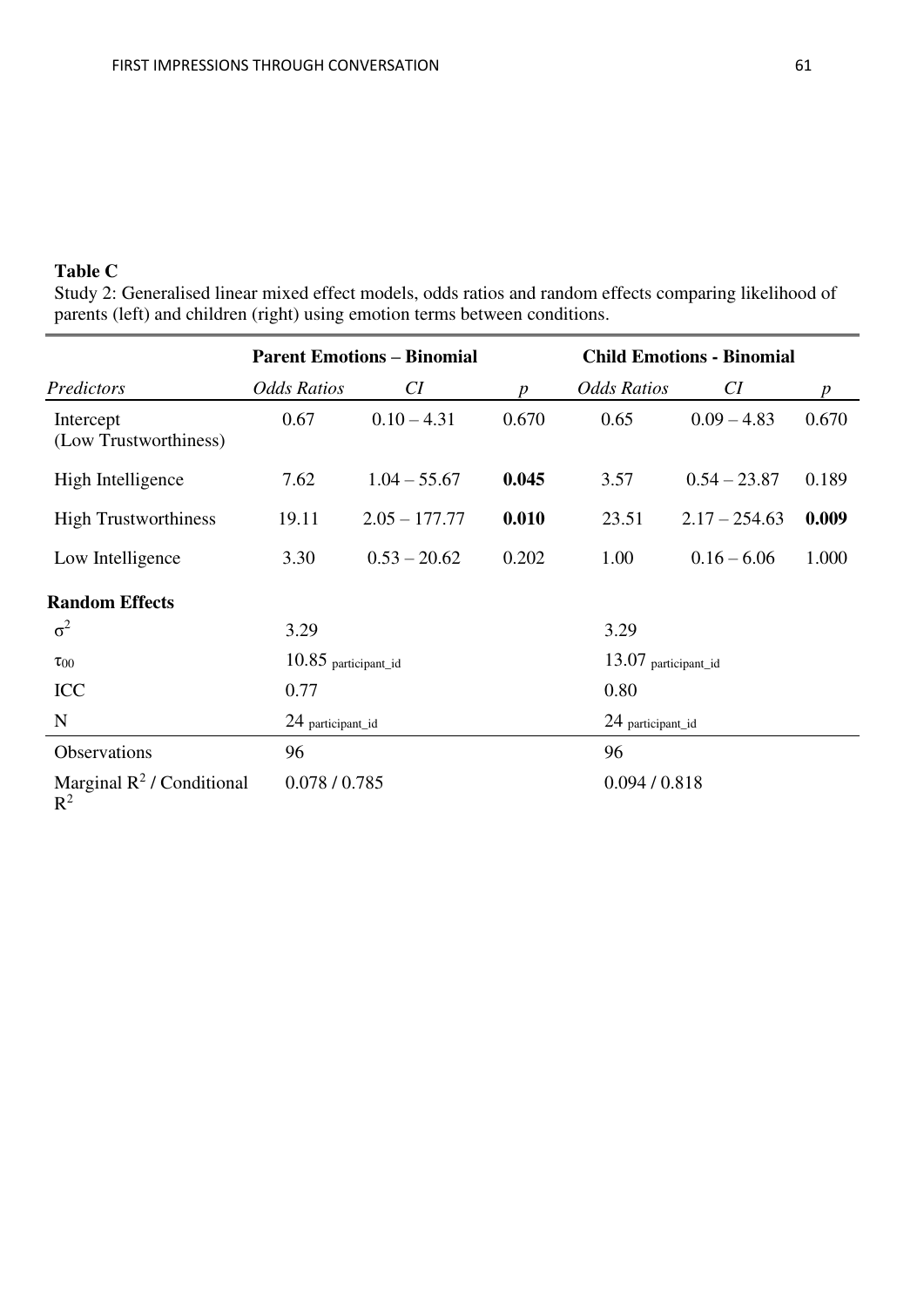**Table C**

Study 2: Generalised linear mixed effect models, odds ratios and random effects comparing likelihood of parents (left) and children (right) using emotion terms between conditions.

| | **Parent Emotions – Binomial** | | | **Child Emotions - Binomial** | | |
|---|---|---|---|---|---|---|
| *Predictors* | *Odds Ratios* | *CI* | *p* | *Odds Ratios* | *CI* | *p* |
| Intercept (Low Trustworthiness) | 0.67 | 0.10 – 4.31 | 0.670 | 0.65 | 0.09 – 4.83 | 0.670 |
| High Intelligence | 7.62 | 1.04 – 55.67 | **0.045** | 3.57 | 0.54 – 23.87 | 0.189 |
| High Trustworthiness | 19.11 | 2.05 – 177.77 | **0.010** | 23.51 | 2.17 – 254.63 | **0.009** |
| Low Intelligence | 3.30 | 0.53 – 20.62 | 0.202 | 1.00 | 0.16 – 6.06 | 1.000 |
| **Random Effects** | | | | | | |
| $\sigma^2$ | 3.29 | | | 3.29 | | |
| $\tau_{00}$ | $10.85_{\text{participant\_id}}$ | | | $13.07_{\text{participant\_id}}$ | | |
| ICC | 0.77 | | | 0.80 | | |
| N | $24_{\text{participant\_id}}$ | | | $24_{\text{participant\_id}}$ | | |
| Observations | 96 | | | 96 | | |
| Marginal $R^2$ / Conditional $R^2$ | 0.078 / 0.785 | | | 0.094 / 0.818 | | |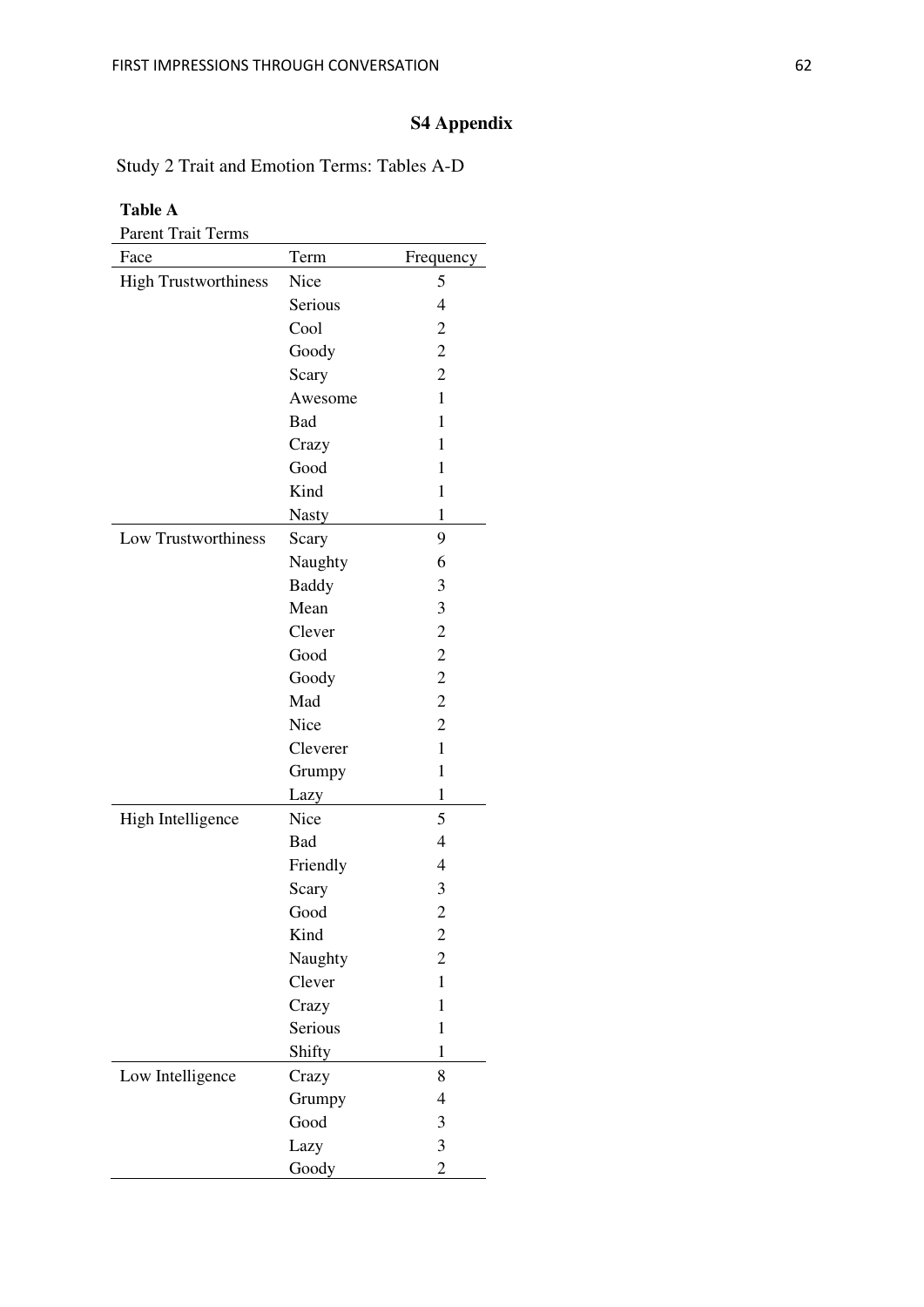**S4 Appendix**

Study 2 Trait and Emotion Terms: Tables A-D

**Table A**

Parent Trait Terms

| Face | Term | Frequency |
|---|---|---|
| High Trustworthiness | Nice | 5 |
| | Serious | 4 |
| | Cool | 2 |
| | Goody | 2 |
| | Scary | 2 |
| | Awesome | 1 |
| | Bad | 1 |
| | Crazy | 1 |
| | Good | 1 |
| | Kind | 1 |
| | Nasty | 1 |
| Low Trustworthiness | Scary | 9 |
| | Naughty | 6 |
| | Baddy | 3 |
| | Mean | 3 |
| | Clever | 2 |
| | Good | 2 |
| | Goody | 2 |
| | Mad | 2 |
| | Nice | 2 |
| | Cleverer | 1 |
| | Grumpy | 1 |
| | Lazy | 1 |
| High Intelligence | Nice | 5 |
| | Bad | 4 |
| | Friendly | 4 |
| | Scary | 3 |
| | Good | 2 |
| | Kind | 2 |
| | Naughty | 2 |
| | Clever | 1 |
| | Crazy | 1 |
| | Serious | 1 |
| | Shifty | 1 |
| Low Intelligence | Crazy | 8 |
| | Grumpy | 4 |
| | Good | 3 |
| | Lazy | 3 |
| | Goody | 2 |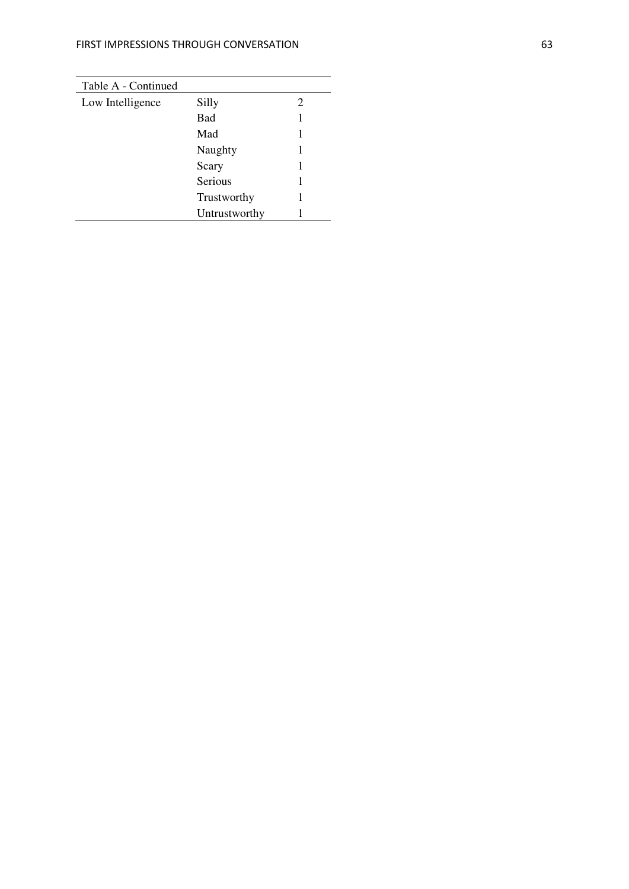| Table A - Continued | | |
|---|---|---|
| Low Intelligence | Silly | 2 |
| | Bad | 1 |
| | Mad | 1 |
| | Naughty | 1 |
| | Scary | 1 |
| | Serious | 1 |
| | Trustworthy | 1 |
| | Untrustworthy | 1 |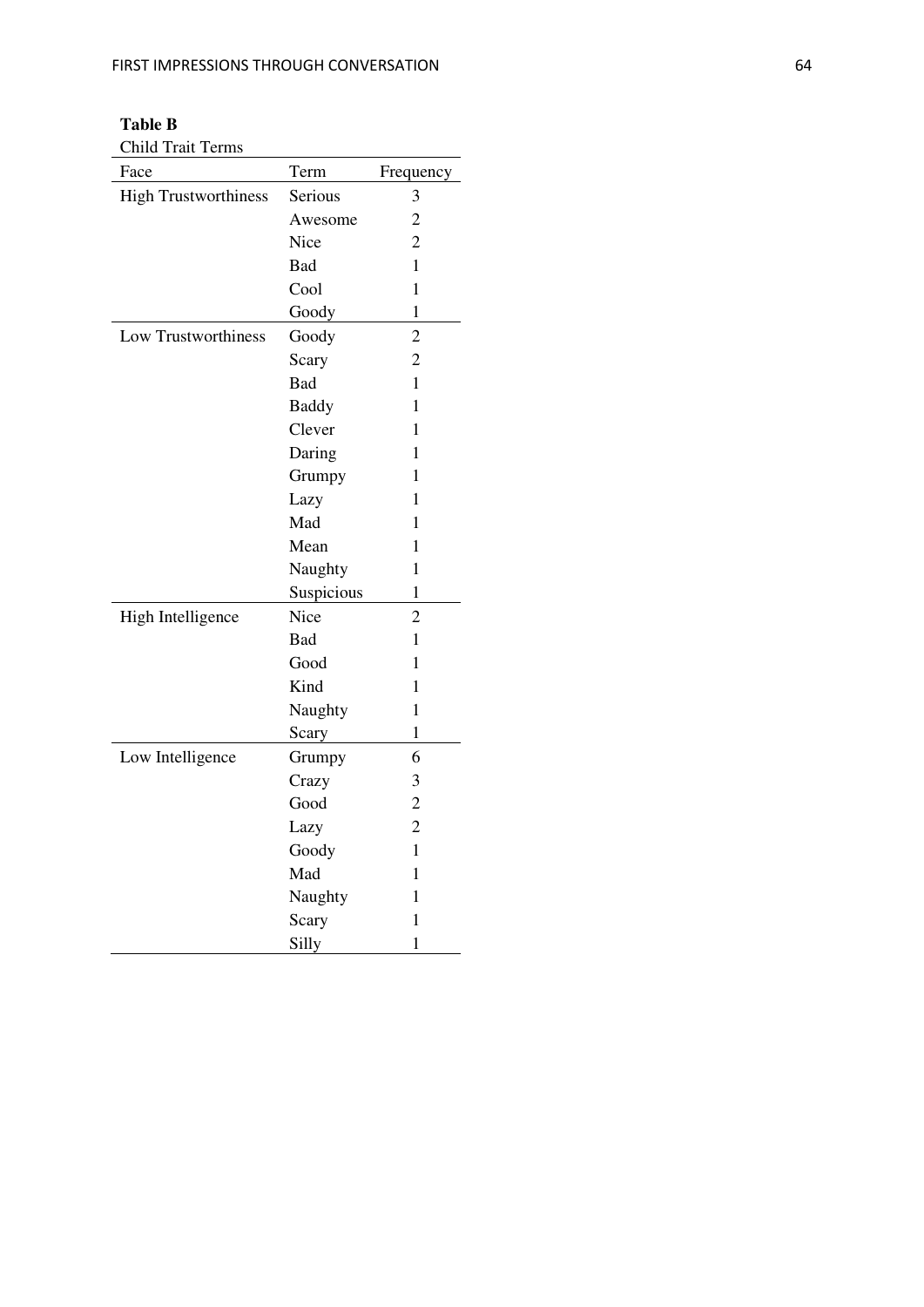**Table B**

Child Trait Terms

| Face | Term | Frequency |
|---|---|---|
| High Trustworthiness | Serious | 3 |
| | Awesome | 2 |
| | Nice | 2 |
| | Bad | 1 |
| | Cool | 1 |
| | Goody | 1 |
| Low Trustworthiness | Goody | 2 |
| | Scary | 2 |
| | Bad | 1 |
| | Baddy | 1 |
| | Clever | 1 |
| | Daring | 1 |
| | Grumpy | 1 |
| | Lazy | 1 |
| | Mad | 1 |
| | Mean | 1 |
| | Naughty | 1 |
| | Suspicious | 1 |
| High Intelligence | Nice | 2 |
| | Bad | 1 |
| | Good | 1 |
| | Kind | 1 |
| | Naughty | 1 |
| | Scary | 1 |
| Low Intelligence | Grumpy | 6 |
| | Crazy | 3 |
| | Good | 2 |
| | Lazy | 2 |
| | Goody | 1 |
| | Mad | 1 |
| | Naughty | 1 |
| | Scary | 1 |
| | Silly | 1 |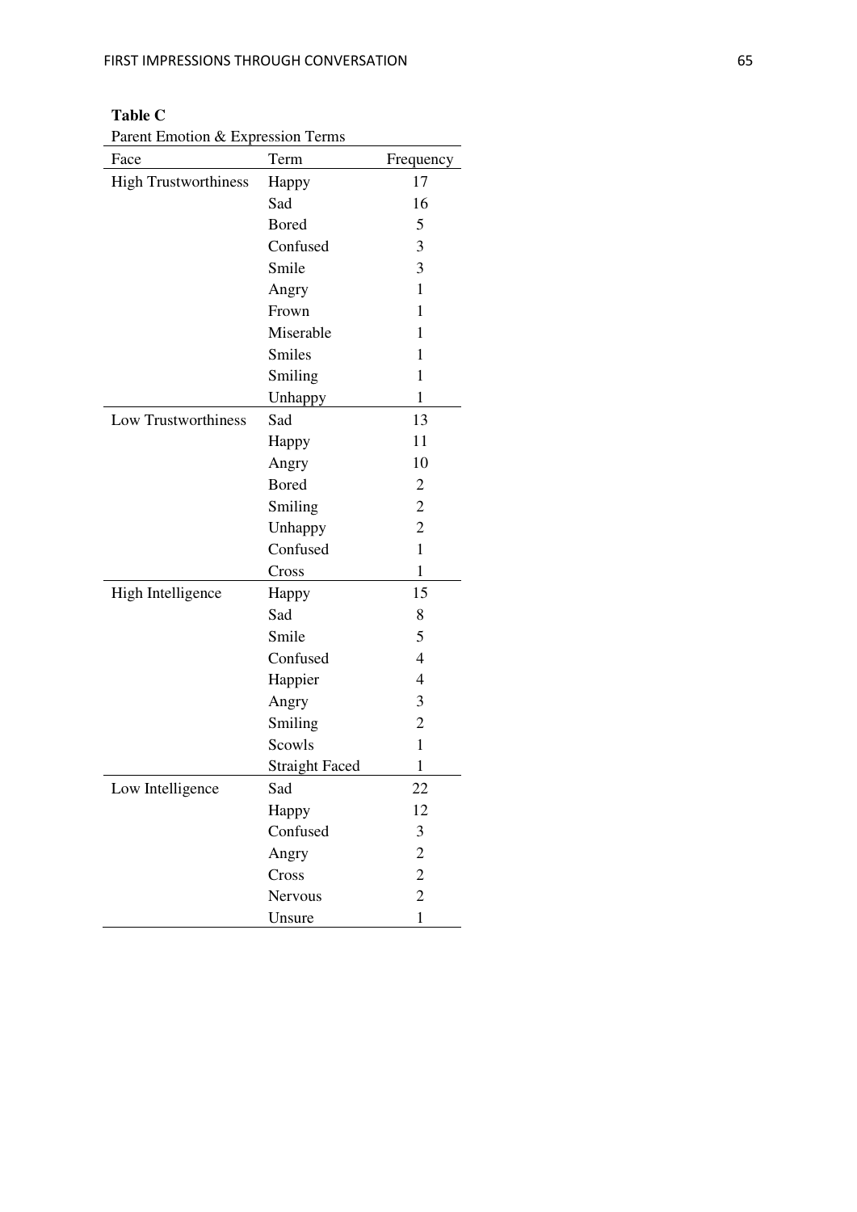**Table C**

Parent Emotion & Expression Terms

| Face | Term | Frequency |
|---|---|---|
| High Trustworthiness | Happy | 17 |
| | Sad | 16 |
| | Bored | 5 |
| | Confused | 3 |
| | Smile | 3 |
| | Angry | 1 |
| | Frown | 1 |
| | Miserable | 1 |
| | Smiles | 1 |
| | Smiling | 1 |
| | Unhappy | 1 |
| Low Trustworthiness | Sad | 13 |
| | Happy | 11 |
| | Angry | 10 |
| | Bored | 2 |
| | Smiling | 2 |
| | Unhappy | 2 |
| | Confused | 1 |
| | Cross | 1 |
| High Intelligence | Happy | 15 |
| | Sad | 8 |
| | Smile | 5 |
| | Confused | 4 |
| | Happier | 4 |
| | Angry | 3 |
| | Smiling | 2 |
| | Scowls | 1 |
| | Straight Faced | 1 |
| Low Intelligence | Sad | 22 |
| | Happy | 12 |
| | Confused | 3 |
| | Angry | 2 |
| | Cross | 2 |
| | Nervous | 2 |
| | Unsure | 1 |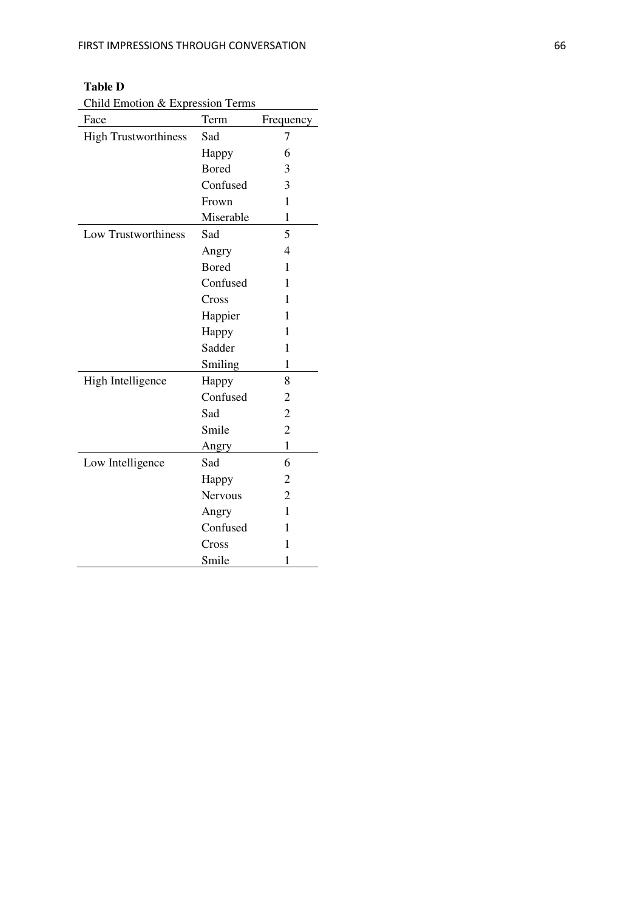**Table D**

Child Emotion & Expression Terms

| Face | Term | Frequency |
|---|---|---|
| High Trustworthiness | Sad | 7 |
| | Happy | 6 |
| | Bored | 3 |
| | Confused | 3 |
| | Frown | 1 |
| | Miserable | 1 |
| Low Trustworthiness | Sad | 5 |
| | Angry | 4 |
| | Bored | 1 |
| | Confused | 1 |
| | Cross | 1 |
| | Happier | 1 |
| | Happy | 1 |
| | Sadder | 1 |
| | Smiling | 1 |
| High Intelligence | Happy | 8 |
| | Confused | 2 |
| | Sad | 2 |
| | Smile | 2 |
| | Angry | 1 |
| Low Intelligence | Sad | 6 |
| | Happy | 2 |
| | Nervous | 2 |
| | Angry | 1 |
| | Confused | 1 |
| | Cross | 1 |
| | Smile | 1 |